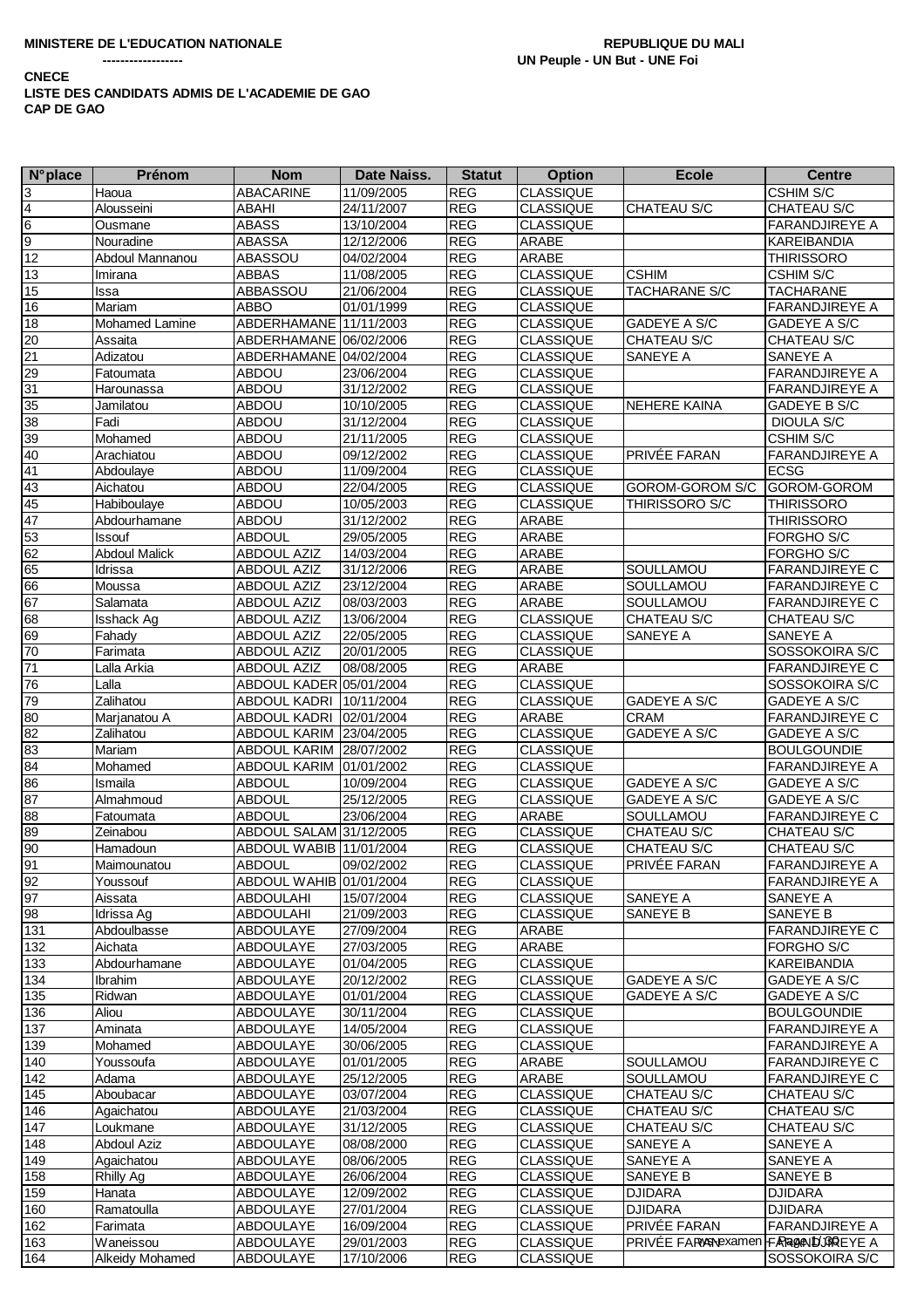**MINISTERE DE L'EDUCATION NATIONALE**

**------------------**

**REPUBLIQUE DU MALI**

**UN Peuple - UN But - UNE Foi**

**CNECE**

**LISTE DES CANDIDATS ADMIS DE L'ACADEMIE DE GAO**

**CAP DE GAO**

| N°place | Prénom | Nom | Date Naiss. | Statut | Option | Ecole | Centre |
|---|---|---|---|---|---|---|---|
| 3 | Haoua | ABACARINE | 11/09/2005 | REG | CLASSIQUE | | CSHIM S/C |
| 4 | Alousseini | ABAHI | 24/11/2007 | REG | CLASSIQUE | CHATEAU S/C | CHATEAU S/C |
| 6 | Ousmane | ABASS | 13/10/2004 | REG | CLASSIQUE | | FARANDJIREYE A |
| 9 | Nouradine | ABASSA | 12/12/2006 | REG | ARABE | | KAREIBANDIA |
| 12 | Abdoul Mannanou | ABASSOU | 04/02/2004 | REG | ARABE | | THIRISSORO |
| 13 | Imirana | ABBAS | 11/08/2005 | REG | CLASSIQUE | CSHIM | CSHIM S/C |
| 15 | Issa | ABBASSOU | 21/06/2004 | REG | CLASSIQUE | TACHARANE S/C | TACHARANE |
| 16 | Mariam | ABBO | 01/01/1999 | REG | CLASSIQUE | | FARANDJIREYE A |
| 18 | Mohamed Lamine | ABDERHAMANE | 11/11/2003 | REG | CLASSIQUE | GADEYE A S/C | GADEYE A S/C |
| 20 | Assaita | ABDERHAMANE | 06/02/2006 | REG | CLASSIQUE | CHATEAU S/C | CHATEAU S/C |
| 21 | Adizatou | ABDERHAMANE | 04/02/2004 | REG | CLASSIQUE | SANEYE A | SANEYE A |
| 29 | Fatoumata | ABDOU | 23/06/2004 | REG | CLASSIQUE | | FARANDJIREYE A |
| 31 | Harounassa | ABDOU | 31/12/2002 | REG | CLASSIQUE | | FARANDJIREYE A |
| 35 | Jamilatou | ABDOU | 10/10/2005 | REG | CLASSIQUE | NEHERE KAINA | GADEYE B S/C |
| 38 | Fadi | ABDOU | 31/12/2004 | REG | CLASSIQUE | | DIOULA S/C |
| 39 | Mohamed | ABDOU | 21/11/2005 | REG | CLASSIQUE | | CSHIM S/C |
| 40 | Arachiatou | ABDOU | 09/12/2002 | REG | CLASSIQUE | PRIVÉE FARAN | FARANDJIREYE A |
| 41 | Abdoulaye | ABDOU | 11/09/2004 | REG | CLASSIQUE | | ECSG |
| 43 | Aichatou | ABDOU | 22/04/2005 | REG | CLASSIQUE | GOROM-GOROM S/C | GOROM-GOROM |
| 45 | Habiboulaye | ABDOU | 10/05/2003 | REG | CLASSIQUE | THIRISSORO S/C | THIRISSORO |
| 47 | Abdourhamane | ABDOU | 31/12/2002 | REG | ARABE | | THIRISSORO |
| 53 | Issouf | ABDOUL | 29/05/2005 | REG | ARABE | | FORGHO S/C |
| 62 | Abdoul Malick | ABDOUL AZIZ | 14/03/2004 | REG | ARABE | | FORGHO S/C |
| 65 | Idrissa | ABDOUL AZIZ | 31/12/2006 | REG | ARABE | SOULLAMOU | FARANDJIREYE C |
| 66 | Moussa | ABDOUL AZIZ | 23/12/2004 | REG | ARABE | SOULLAMOU | FARANDJIREYE C |
| 67 | Salamata | ABDOUL AZIZ | 08/03/2003 | REG | ARABE | SOULLAMOU | FARANDJIREYE C |
| 68 | Isshack Ag | ABDOUL AZIZ | 13/06/2004 | REG | CLASSIQUE | CHATEAU S/C | CHATEAU S/C |
| 69 | Fahady | ABDOUL AZIZ | 22/05/2005 | REG | CLASSIQUE | SANEYE A | SANEYE A |
| 70 | Farimata | ABDOUL AZIZ | 20/01/2005 | REG | CLASSIQUE | | SOSSOKOIRA S/C |
| 71 | Lalla Arkia | ABDOUL AZIZ | 08/08/2005 | REG | ARABE | | FARANDJIREYE C |
| 76 | Lalla | ABDOUL KADER | 05/01/2004 | REG | CLASSIQUE | | SOSSOKOIRA S/C |
| 79 | Zalihatou | ABDOUL KADRI | 10/11/2004 | REG | CLASSIQUE | GADEYE A S/C | GADEYE A S/C |
| 80 | Marjanatou A | ABDOUL KADRI | 02/01/2004 | REG | ARABE | CRAM | FARANDJIREYE C |
| 82 | Zalihatou | ABDOUL KARIM | 23/04/2005 | REG | CLASSIQUE | GADEYE A S/C | GADEYE A S/C |
| 83 | Mariam | ABDOUL KARIM | 28/07/2002 | REG | CLASSIQUE | | BOULGOUNDIE |
| 84 | Mohamed | ABDOUL KARIM | 01/01/2002 | REG | CLASSIQUE | | FARANDJIREYE A |
| 86 | Ismaila | ABDOUL | 10/09/2004 | REG | CLASSIQUE | GADEYE A S/C | GADEYE A S/C |
| 87 | Almahmoud | ABDOUL | 25/12/2005 | REG | CLASSIQUE | GADEYE A S/C | GADEYE A S/C |
| 88 | Fatoumata | ABDOUL | 23/06/2004 | REG | ARABE | SOULLAMOU | FARANDJIREYE C |
| 89 | Zeinabou | ABDOUL SALAM | 31/12/2005 | REG | CLASSIQUE | CHATEAU S/C | CHATEAU S/C |
| 90 | Hamadoun | ABDOUL WABIB | 11/01/2004 | REG | CLASSIQUE | CHATEAU S/C | CHATEAU S/C |
| 91 | Maimounatou | ABDOUL | 09/02/2002 | REG | CLASSIQUE | PRIVÉE FARAN | FARANDJIREYE A |
| 92 | Youssouf | ABDOUL WAHIB | 01/01/2004 | REG | CLASSIQUE | | FARANDJIREYE A |
| 97 | Aissata | ABDOULAHI | 15/07/2004 | REG | CLASSIQUE | SANEYE A | SANEYE A |
| 98 | Idrissa Ag | ABDOULAHI | 21/09/2003 | REG | CLASSIQUE | SANEYE B | SANEYE B |
| 131 | Abdoulbasse | ABDOULAYE | 27/09/2004 | REG | ARABE | | FARANDJIREYE C |
| 132 | Aichata | ABDOULAYE | 27/03/2005 | REG | ARABE | | FORGHO S/C |
| 133 | Abdourhamane | ABDOULAYE | 01/04/2005 | REG | CLASSIQUE | | KAREIBANDIA |
| 134 | Ibrahim | ABDOULAYE | 20/12/2002 | REG | CLASSIQUE | GADEYE A S/C | GADEYE A S/C |
| 135 | Ridwan | ABDOULAYE | 01/01/2004 | REG | CLASSIQUE | GADEYE A S/C | GADEYE A S/C |
| 136 | Aliou | ABDOULAYE | 30/11/2004 | REG | CLASSIQUE | | BOULGOUNDIE |
| 137 | Aminata | ABDOULAYE | 14/05/2004 | REG | CLASSIQUE | | FARANDJIREYE A |
| 139 | Mohamed | ABDOULAYE | 30/06/2005 | REG | CLASSIQUE | | FARANDJIREYE A |
| 140 | Youssoufa | ABDOULAYE | 01/01/2005 | REG | ARABE | SOULLAMOU | FARANDJIREYE C |
| 142 | Adama | ABDOULAYE | 25/12/2005 | REG | ARABE | SOULLAMOU | FARANDJIREYE C |
| 145 | Aboubacar | ABDOULAYE | 03/07/2004 | REG | CLASSIQUE | CHATEAU S/C | CHATEAU S/C |
| 146 | Agaichatou | ABDOULAYE | 21/03/2004 | REG | CLASSIQUE | CHATEAU S/C | CHATEAU S/C |
| 147 | Loukmane | ABDOULAYE | 31/12/2005 | REG | CLASSIQUE | CHATEAU S/C | CHATEAU S/C |
| 148 | Abdoul Aziz | ABDOULAYE | 08/08/2000 | REG | CLASSIQUE | SANEYE A | SANEYE A |
| 149 | Agaichatou | ABDOULAYE | 08/06/2005 | REG | CLASSIQUE | SANEYE A | SANEYE A |
| 158 | Rhilly Ag | ABDOULAYE | 26/06/2004 | REG | CLASSIQUE | SANEYE B | SANEYE B |
| 159 | Hanata | ABDOULAYE | 12/09/2002 | REG | CLASSIQUE | DJIDARA | DJIDARA |
| 160 | Ramatoulla | ABDOULAYE | 27/01/2004 | REG | CLASSIQUE | DJIDARA | DJIDARA |
| 162 | Farimata | ABDOULAYE | 16/09/2004 | REG | CLASSIQUE | PRIVÉE FARAN | FARANDJIREYE A |
| 163 | Waneissou | ABDOULAYE | 29/01/2003 | REG | CLASSIQUE | PRIVÉE FARAN | FARANDJIREYE A |
| 164 | Alkeidy Mohamed | ABDOULAYE | 17/10/2006 | REG | CLASSIQUE | | SOSSOKOIRA S/C |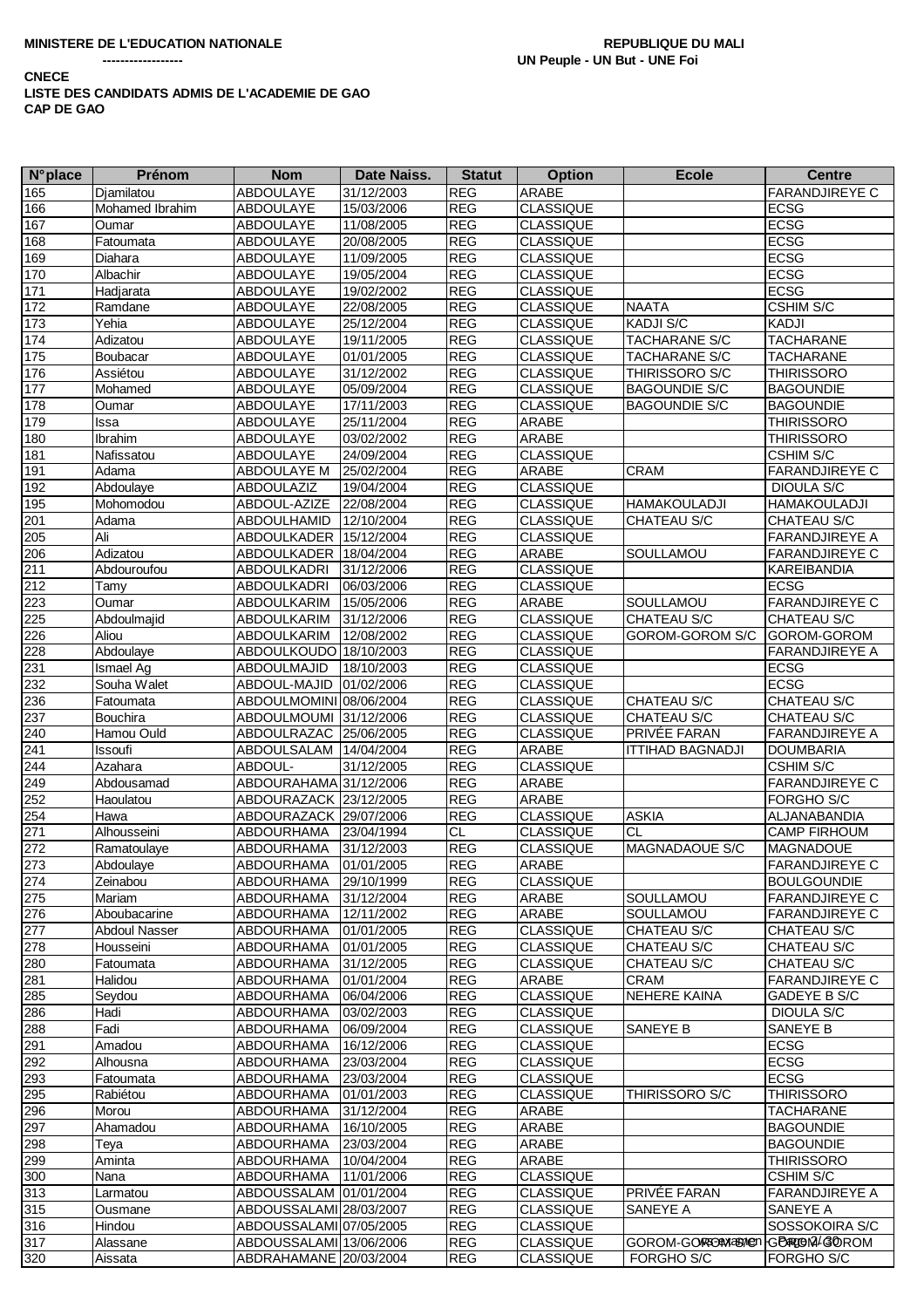**MINISTERE DE L'EDUCATION NATIONALE**
**------------------**

**REPUBLIQUE DU MALI**
**UN Peuple - UN But - UNE Foi**

**CNECE**
**LISTE DES CANDIDATS ADMIS DE L'ACADEMIE DE GAO**
**CAP DE GAO**

| N°place | Prénom | Nom | Date Naiss. | Statut | Option | Ecole | Centre |
|---|---|---|---|---|---|---|---|
| 165 | Djamilatou | ABDOULAYE | 31/12/2003 | REG | ARABE | | FARANDJIREYE C |
| 166 | Mohamed Ibrahim | ABDOULAYE | 15/03/2006 | REG | CLASSIQUE | | ECSG |
| 167 | Oumar | ABDOULAYE | 11/08/2005 | REG | CLASSIQUE | | ECSG |
| 168 | Fatoumata | ABDOULAYE | 20/08/2005 | REG | CLASSIQUE | | ECSG |
| 169 | Diahara | ABDOULAYE | 11/09/2005 | REG | CLASSIQUE | | ECSG |
| 170 | Albachir | ABDOULAYE | 19/05/2004 | REG | CLASSIQUE | | ECSG |
| 171 | Hadjarata | ABDOULAYE | 19/02/2002 | REG | CLASSIQUE | | ECSG |
| 172 | Ramdane | ABDOULAYE | 22/08/2005 | REG | CLASSIQUE | NAATA | CSHIM S/C |
| 173 | Yehia | ABDOULAYE | 25/12/2004 | REG | CLASSIQUE | KADJI S/C | KADJI |
| 174 | Adizatou | ABDOULAYE | 19/11/2005 | REG | CLASSIQUE | TACHARANE S/C | TACHARANE |
| 175 | Boubacar | ABDOULAYE | 01/01/2005 | REG | CLASSIQUE | TACHARANE S/C | TACHARANE |
| 176 | Assiétou | ABDOULAYE | 31/12/2002 | REG | CLASSIQUE | THIRISSORO S/C | THIRISSORO |
| 177 | Mohamed | ABDOULAYE | 05/09/2004 | REG | CLASSIQUE | BAGOUNDIE S/C | BAGOUNDIE |
| 178 | Oumar | ABDOULAYE | 17/11/2003 | REG | CLASSIQUE | BAGOUNDIE S/C | BAGOUNDIE |
| 179 | Issa | ABDOULAYE | 25/11/2004 | REG | ARABE | | THIRISSORO |
| 180 | Ibrahim | ABDOULAYE | 03/02/2002 | REG | ARABE | | THIRISSORO |
| 181 | Nafissatou | ABDOULAYE | 24/09/2004 | REG | CLASSIQUE | | CSHIM S/C |
| 191 | Adama | ABDOULAYE M | 25/02/2004 | REG | ARABE | CRAM | FARANDJIREYE C |
| 192 | Abdoulaye | ABDOULAZIZ | 19/04/2004 | REG | CLASSIQUE | | DIOULA S/C |
| 195 | Mohomodou | ABDOUL-AZIZE | 22/08/2004 | REG | CLASSIQUE | HAMAKOULADJI | HAMAKOULADJI |
| 201 | Adama | ABDOULHAMID | 12/10/2004 | REG | CLASSIQUE | CHATEAU S/C | CHATEAU S/C |
| 205 | Ali | ABDOULKADER | 15/12/2004 | REG | CLASSIQUE | | FARANDJIREYE A |
| 206 | Adizatou | ABDOULKADER | 18/04/2004 | REG | ARABE | SOULLAMOU | FARANDJIREYE C |
| 211 | Abdouroufou | ABDOULKADRI | 31/12/2006 | REG | CLASSIQUE | | KAREIBANDIA |
| 212 | Tamy | ABDOULKADRI | 06/03/2006 | REG | CLASSIQUE | | ECSG |
| 223 | Oumar | ABDOULKARIM | 15/05/2006 | REG | ARABE | SOULLAMOU | FARANDJIREYE C |
| 225 | Abdoulmajid | ABDOULKARIM | 31/12/2006 | REG | CLASSIQUE | CHATEAU S/C | CHATEAU S/C |
| 226 | Aliou | ABDOULKARIM | 12/08/2002 | REG | CLASSIQUE | GOROM-GOROM S/C | GOROM-GOROM |
| 228 | Abdoulaye | ABDOULKOUDO | 18/10/2003 | REG | CLASSIQUE | | FARANDJIREYE A |
| 231 | Ismael Ag | ABDOULMAJID | 18/10/2003 | REG | CLASSIQUE | | ECSG |
| 232 | Souha Walet | ABDOUL-MAJID | 01/02/2006 | REG | CLASSIQUE | | ECSG |
| 236 | Fatoumata | ABDOULMOMINI | 08/06/2004 | REG | CLASSIQUE | CHATEAU S/C | CHATEAU S/C |
| 237 | Bouchira | ABDOULMOUMI | 31/12/2006 | REG | CLASSIQUE | CHATEAU S/C | CHATEAU S/C |
| 240 | Hamou Ould | ABDOULRAZAC | 25/06/2005 | REG | CLASSIQUE | PRIVÉE FARAN | FARANDJIREYE A |
| 241 | Issoufi | ABDOULSALAM | 14/04/2004 | REG | ARABE | ITTIHAD BAGNADJI | DOUMBARIA |
| 244 | Azahara | ABDOUL- | 31/12/2005 | REG | CLASSIQUE | | CSHIM S/C |
| 249 | Abdousamad | ABDOURAHAMA | 31/12/2006 | REG | ARABE | | FARANDJIREYE C |
| 252 | Haoulatou | ABDOURAZACK | 23/12/2005 | REG | ARABE | | FORGHO S/C |
| 254 | Hawa | ABDOURAZACK | 29/07/2006 | REG | CLASSIQUE | ASKIA | ALJANABANDIA |
| 271 | Alhousseini | ABDOURHAMA | 23/04/1994 | CL | CLASSIQUE | CL | CAMP FIRHOUM |
| 272 | Ramatoulaye | ABDOURHAMA | 31/12/2003 | REG | CLASSIQUE | MAGNADAOUE S/C | MAGNADOUE |
| 273 | Abdoulaye | ABDOURHAMA | 01/01/2005 | REG | ARABE | | FARANDJIREYE C |
| 274 | Zeinabou | ABDOURHAMA | 29/10/1999 | REG | CLASSIQUE | | BOULGOUNDIE |
| 275 | Mariam | ABDOURHAMA | 31/12/2004 | REG | ARABE | SOULLAMOU | FARANDJIREYE C |
| 276 | Aboubacarine | ABDOURHAMA | 12/11/2002 | REG | ARABE | SOULLAMOU | FARANDJIREYE C |
| 277 | Abdoul Nasser | ABDOURHAMA | 01/01/2005 | REG | CLASSIQUE | CHATEAU S/C | CHATEAU S/C |
| 278 | Housseini | ABDOURHAMA | 01/01/2005 | REG | CLASSIQUE | CHATEAU S/C | CHATEAU S/C |
| 280 | Fatoumata | ABDOURHAMA | 31/12/2005 | REG | CLASSIQUE | CHATEAU S/C | CHATEAU S/C |
| 281 | Halidou | ABDOURHAMA | 01/01/2004 | REG | ARABE | CRAM | FARANDJIREYE C |
| 285 | Seydou | ABDOURHAMA | 06/04/2006 | REG | CLASSIQUE | NEHERE KAINA | GADEYE B S/C |
| 286 | Hadi | ABDOURHAMA | 03/02/2003 | REG | CLASSIQUE | | DIOULA S/C |
| 288 | Fadi | ABDOURHAMA | 06/09/2004 | REG | CLASSIQUE | SANEYE B | SANEYE B |
| 291 | Amadou | ABDOURHAMA | 16/12/2006 | REG | CLASSIQUE | | ECSG |
| 292 | Alhousna | ABDOURHAMA | 23/03/2004 | REG | CLASSIQUE | | ECSG |
| 293 | Fatoumata | ABDOURHAMA | 23/03/2004 | REG | CLASSIQUE | | ECSG |
| 295 | Rabiétou | ABDOURHAMA | 01/01/2003 | REG | CLASSIQUE | THIRISSORO S/C | THIRISSORO |
| 296 | Morou | ABDOURHAMA | 31/12/2004 | REG | ARABE | | TACHARANE |
| 297 | Ahamadou | ABDOURHAMA | 16/10/2005 | REG | ARABE | | BAGOUNDIE |
| 298 | Teya | ABDOURHAMA | 23/03/2004 | REG | ARABE | | BAGOUNDIE |
| 299 | Aminta | ABDOURHAMA | 10/04/2004 | REG | ARABE | | THIRISSORO |
| 300 | Nana | ABDOURHAMA | 11/01/2006 | REG | CLASSIQUE | | CSHIM S/C |
| 313 | Larmatou | ABDOUSSALAM | 01/01/2004 | REG | CLASSIQUE | PRIVÉE FARAN | FARANDJIREYE A |
| 315 | Ousmane | ABDOUSSALAMI | 28/03/2007 | REG | CLASSIQUE | SANEYE A | SANEYE A |
| 316 | Hindou | ABDOUSSALAMI | 07/05/2005 | REG | CLASSIQUE | | SOSSOKOIRA S/C |
| 317 | Alassane | ABDOUSSALAMI | 13/06/2006 | REG | CLASSIQUE | GOROM-GOROM S/C | GOROM-GOROM |
| 320 | Aissata | ABDRAHAMANE | 20/03/2004 | REG | CLASSIQUE | FORGHO S/C | FORGHO S/C |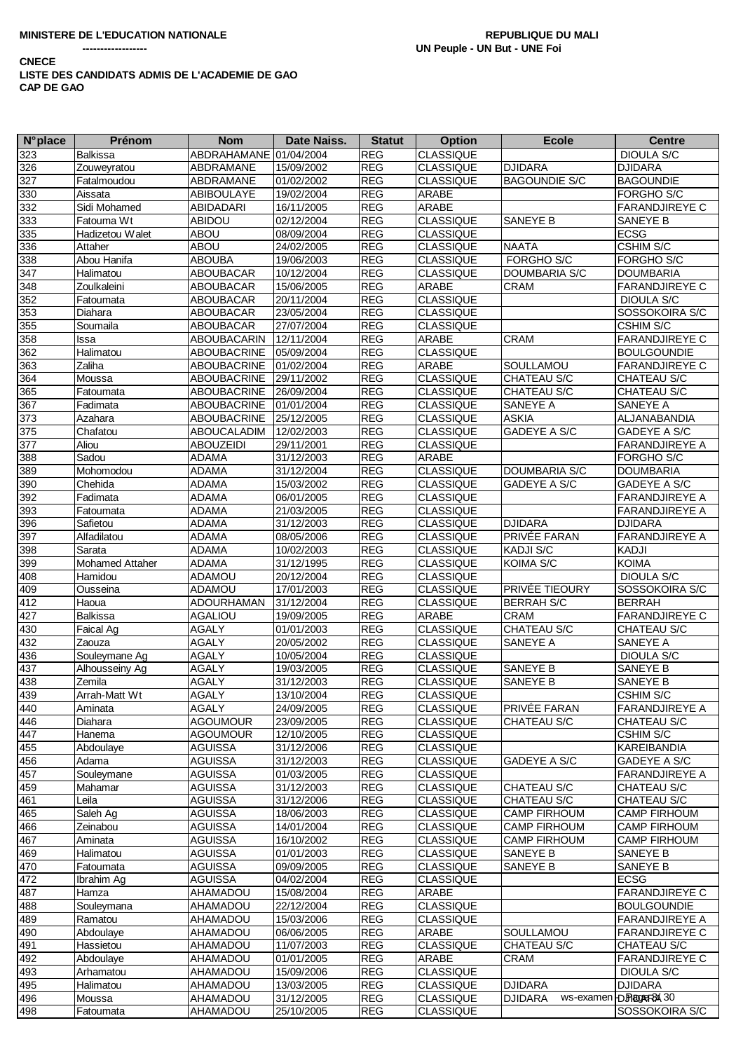**MINISTERE DE L'EDUCATION NATIONALE**

**------------------**

**REPUBLIQUE DU MALI**

**UN Peuple - UN But - UNE Foi**

**CNECE**

**LISTE DES CANDIDATS ADMIS DE L'ACADEMIE DE GAO**

**CAP DE GAO**

| N°place | Prénom | Nom | Date Naiss. | Statut | Option | Ecole | Centre |
|---|---|---|---|---|---|---|---|
| 323 | Balkissa | ABDRAHAMANE | 01/04/2004 | REG | CLASSIQUE | | DIOULA S/C |
| 326 | Zouweyratou | ABDRAMANE | 15/09/2002 | REG | CLASSIQUE | DJIDARA | DJIDARA |
| 327 | Fatalmoudou | ABDRAMANE | 01/02/2002 | REG | CLASSIQUE | BAGOUNDIE S/C | BAGOUNDIE |
| 330 | Aissata | ABIBOULAYE | 19/02/2004 | REG | ARABE | | FORGHO S/C |
| 332 | Sidi Mohamed | ABIDADARI | 16/11/2005 | REG | ARABE | | FARANDJIREYE C |
| 333 | Fatouma Wt | ABIDOU | 02/12/2004 | REG | CLASSIQUE | SANEYE B | SANEYE B |
| 335 | Hadizetou Walet | ABOU | 08/09/2004 | REG | CLASSIQUE | | ECSG |
| 336 | Attaher | ABOU | 24/02/2005 | REG | CLASSIQUE | NAATA | CSHIM S/C |
| 338 | Abou Hanifa | ABOUBA | 19/06/2003 | REG | CLASSIQUE | FORGHO S/C | FORGHO S/C |
| 347 | Halimatou | ABOUBACAR | 10/12/2004 | REG | CLASSIQUE | DOUMBARIA S/C | DOUMBARIA |
| 348 | Zoulkaleini | ABOUBACAR | 15/06/2005 | REG | ARABE | CRAM | FARANDJIREYE C |
| 352 | Fatoumata | ABOUBACAR | 20/11/2004 | REG | CLASSIQUE | | DIOULA S/C |
| 353 | Diahara | ABOUBACAR | 23/05/2004 | REG | CLASSIQUE | | SOSSOKOIRA S/C |
| 355 | Soumaila | ABOUBACAR | 27/07/2004 | REG | CLASSIQUE | | CSHIM S/C |
| 358 | Issa | ABOUBACARIN | 12/11/2004 | REG | ARABE | CRAM | FARANDJIREYE C |
| 362 | Halimatou | ABOUBACRINE | 05/09/2004 | REG | CLASSIQUE | | BOULGOUNDIE |
| 363 | Zaliha | ABOUBACRINE | 01/02/2004 | REG | ARABE | SOULLAMOU | FARANDJIREYE C |
| 364 | Moussa | ABOUBACRINE | 29/11/2002 | REG | CLASSIQUE | CHATEAU S/C | CHATEAU S/C |
| 365 | Fatoumata | ABOUBACRINE | 26/09/2004 | REG | CLASSIQUE | CHATEAU S/C | CHATEAU S/C |
| 367 | Fadimata | ABOUBACRINE | 01/01/2004 | REG | CLASSIQUE | SANEYE A | SANEYE A |
| 373 | Azahara | ABOUBACRINE | 25/12/2005 | REG | CLASSIQUE | ASKIA | ALJANABANDIA |
| 375 | Chafatou | ABOUCALADIM | 12/02/2003 | REG | CLASSIQUE | GADEYE A S/C | GADEYE A S/C |
| 377 | Aliou | ABOUZEIDI | 29/11/2001 | REG | CLASSIQUE | | FARANDJIREYE A |
| 388 | Sadou | ADAMA | 31/12/2003 | REG | ARABE | | FORGHO S/C |
| 389 | Mohomodou | ADAMA | 31/12/2004 | REG | CLASSIQUE | DOUMBARIA S/C | DOUMBARIA |
| 390 | Chehida | ADAMA | 15/03/2002 | REG | CLASSIQUE | GADEYE A S/C | GADEYE A S/C |
| 392 | Fadimata | ADAMA | 06/01/2005 | REG | CLASSIQUE | | FARANDJIREYE A |
| 393 | Fatoumata | ADAMA | 21/03/2005 | REG | CLASSIQUE | | FARANDJIREYE A |
| 396 | Safietou | ADAMA | 31/12/2003 | REG | CLASSIQUE | DJIDARA | DJIDARA |
| 397 | Alfadilatou | ADAMA | 08/05/2006 | REG | CLASSIQUE | PRIVÉE FARAN | FARANDJIREYE A |
| 398 | Sarata | ADAMA | 10/02/2003 | REG | CLASSIQUE | KADJI S/C | KADJI |
| 399 | Mohamed Attaher | ADAMA | 31/12/1995 | REG | CLASSIQUE | KOIMA S/C | KOIMA |
| 408 | Hamidou | ADAMOU | 20/12/2004 | REG | CLASSIQUE | | DIOULA S/C |
| 409 | Ousseina | ADAMOU | 17/01/2003 | REG | CLASSIQUE | PRIVÉE TIEOURY | SOSSOKOIRA S/C |
| 412 | Haoua | ADOURHAMAN | 31/12/2004 | REG | CLASSIQUE | BERRAH S/C | BERRAH |
| 427 | Balkissa | AGALIOU | 19/09/2005 | REG | ARABE | CRAM | FARANDJIREYE C |
| 430 | Faical Ag | AGALY | 01/01/2003 | REG | CLASSIQUE | CHATEAU S/C | CHATEAU S/C |
| 432 | Zaouza | AGALY | 20/05/2002 | REG | CLASSIQUE | SANEYE A | SANEYE A |
| 436 | Souleymane Ag | AGALY | 10/05/2004 | REG | CLASSIQUE | | DIOULA S/C |
| 437 | Alhousseiny Ag | AGALY | 19/03/2005 | REG | CLASSIQUE | SANEYE B | SANEYE B |
| 438 | Zemila | AGALY | 31/12/2003 | REG | CLASSIQUE | SANEYE B | SANEYE B |
| 439 | Arrah-Matt Wt | AGALY | 13/10/2004 | REG | CLASSIQUE | | CSHIM S/C |
| 440 | Aminata | AGALY | 24/09/2005 | REG | CLASSIQUE | PRIVÉE FARAN | FARANDJIREYE A |
| 446 | Diahara | AGOUMOUR | 23/09/2005 | REG | CLASSIQUE | CHATEAU S/C | CHATEAU S/C |
| 447 | Hanema | AGOUMOUR | 12/10/2005 | REG | CLASSIQUE | | CSHIM S/C |
| 455 | Abdoulaye | AGUISSA | 31/12/2006 | REG | CLASSIQUE | | KAREIBANDIA |
| 456 | Adama | AGUISSA | 31/12/2003 | REG | CLASSIQUE | GADEYE A S/C | GADEYE A S/C |
| 457 | Souleymane | AGUISSA | 01/03/2005 | REG | CLASSIQUE | | FARANDJIREYE A |
| 459 | Mahamar | AGUISSA | 31/12/2003 | REG | CLASSIQUE | CHATEAU S/C | CHATEAU S/C |
| 461 | Leila | AGUISSA | 31/12/2006 | REG | CLASSIQUE | CHATEAU S/C | CHATEAU S/C |
| 465 | Saleh Ag | AGUISSA | 18/06/2003 | REG | CLASSIQUE | CAMP FIRHOUM | CAMP FIRHOUM |
| 466 | Zeinabou | AGUISSA | 14/01/2004 | REG | CLASSIQUE | CAMP FIRHOUM | CAMP FIRHOUM |
| 467 | Aminata | AGUISSA | 16/10/2002 | REG | CLASSIQUE | CAMP FIRHOUM | CAMP FIRHOUM |
| 469 | Halimatou | AGUISSA | 01/01/2003 | REG | CLASSIQUE | SANEYE B | SANEYE B |
| 470 | Fatoumata | AGUISSA | 09/09/2005 | REG | CLASSIQUE | SANEYE B | SANEYE B |
| 472 | Ibrahim Ag | AGUISSA | 04/02/2004 | REG | CLASSIQUE | | ECSG |
| 487 | Hamza | AHAMADOU | 15/08/2004 | REG | ARABE | | FARANDJIREYE C |
| 488 | Souleymana | AHAMADOU | 22/12/2004 | REG | CLASSIQUE | | BOULGOUNDIE |
| 489 | Ramatou | AHAMADOU | 15/03/2006 | REG | CLASSIQUE | | FARANDJIREYE A |
| 490 | Abdoulaye | AHAMADOU | 06/06/2005 | REG | ARABE | SOULLAMOU | FARANDJIREYE C |
| 491 | Hassietou | AHAMADOU | 11/07/2003 | REG | CLASSIQUE | CHATEAU S/C | CHATEAU S/C |
| 492 | Abdoulaye | AHAMADOU | 01/01/2005 | REG | ARABE | CRAM | FARANDJIREYE C |
| 493 | Arhamatou | AHAMADOU | 15/09/2006 | REG | CLASSIQUE | | DIOULA S/C |
| 495 | Halimatou | AHAMADOU | 13/03/2005 | REG | CLASSIQUE | DJIDARA | DJIDARA |
| 496 | Moussa | AHAMADOU | 31/12/2005 | REG | CLASSIQUE | DJIDARA | DJIDARA |
| 498 | Fatoumata | AHAMADOU | 25/10/2005 | REG | CLASSIQUE | | SOSSOKOIRA S/C |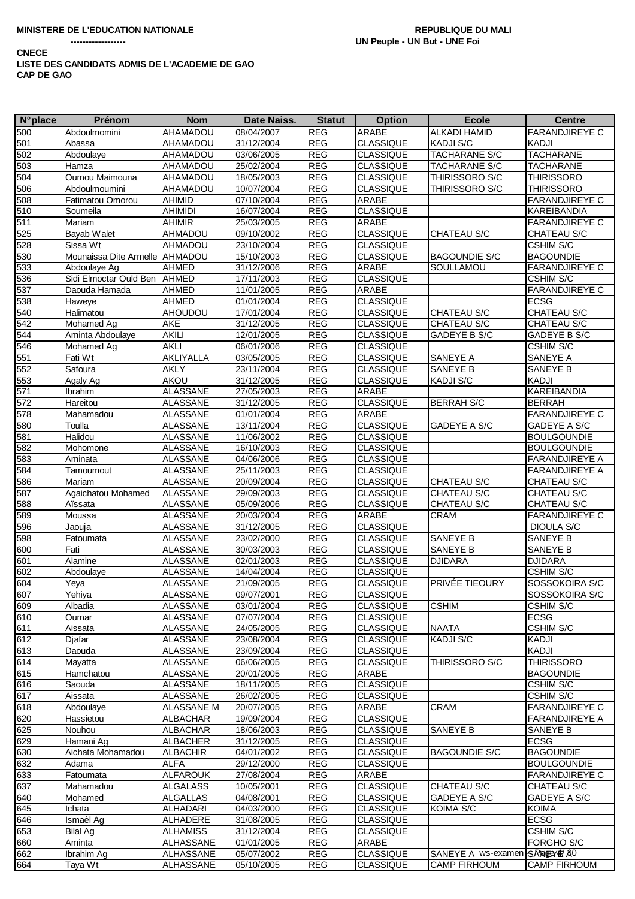**MINISTERE DE L'EDUCATION NATIONALE**
**------------------**

**REPUBLIQUE DU MALI**
**UN Peuple - UN But - UNE Foi**

**CNECE**
**LISTE DES CANDIDATS ADMIS DE L'ACADEMIE DE GAO**
**CAP DE GAO**

| N°place | Prénom | Nom | Date Naiss. | Statut | Option | Ecole | Centre |
|---|---|---|---|---|---|---|---|
| 500 | Abdoulmomini | AHAMADOU | 08/04/2007 | REG | ARABE | ALKADI HAMID | FARANDJIREYE C |
| 501 | Abassa | AHAMADOU | 31/12/2004 | REG | CLASSIQUE | KADJI S/C | KADJI |
| 502 | Abdoulaye | AHAMADOU | 03/06/2005 | REG | CLASSIQUE | TACHARANE S/C | TACHARANE |
| 503 | Hamza | AHAMADOU | 25/02/2004 | REG | CLASSIQUE | TACHARANE S/C | TACHARANE |
| 504 | Oumou Maimouna | AHAMADOU | 18/05/2003 | REG | CLASSIQUE | THIRISSORO S/C | THIRISSORO |
| 506 | Abdoulmoumini | AHAMADOU | 10/07/2004 | REG | CLASSIQUE | THIRISSORO S/C | THIRISSORO |
| 508 | Fatimatou Omorou | AHIMID | 07/10/2004 | REG | ARABE | | FARANDJIREYE C |
| 510 | Soumeila | AHIMIDI | 16/07/2004 | REG | CLASSIQUE | | KAREÏBANDIA |
| 511 | Mariam | AHIMIR | 25/03/2005 | REG | ARABE | | FARANDJIREYE C |
| 525 | Bayab Walet | AHMADOU | 09/10/2002 | REG | CLASSIQUE | CHATEAU S/C | CHATEAU S/C |
| 528 | Sissa Wt | AHMADOU | 23/10/2004 | REG | CLASSIQUE | | CSHIM S/C |
| 530 | Mounaissa Dite Armelle | AHMADOU | 15/10/2003 | REG | CLASSIQUE | BAGOUNDIE S/C | BAGOUNDIE |
| 533 | Abdoulaye Ag | AHMED | 31/12/2006 | REG | ARABE | SOULLAMOU | FARANDJIREYE C |
| 536 | Sidi Elmoctar Ould Ben | AHMED | 17/11/2003 | REG | CLASSIQUE | | CSHIM S/C |
| 537 | Daouda Hamada | AHMED | 11/01/2005 | REG | ARABE | | FARANDJIREYE C |
| 538 | Haweye | AHMED | 01/01/2004 | REG | CLASSIQUE | | ECSG |
| 540 | Halimatou | AHOUDOU | 17/01/2004 | REG | CLASSIQUE | CHATEAU S/C | CHATEAU S/C |
| 542 | Mohamed Ag | AKE | 31/12/2005 | REG | CLASSIQUE | CHATEAU S/C | CHATEAU S/C |
| 544 | Aminta Abdoulaye | AKILI | 12/01/2005 | REG | CLASSIQUE | GADEYE B S/C | GADEYE B S/C |
| 546 | Mohamed Ag | AKLI | 06/01/2006 | REG | CLASSIQUE | | CSHIM S/C |
| 551 | Fati Wt | AKLIYALLA | 03/05/2005 | REG | CLASSIQUE | SANEYE A | SANEYE A |
| 552 | Safoura | AKLY | 23/11/2004 | REG | CLASSIQUE | SANEYE B | SANEYE B |
| 553 | Agaly Ag | AKOU | 31/12/2005 | REG | CLASSIQUE | KADJI S/C | KADJI |
| 571 | Ibrahim | ALASSANE | 27/05/2003 | REG | ARABE | | KAREIBANDIA |
| 572 | Hareitou | ALASSANE | 31/12/2005 | REG | CLASSIQUE | BERRAH S/C | BERRAH |
| 578 | Mahamadou | ALASSANE | 01/01/2004 | REG | ARABE | | FARANDJIREYE C |
| 580 | Toulla | ALASSANE | 13/11/2004 | REG | CLASSIQUE | GADEYE A S/C | GADEYE A S/C |
| 581 | Halidou | ALASSANE | 11/06/2002 | REG | CLASSIQUE | | BOULGOUNDIE |
| 582 | Mohomone | ALASSANE | 16/10/2003 | REG | CLASSIQUE | | BOULGOUNDIE |
| 583 | Aminata | ALASSANE | 04/06/2006 | REG | CLASSIQUE | | FARANDJIREYE A |
| 584 | Tamoumout | ALASSANE | 25/11/2003 | REG | CLASSIQUE | | FARANDJIREYE A |
| 586 | Mariam | ALASSANE | 20/09/2004 | REG | CLASSIQUE | CHATEAU S/C | CHATEAU S/C |
| 587 | Agaichatou Mohamed | ALASSANE | 29/09/2003 | REG | CLASSIQUE | CHATEAU S/C | CHATEAU S/C |
| 588 | Aïssata | ALASSANE | 05/09/2006 | REG | CLASSIQUE | CHATEAU S/C | CHATEAU S/C |
| 589 | Moussa | ALASSANE | 20/03/2004 | REG | ARABE | CRAM | FARANDJIREYE C |
| 596 | Jaouja | ALASSANE | 31/12/2005 | REG | CLASSIQUE | | DIOULA S/C |
| 598 | Fatoumata | ALASSANE | 23/02/2000 | REG | CLASSIQUE | SANEYE B | SANEYE B |
| 600 | Fati | ALASSANE | 30/03/2003 | REG | CLASSIQUE | SANEYE B | SANEYE B |
| 601 | Alamine | ALASSANE | 02/01/2003 | REG | CLASSIQUE | DJIDARA | DJIDARA |
| 602 | Abdoulaye | ALASSANE | 14/04/2004 | REG | CLASSIQUE | | CSHIM S/C |
| 604 | Yeya | ALASSANE | 21/09/2005 | REG | CLASSIQUE | PRIVÉE TIEOURY | SOSSOKOIRA S/C |
| 607 | Yehiya | ALASSANE | 09/07/2001 | REG | CLASSIQUE | | SOSSOKOIRA S/C |
| 609 | Albadia | ALASSANE | 03/01/2004 | REG | CLASSIQUE | CSHIM | CSHIM S/C |
| 610 | Oumar | ALASSANE | 07/07/2004 | REG | CLASSIQUE | | ECSG |
| 611 | Aissata | ALASSANE | 24/05/2005 | REG | CLASSIQUE | NAATA | CSHIM S/C |
| 612 | Djafar | ALASSANE | 23/08/2004 | REG | CLASSIQUE | KADJI S/C | KADJI |
| 613 | Daouda | ALASSANE | 23/09/2004 | REG | CLASSIQUE | | KADJI |
| 614 | Mayatta | ALASSANE | 06/06/2005 | REG | CLASSIQUE | THIRISSORO S/C | THIRISSORO |
| 615 | Hamchatou | ALASSANE | 20/01/2005 | REG | ARABE | | BAGOUNDIE |
| 616 | Saouda | ALASSANE | 18/11/2005 | REG | CLASSIQUE | | CSHIM S/C |
| 617 | Aissata | ALASSANE | 26/02/2005 | REG | CLASSIQUE | | CSHIM S/C |
| 618 | Abdoulaye | ALASSANE M | 20/07/2005 | REG | ARABE | CRAM | FARANDJIREYE C |
| 620 | Hassietou | ALBACHAR | 19/09/2004 | REG | CLASSIQUE | | FARANDJIREYE A |
| 625 | Nouhou | ALBACHAR | 18/06/2003 | REG | CLASSIQUE | SANEYE B | SANEYE B |
| 629 | Hamani Ag | ALBACHER | 31/12/2005 | REG | CLASSIQUE | | ECSG |
| 630 | Aichata Mohamadou | ALBACHIR | 04/01/2002 | REG | CLASSIQUE | BAGOUNDIE S/C | BAGOUNDIE |
| 632 | Adama | ALFA | 29/12/2000 | REG | CLASSIQUE | | BOULGOUNDIE |
| 633 | Fatoumata | ALFAROUK | 27/08/2004 | REG | ARABE | | FARANDJIREYE C |
| 637 | Mahamadou | ALGALASS | 10/05/2001 | REG | CLASSIQUE | CHATEAU S/C | CHATEAU S/C |
| 640 | Mohamed | ALGALLAS | 04/08/2001 | REG | CLASSIQUE | GADEYE A S/C | GADEYE A S/C |
| 645 | Ichata | ALHADARI | 04/03/2000 | REG | CLASSIQUE | KOIMA S/C | KOIMA |
| 646 | Ismaèl Ag | ALHADERE | 31/08/2005 | REG | CLASSIQUE | | ECSG |
| 653 | Bilal Ag | ALHAMISS | 31/12/2004 | REG | CLASSIQUE | | CSHIM S/C |
| 660 | Aminta | ALHASSANE | 01/01/2005 | REG | ARABE | | FORGHO S/C |
| 662 | Ibrahim Ag | ALHASSANE | 05/07/2002 | REG | CLASSIQUE | SANEYE A | SANEYE A |
| 664 | Taya Wt | ALHASSANE | 05/10/2005 | REG | CLASSIQUE | CAMP FIRHOUM | CAMP FIRHOUM |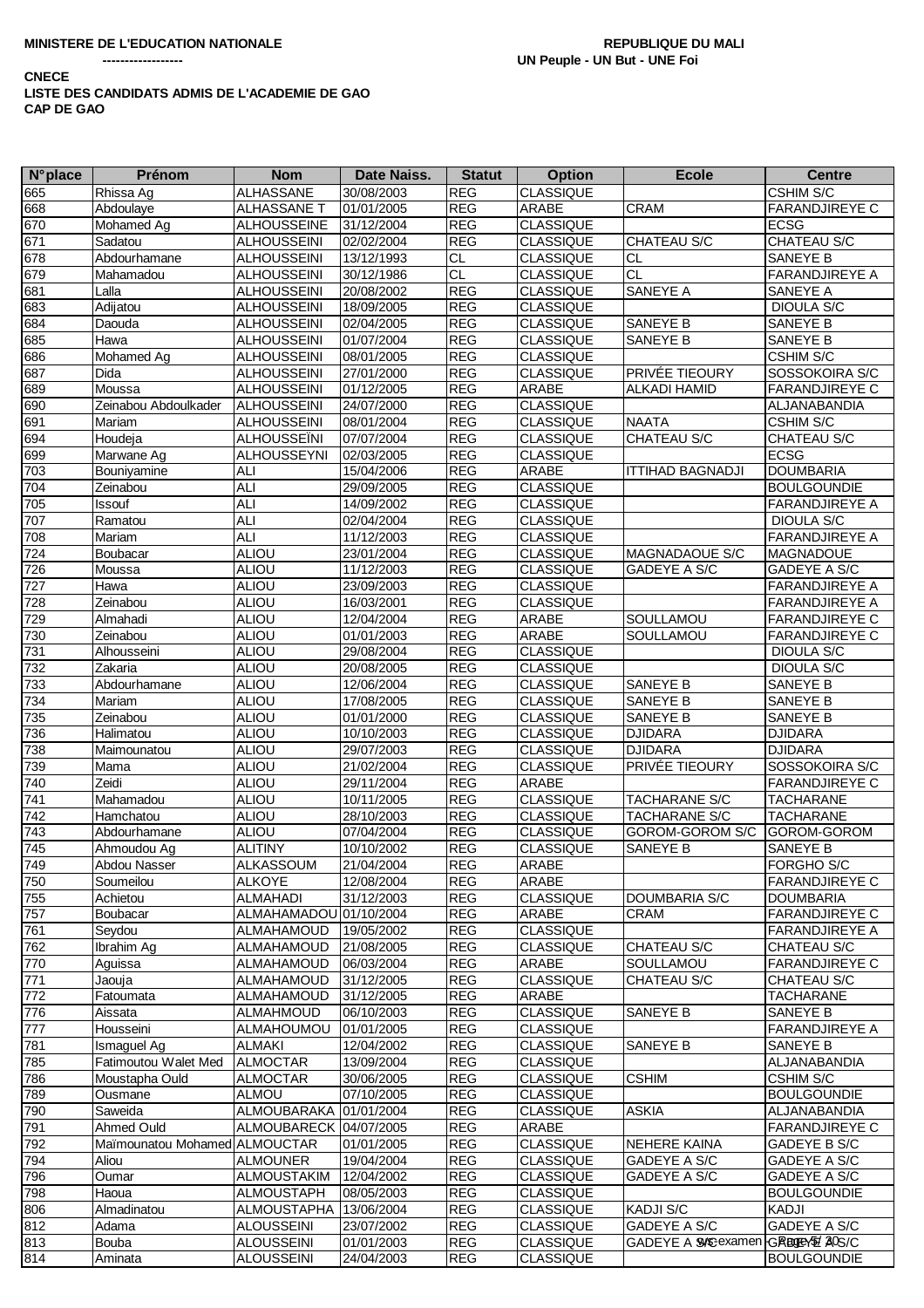**MINISTERE DE L'EDUCATION NATIONALE** 

------------------

**REPUBLIQUE DU MALI**
**UN Peuple - UN But - UNE Foi**

**CNECE**
**LISTE DES CANDIDATS ADMIS DE L'ACADEMIE DE GAO**
**CAP DE GAO**

| N°place | Prénom | Nom | Date Naiss. | Statut | Option | Ecole | Centre |
|---|---|---|---|---|---|---|---|
| 665 | Rhissa Ag | ALHASSANE | 30/08/2003 | REG | CLASSIQUE | | CSHIM S/C |
| 668 | Abdoulaye | ALHASSANE T | 01/01/2005 | REG | ARABE | CRAM | FARANDJIREYE C |
| 670 | Mohamed Ag | ALHOUSSEINE | 31/12/2004 | REG | CLASSIQUE | | ECSG |
| 671 | Sadatou | ALHOUSSEINI | 02/02/2004 | REG | CLASSIQUE | CHATEAU S/C | CHATEAU S/C |
| 678 | Abdourhamane | ALHOUSSEINI | 13/12/1993 | CL | CLASSIQUE | CL | SANEYE B |
| 679 | Mahamadou | ALHOUSSEINI | 30/12/1986 | CL | CLASSIQUE | CL | FARANDJIREYE A |
| 681 | Lalla | ALHOUSSEINI | 20/08/2002 | REG | CLASSIQUE | SANEYE A | SANEYE A |
| 683 | Adijatou | ALHOUSSEINI | 18/09/2005 | REG | CLASSIQUE | | DIOULA S/C |
| 684 | Daouda | ALHOUSSEINI | 02/04/2005 | REG | CLASSIQUE | SANEYE B | SANEYE B |
| 685 | Hawa | ALHOUSSEINI | 01/07/2004 | REG | CLASSIQUE | SANEYE B | SANEYE B |
| 686 | Mohamed Ag | ALHOUSSEINI | 08/01/2005 | REG | CLASSIQUE | | CSHIM S/C |
| 687 | Dida | ALHOUSSEINI | 27/01/2000 | REG | CLASSIQUE | PRIVÉE TIEOURY | SOSSOKOIRA S/C |
| 689 | Moussa | ALHOUSSEINI | 01/12/2005 | REG | ARABE | ALKADI HAMID | FARANDJIREYE C |
| 690 | Zeinabou Abdoulkader | ALHOUSSEINI | 24/07/2000 | REG | CLASSIQUE | | ALJANABANDIA |
| 691 | Mariam | ALHOUSSEINI | 08/01/2004 | REG | CLASSIQUE | NAATA | CSHIM S/C |
| 694 | Houdeja | ALHOUSSEÏNI | 07/07/2004 | REG | CLASSIQUE | CHATEAU S/C | CHATEAU S/C |
| 699 | Marwane Ag | ALHOUSSEYNI | 02/03/2005 | REG | CLASSIQUE | | ECSG |
| 703 | Bouniyamine | ALI | 15/04/2006 | REG | ARABE | ITTIHAD BAGNADJI | DOUMBARIA |
| 704 | Zeinabou | ALI | 29/09/2005 | REG | CLASSIQUE | | BOULGOUNDIE |
| 705 | Issouf | ALI | 14/09/2002 | REG | CLASSIQUE | | FARANDJIREYE A |
| 707 | Ramatou | ALI | 02/04/2004 | REG | CLASSIQUE | | DIOULA S/C |
| 708 | Mariam | ALI | 11/12/2003 | REG | CLASSIQUE | | FARANDJIREYE A |
| 724 | Boubacar | ALIOU | 23/01/2004 | REG | CLASSIQUE | MAGNADAOUE S/C | MAGNADOUE |
| 726 | Moussa | ALIOU | 11/12/2003 | REG | CLASSIQUE | GADEYE A S/C | GADEYE A S/C |
| 727 | Hawa | ALIOU | 23/09/2003 | REG | CLASSIQUE | | FARANDJIREYE A |
| 728 | Zeinabou | ALIOU | 16/03/2001 | REG | CLASSIQUE | | FARANDJIREYE A |
| 729 | Almahadi | ALIOU | 12/04/2004 | REG | ARABE | SOULLAMOU | FARANDJIREYE C |
| 730 | Zeinabou | ALIOU | 01/01/2003 | REG | ARABE | SOULLAMOU | FARANDJIREYE C |
| 731 | Alhousseini | ALIOU | 29/08/2004 | REG | CLASSIQUE | | DIOULA S/C |
| 732 | Zakaria | ALIOU | 20/08/2005 | REG | CLASSIQUE | | DIOULA S/C |
| 733 | Abdourhamane | ALIOU | 12/06/2004 | REG | CLASSIQUE | SANEYE B | SANEYE B |
| 734 | Mariam | ALIOU | 17/08/2005 | REG | CLASSIQUE | SANEYE B | SANEYE B |
| 735 | Zeinabou | ALIOU | 01/01/2000 | REG | CLASSIQUE | SANEYE B | SANEYE B |
| 736 | Halimatou | ALIOU | 10/10/2003 | REG | CLASSIQUE | DJIDARA | DJIDARA |
| 738 | Maimounatou | ALIOU | 29/07/2003 | REG | CLASSIQUE | DJIDARA | DJIDARA |
| 739 | Mama | ALIOU | 21/02/2004 | REG | CLASSIQUE | PRIVÉE TIEOURY | SOSSOKOIRA S/C |
| 740 | Zeidi | ALIOU | 29/11/2004 | REG | ARABE | | FARANDJIREYE C |
| 741 | Mahamadou | ALIOU | 10/11/2005 | REG | CLASSIQUE | TACHARANE S/C | TACHARANE |
| 742 | Hamchatou | ALIOU | 28/10/2003 | REG | CLASSIQUE | TACHARANE S/C | TACHARANE |
| 743 | Abdourhamane | ALIOU | 07/04/2004 | REG | CLASSIQUE | GOROM-GOROM S/C | GOROM-GOROM |
| 745 | Ahmoudou Ag | ALITINY | 10/10/2002 | REG | CLASSIQUE | SANEYE B | SANEYE B |
| 749 | Abdou Nasser | ALKASSOUM | 21/04/2004 | REG | ARABE | | FORGHO S/C |
| 750 | Soumeilou | ALKOYE | 12/08/2004 | REG | ARABE | | FARANDJIREYE C |
| 755 | Achietou | ALMAHADI | 31/12/2003 | REG | CLASSIQUE | DOUMBARIA S/C | DOUMBARIA |
| 757 | Boubacar | ALMAHAMADOU | 01/10/2004 | REG | ARABE | CRAM | FARANDJIREYE C |
| 761 | Seydou | ALMAHAMOUD | 19/05/2002 | REG | CLASSIQUE | | FARANDJIREYE A |
| 762 | Ibrahim Ag | ALMAHAMOUD | 21/08/2005 | REG | CLASSIQUE | CHATEAU S/C | CHATEAU S/C |
| 770 | Aguissa | ALMAHAMOUD | 06/03/2004 | REG | ARABE | SOULLAMOU | FARANDJIREYE C |
| 771 | Jaouja | ALMAHAMOUD | 31/12/2005 | REG | CLASSIQUE | CHATEAU S/C | CHATEAU S/C |
| 772 | Fatoumata | ALMAHAMOUD | 31/12/2005 | REG | ARABE | | TACHARANE |
| 776 | Aissata | ALMAHMOUD | 06/10/2003 | REG | CLASSIQUE | SANEYE B | SANEYE B |
| 777 | Housseini | ALMAHOUMOU | 01/01/2005 | REG | CLASSIQUE | | FARANDJIREYE A |
| 781 | Ismaguel Ag | ALMAKI | 12/04/2002 | REG | CLASSIQUE | SANEYE B | SANEYE B |
| 785 | Fatimoutou Walet Med | ALMOCTAR | 13/09/2004 | REG | CLASSIQUE | | ALJANABANDIA |
| 786 | Moustapha Ould | ALMOCTAR | 30/06/2005 | REG | CLASSIQUE | CSHIM | CSHIM S/C |
| 789 | Ousmane | ALMOU | 07/10/2005 | REG | CLASSIQUE | | BOULGOUNDIE |
| 790 | Saweida | ALMOUBARAKA | 01/01/2004 | REG | CLASSIQUE | ASKIA | ALJANABANDIA |
| 791 | Ahmed Ould | ALMOUBARECK | 04/07/2005 | REG | ARABE | | FARANDJIREYE C |
| 792 | Maïmounatou Mohamed | ALMOUCTAR | 01/01/2005 | REG | CLASSIQUE | NEHERE KAINA | GADEYE B S/C |
| 794 | Aliou | ALMOUNER | 19/04/2004 | REG | CLASSIQUE | GADEYE A S/C | GADEYE A S/C |
| 796 | Oumar | ALMOUSTAKIM | 12/04/2002 | REG | CLASSIQUE | GADEYE A S/C | GADEYE A S/C |
| 798 | Haoua | ALMOUSTAPH | 08/05/2003 | REG | CLASSIQUE | | BOULGOUNDIE |
| 806 | Almadinatou | ALMOUSTAPHA | 13/06/2004 | REG | CLASSIQUE | KADJI S/C | KADJI |
| 812 | Adama | ALOUSSEINI | 23/07/2002 | REG | CLASSIQUE | GADEYE A S/C | GADEYE A S/C |
| 813 | Bouba | ALOUSSEINI | 01/01/2003 | REG | CLASSIQUE | GADEYE A S/C | GADEYE A S/C |
| 814 | Aminata | ALOUSSEINI | 24/04/2003 | REG | CLASSIQUE | | BOULGOUNDIE |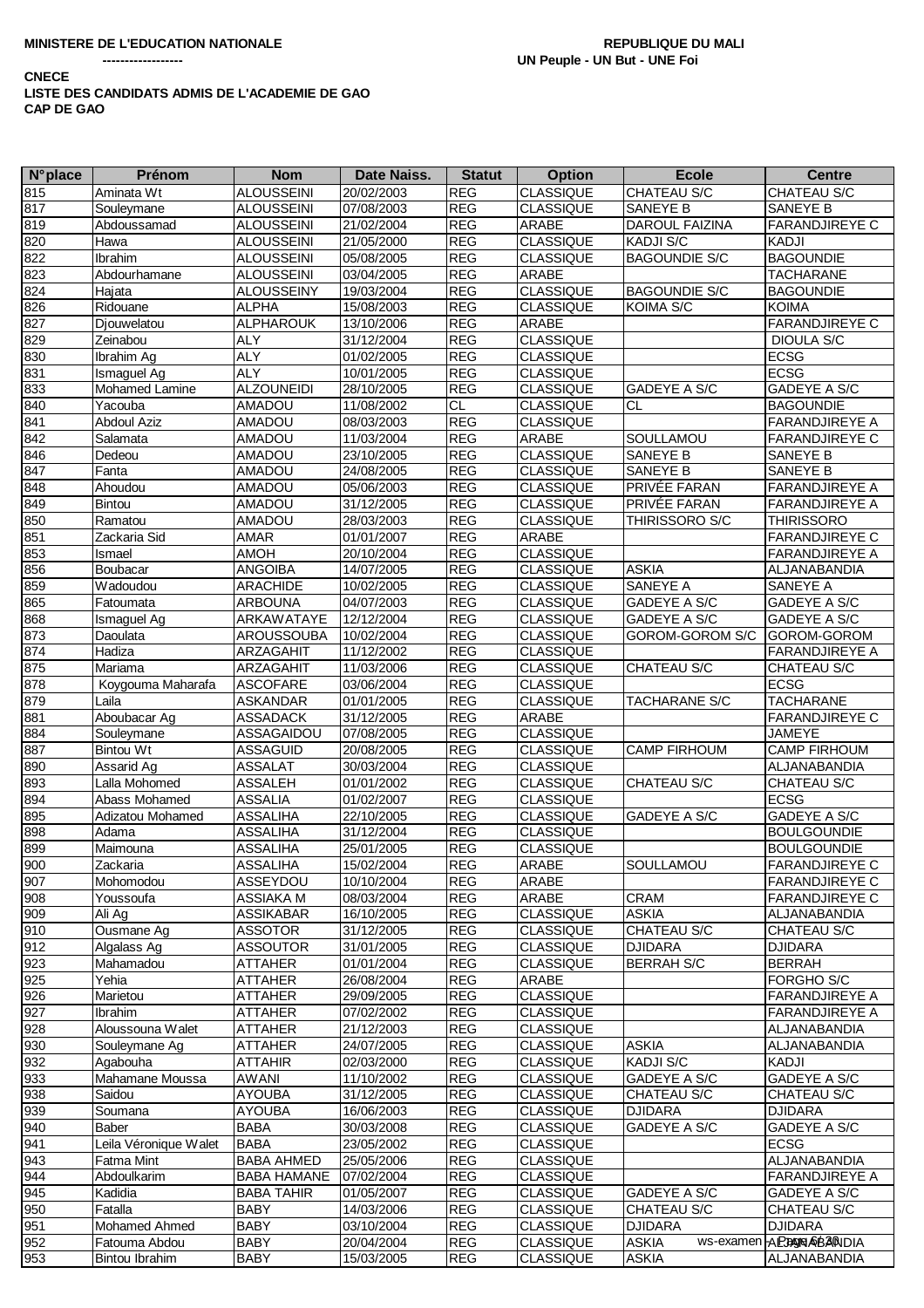**MINISTERE DE L'EDUCATION NATIONALE**
**------------------**

**REPUBLIQUE DU MALI**
**UN Peuple - UN But - UNE Foi**

**CNECE**
**LISTE DES CANDIDATS ADMIS DE L'ACADEMIE DE GAO**
**CAP DE GAO**

| N°place | Prénom | Nom | Date Naiss. | Statut | Option | Ecole | Centre |
|---|---|---|---|---|---|---|---|
| 815 | Aminata Wt | ALOUSSEINI | 20/02/2003 | REG | CLASSIQUE | CHATEAU S/C | CHATEAU S/C |
| 817 | Souleymane | ALOUSSEINI | 07/08/2003 | REG | CLASSIQUE | SANEYE B | SANEYE B |
| 819 | Abdoussamad | ALOUSSEINI | 21/02/2004 | REG | ARABE | DAROUL FAIZINA | FARANDJIREYE C |
| 820 | Hawa | ALOUSSEINI | 21/05/2000 | REG | CLASSIQUE | KADJI S/C | KADJI |
| 822 | Ibrahim | ALOUSSEINI | 05/08/2005 | REG | CLASSIQUE | BAGOUNDIE S/C | BAGOUNDIE |
| 823 | Abdourhamane | ALOUSSEINI | 03/04/2005 | REG | ARABE | | TACHARANE |
| 824 | Hajata | ALOUSSEINY | 19/03/2004 | REG | CLASSIQUE | BAGOUNDIE S/C | BAGOUNDIE |
| 826 | Ridouane | ALPHA | 15/08/2003 | REG | CLASSIQUE | KOIMA S/C | KOIMA |
| 827 | Djouwelatou | ALPHAROUK | 13/10/2006 | REG | ARABE | | FARANDJIREYE C |
| 829 | Zeinabou | ALY | 31/12/2004 | REG | CLASSIQUE | | DIOULA S/C |
| 830 | Ibrahim Ag | ALY | 01/02/2005 | REG | CLASSIQUE | | ECSG |
| 831 | Ismaguel Ag | ALY | 10/01/2005 | REG | CLASSIQUE | | ECSG |
| 833 | Mohamed Lamine | ALZOUNEIDI | 28/10/2005 | REG | CLASSIQUE | GADEYE A S/C | GADEYE A S/C |
| 840 | Yacouba | AMADOU | 11/08/2002 | CL | CLASSIQUE | CL | BAGOUNDIE |
| 841 | Abdoul Aziz | AMADOU | 08/03/2003 | REG | CLASSIQUE | | FARANDJIREYE A |
| 842 | Salamata | AMADOU | 11/03/2004 | REG | ARABE | SOULLAMOU | FARANDJIREYE C |
| 846 | Dedeou | AMADOU | 23/10/2005 | REG | CLASSIQUE | SANEYE B | SANEYE B |
| 847 | Fanta | AMADOU | 24/08/2005 | REG | CLASSIQUE | SANEYE B | SANEYE B |
| 848 | Ahoudou | AMADOU | 05/06/2003 | REG | CLASSIQUE | PRIVÉE FARAN | FARANDJIREYE A |
| 849 | Bintou | AMADOU | 31/12/2005 | REG | CLASSIQUE | PRIVÉE FARAN | FARANDJIREYE A |
| 850 | Ramatou | AMADOU | 28/03/2003 | REG | CLASSIQUE | THIRISSORO S/C | THIRISSORO |
| 851 | Zackaria Sid | AMAR | 01/01/2007 | REG | ARABE | | FARANDJIREYE C |
| 853 | Ismael | AMOH | 20/10/2004 | REG | CLASSIQUE | | FARANDJIREYE A |
| 856 | Boubacar | ANGOIBA | 14/07/2005 | REG | CLASSIQUE | ASKIA | ALJANABANDIA |
| 859 | Wadoudou | ARACHIDE | 10/02/2005 | REG | CLASSIQUE | SANEYE A | SANEYE A |
| 865 | Fatoumata | ARBOUNA | 04/07/2003 | REG | CLASSIQUE | GADEYE A S/C | GADEYE A S/C |
| 868 | Ismaguel Ag | ARKAWATAYE | 12/12/2004 | REG | CLASSIQUE | GADEYE A S/C | GADEYE A S/C |
| 873 | Daoulata | AROUSSOUBA | 10/02/2004 | REG | CLASSIQUE | GOROM-GOROM S/C | GOROM-GOROM |
| 874 | Hadiza | ARZAGAHIT | 11/12/2002 | REG | CLASSIQUE | | FARANDJIREYE A |
| 875 | Mariema | ARZAGAHIT | 11/03/2006 | REG | CLASSIQUE | CHATEAU S/C | CHATEAU S/C |
| 878 | Koygouma Maharafa | ASCOFARE | 03/06/2004 | REG | CLASSIQUE | | ECSG |
| 879 | Laila | ASKANDAR | 01/01/2005 | REG | CLASSIQUE | TACHARANE S/C | TACHARANE |
| 881 | Aboubacar Ag | ASSADACK | 31/12/2005 | REG | ARABE | | FARANDJIREYE C |
| 884 | Souleymane | ASSAGAIDOU | 07/08/2005 | REG | CLASSIQUE | | JAMEYE |
| 887 | Bintou Wt | ASSAGUID | 20/08/2005 | REG | CLASSIQUE | CAMP FIRHOUM | CAMP FIRHOUM |
| 890 | Assarid Ag | ASSALAT | 30/03/2004 | REG | CLASSIQUE | | ALJANABANDIA |
| 893 | Lalla Mohomed | ASSALEH | 01/01/2002 | REG | CLASSIQUE | CHATEAU S/C | CHATEAU S/C |
| 894 | Abass Mohamed | ASSALIA | 01/02/2007 | REG | CLASSIQUE | | ECSG |
| 895 | Adizatou Mohamed | ASSALIHA | 22/10/2005 | REG | CLASSIQUE | GADEYE A S/C | GADEYE A S/C |
| 898 | Adama | ASSALIHA | 31/12/2004 | REG | CLASSIQUE | | BOULGOUNDIE |
| 899 | Maimouna | ASSALIHA | 25/01/2005 | REG | CLASSIQUE | | BOULGOUNDIE |
| 900 | Zackaria | ASSALIHA | 15/02/2004 | REG | ARABE | SOULLAMOU | FARANDJIREYE C |
| 907 | Mohomodou | ASSEYDOU | 10/10/2004 | REG | ARABE | | FARANDJIREYE C |
| 908 | Youssoufa | ASSIAKA M | 08/03/2004 | REG | ARABE | CRAM | FARANDJIREYE C |
| 909 | Ali Ag | ASSIKABAR | 16/10/2005 | REG | CLASSIQUE | ASKIA | ALJANABANDIA |
| 910 | Ousmane Ag | ASSOTOR | 31/12/2005 | REG | CLASSIQUE | CHATEAU S/C | CHATEAU S/C |
| 912 | Algalass Ag | ASSOUTOR | 31/01/2005 | REG | CLASSIQUE | DJIDARA | DJIDARA |
| 923 | Mahamadou | ATTAHER | 01/01/2004 | REG | CLASSIQUE | BERRAH S/C | BERRAH |
| 925 | Yehia | ATTAHER | 26/08/2004 | REG | ARABE | | FORGHO S/C |
| 926 | Marietou | ATTAHER | 29/09/2005 | REG | CLASSIQUE | | FARANDJIREYE A |
| 927 | Ibrahim | ATTAHER | 07/02/2002 | REG | CLASSIQUE | | FARANDJIREYE A |
| 928 | Aloussouna Walet | ATTAHER | 21/12/2003 | REG | CLASSIQUE | | ALJANABANDIA |
| 930 | Souleymane Ag | ATTAHER | 24/07/2005 | REG | CLASSIQUE | ASKIA | ALJANABANDIA |
| 932 | Agabouha | ATTAHIR | 02/03/2000 | REG | CLASSIQUE | KADJI S/C | KADJI |
| 933 | Mahamane Moussa | AWANI | 11/10/2002 | REG | CLASSIQUE | GADEYE A S/C | GADEYE A S/C |
| 938 | Saidou | AYOUBA | 31/12/2005 | REG | CLASSIQUE | CHATEAU S/C | CHATEAU S/C |
| 939 | Soumana | AYOUBA | 16/06/2003 | REG | CLASSIQUE | DJIDARA | DJIDARA |
| 940 | Baber | BABA | 30/03/2008 | REG | CLASSIQUE | GADEYE A S/C | GADEYE A S/C |
| 941 | Leila Véronique Walet | BABA | 23/05/2002 | REG | CLASSIQUE | | ECSG |
| 943 | Fatma Mint | BABA AHMED | 25/05/2006 | REG | CLASSIQUE | | ALJANABANDIA |
| 944 | Abdoulkarim | BABA HAMANE | 07/02/2004 | REG | CLASSIQUE | | FARANDJIREYE A |
| 945 | Kadidia | BABA TAHIR | 01/05/2007 | REG | CLASSIQUE | GADEYE A S/C | GADEYE A S/C |
| 950 | Fatalla | BABY | 14/03/2006 | REG | CLASSIQUE | CHATEAU S/C | CHATEAU S/C |
| 951 | Mohamed Ahmed | BABY | 03/10/2004 | REG | CLASSIQUE | DJIDARA | DJIDARA |
| 952 | Fatouma Abdou | BABY | 20/04/2004 | REG | CLASSIQUE | ASKIA | ALJANABANDIA |
| 953 | Bintou Ibrahim | BABY | 15/03/2005 | REG | CLASSIQUE | ASKIA | ALJANABANDIA |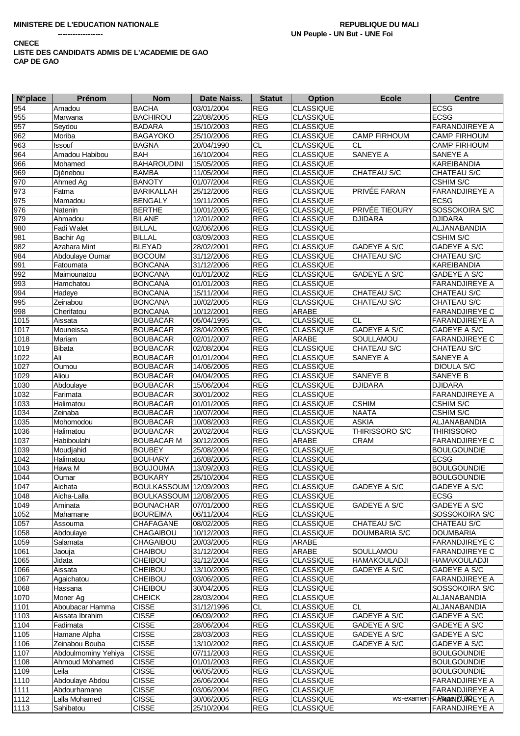**MINISTERE DE L'EDUCATION NATIONALE**

------------------

**REPUBLIQUE DU MALI**
**UN Peuple - UN But - UNE Foi**

**CNECE**
**LISTE DES CANDIDATS ADMIS DE L'ACADEMIE DE GAO**
**CAP DE GAO**

| N°place | Prénom | Nom | Date Naiss. | Statut | Option | Ecole | Centre |
|---|---|---|---|---|---|---|---|
| 954 | Amadou | BACHA | 03/01/2004 | REG | CLASSIQUE | | ECSG |
| 955 | Marwana | BACHIROU | 22/08/2005 | REG | CLASSIQUE | | ECSG |
| 957 | Seydou | BADARA | 15/10/2003 | REG | CLASSIQUE | | FARANDJIREYE A |
| 962 | Moriba | BAGAYOKO | 25/10/2006 | REG | CLASSIQUE | CAMP FIRHOUM | CAMP FIRHOUM |
| 963 | Issouf | BAGNA | 20/04/1990 | CL | CLASSIQUE | CL | CAMP FIRHOUM |
| 964 | Amadou Habibou | BAH | 16/10/2004 | REG | CLASSIQUE | SANEYE A | SANEYE A |
| 966 | Mohamed | BAHAROUDINI | 15/05/2005 | REG | CLASSIQUE | | KAREIBANDIA |
| 969 | Djénebou | BAMBA | 11/05/2004 | REG | CLASSIQUE | CHATEAU S/C | CHATEAU S/C |
| 970 | Ahmed Ag | BANOTY | 01/07/2004 | REG | CLASSIQUE | | CSHIM S/C |
| 973 | Fatma | BARIKALLAH | 25/12/2006 | REG | CLASSIQUE | PRIVÉE FARAN | FARANDJIREYE A |
| 975 | Mamadou | BENGALY | 19/11/2005 | REG | CLASSIQUE | | ECSG |
| 976 | Natenin | BERTHE | 10/01/2005 | REG | CLASSIQUE | PRIVÉE TIEOURY | SOSSOKOIRA S/C |
| 979 | Ahmadou | BILANE | 12/01/2002 | REG | CLASSIQUE | DJIDARA | DJIDARA |
| 980 | Fadi Walet | BILLAL | 02/06/2006 | REG | CLASSIQUE | | ALJANABANDIA |
| 981 | Bachir Ag | BILLAL | 03/09/2003 | REG | CLASSIQUE | | CSHIM S/C |
| 982 | Azahara Mint | BLEYAD | 28/02/2001 | REG | CLASSIQUE | GADEYE A S/C | GADEYE A S/C |
| 984 | Abdoulaye Oumar | BOCOUM | 31/12/2006 | REG | CLASSIQUE | CHATEAU S/C | CHATEAU S/C |
| 991 | Fatoumata | BONCANA | 31/12/2006 | REG | CLASSIQUE | | KAREIBANDIA |
| 992 | Maimounatou | BONCANA | 01/01/2002 | REG | CLASSIQUE | GADEYE A S/C | GADEYE A S/C |
| 993 | Hamchatou | BONCANA | 01/01/2003 | REG | CLASSIQUE | | FARANDJIREYE A |
| 994 | Hadeye | BONCANA | 15/11/2004 | REG | CLASSIQUE | CHATEAU S/C | CHATEAU S/C |
| 995 | Zeinabou | BONCANA | 10/02/2005 | REG | CLASSIQUE | CHATEAU S/C | CHATEAU S/C |
| 998 | Cherifatou | BONCANA | 10/12/2001 | REG | ARABE | | FARANDJIREYE C |
| 1015 | Aissata | BOUBACAR | 05/04/1995 | CL | CLASSIQUE | CL | FARANDJIREYE A |
| 1017 | Mouneissa | BOUBACAR | 28/04/2005 | REG | CLASSIQUE | GADEYE A S/C | GADEYE A S/C |
| 1018 | Mariam | BOUBACAR | 02/01/2007 | REG | ARABE | SOULLAMOU | FARANDJIREYE C |
| 1019 | Bibata | BOUBACAR | 02/08/2004 | REG | CLASSIQUE | CHATEAU S/C | CHATEAU S/C |
| 1022 | Ali | BOUBACAR | 01/01/2004 | REG | CLASSIQUE | SANEYE A | SANEYE A |
| 1027 | Oumou | BOUBACAR | 14/06/2005 | REG | CLASSIQUE | | DIOULA S/C |
| 1029 | Aliou | BOUBACAR | 04/04/2005 | REG | CLASSIQUE | SANEYE B | SANEYE B |
| 1030 | Abdoulaye | BOUBACAR | 15/06/2004 | REG | CLASSIQUE | DJIDARA | DJIDARA |
| 1032 | Farimata | BOUBACAR | 30/01/2002 | REG | CLASSIQUE | | FARANDJIREYE A |
| 1033 | Halimatou | BOUBACAR | 01/01/2005 | REG | CLASSIQUE | CSHIM | CSHIM S/C |
| 1034 | Zeinaba | BOUBACAR | 10/07/2004 | REG | CLASSIQUE | NAATA | CSHIM S/C |
| 1035 | Mohomodou | BOUBACAR | 10/08/2003 | REG | CLASSIQUE | ASKIA | ALJANABANDIA |
| 1036 | Halimatou | BOUBACAR | 20/02/2004 | REG | CLASSIQUE | THIRISSORO S/C | THIRISSORO |
| 1037 | Habiboulahi | BOUBACAR M | 30/12/2005 | REG | ARABE | CRAM | FARANDJIREYE C |
| 1039 | Moudjahid | BOUBEY | 25/08/2004 | REG | CLASSIQUE | | BOULGOUNDIE |
| 1042 | Halimatou | BOUHARY | 16/08/2005 | REG | CLASSIQUE | | ECSG |
| 1043 | Hawa M | BOUJOUMA | 13/09/2003 | REG | CLASSIQUE | | BOULGOUNDIE |
| 1044 | Oumar | BOUKARY | 25/10/2004 | REG | CLASSIQUE | | BOULGOUNDIE |
| 1047 | Aichata | BOULKASSOUM | 12/09/2003 | REG | CLASSIQUE | GADEYE A S/C | GADEYE A S/C |
| 1048 | Aicha-Lalla | BOULKASSOUM | 12/08/2005 | REG | CLASSIQUE | | ECSG |
| 1049 | Aminata | BOUNACHAR | 07/01/2000 | REG | CLASSIQUE | GADEYE A S/C | GADEYE A S/C |
| 1052 | Mahamane | BOUREIMA | 06/11/2004 | REG | CLASSIQUE | | SOSSOKOIRA S/C |
| 1057 | Assouma | CHAFAGANE | 08/02/2005 | REG | CLASSIQUE | CHATEAU S/C | CHATEAU S/C |
| 1058 | Abdoulaye | CHAGAIBOU | 10/12/2003 | REG | CLASSIQUE | DOUMBARIA S/C | DOUMBARIA |
| 1059 | Salamata | CHAGAIBOU | 20/03/2005 | REG | ARABE | | FARANDJIREYE C |
| 1061 | Jaouja | CHAIBOU | 31/12/2004 | REG | ARABE | SOULLAMOU | FARANDJIREYE C |
| 1065 | Jidata | CHEIBOU | 31/12/2004 | REG | CLASSIQUE | HAMAKOULADJI | HAMAKOULADJI |
| 1066 | Aissata | CHEIBOU | 13/10/2005 | REG | CLASSIQUE | GADEYE A S/C | GADEYE A S/C |
| 1067 | Agaichatou | CHEIBOU | 03/06/2005 | REG | CLASSIQUE | | FARANDJIREYE A |
| 1068 | Hassana | CHEIBOU | 30/04/2005 | REG | CLASSIQUE | | SOSSOKOIRA S/C |
| 1070 | Moner Ag | CHEICK | 28/03/2004 | REG | CLASSIQUE | | ALJANABANDIA |
| 1101 | Aboubacar Hamma | CISSE | 31/12/1996 | CL | CLASSIQUE | CL | ALJANABANDIA |
| 1103 | Aissata Ibrahim | CISSE | 06/09/2002 | REG | CLASSIQUE | GADEYE A S/C | GADEYE A S/C |
| 1104 | Fadimata | CISSE | 28/06/2004 | REG | CLASSIQUE | GADEYE A S/C | GADEYE A S/C |
| 1105 | Hamane Alpha | CISSE | 28/03/2003 | REG | CLASSIQUE | GADEYE A S/C | GADEYE A S/C |
| 1106 | Zeinabou Bouba | CISSE | 13/10/2002 | REG | CLASSIQUE | GADEYE A S/C | GADEYE A S/C |
| 1107 | Abdoulmominy Yehiya | CISSE | 07/11/2003 | REG | CLASSIQUE | | BOULGOUNDIE |
| 1108 | Ahmoud Mohamed | CISSE | 01/01/2003 | REG | CLASSIQUE | | BOULGOUNDIE |
| 1109 | Leila | CISSE | 06/05/2005 | REG | CLASSIQUE | | BOULGOUNDIE |
| 1110 | Abdoulaye Abdou | CISSE | 26/06/2004 | REG | CLASSIQUE | | FARANDJIREYE A |
| 1111 | Abdourhamane | CISSE | 03/06/2004 | REG | CLASSIQUE | | FARANDJIREYE A |
| 1112 | Lalla Mohamed | CISSE | 30/06/2005 | REG | CLASSIQUE | | FARANDJIREYE A |
| 1113 | Sahibatou | CISSE | 25/10/2004 | REG | CLASSIQUE | | FARANDJIREYE A |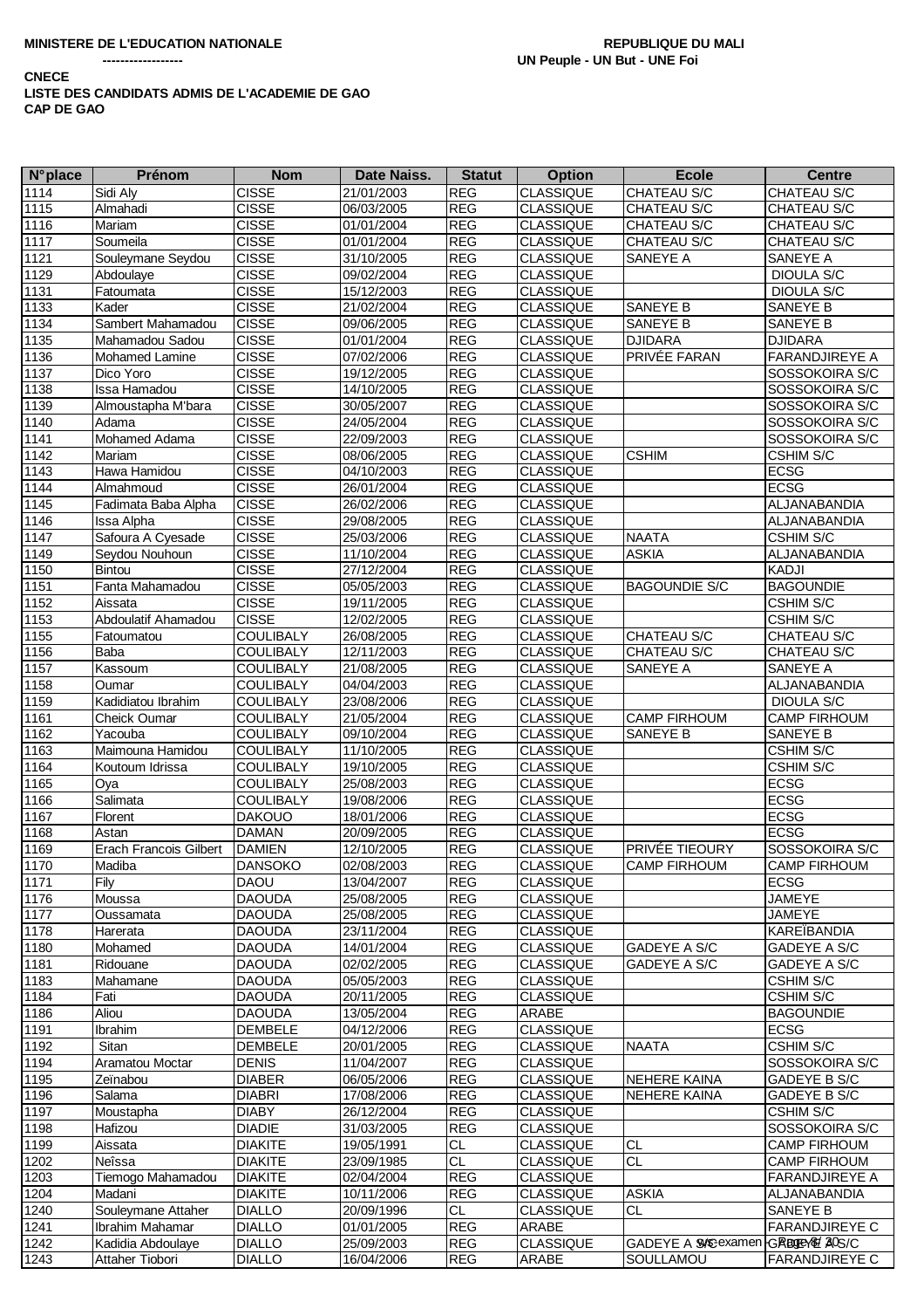**MINISTERE DE L'EDUCATION NATIONALE**

**------------------**

**REPUBLIQUE DU MALI**

**UN Peuple - UN But - UNE Foi**

**CNECE**

**LISTE DES CANDIDATS ADMIS DE L'ACADEMIE DE GAO**

**CAP DE GAO**

| N°place | Prénom | Nom | Date Naiss. | Statut | Option | Ecole | Centre |
|---|---|---|---|---|---|---|---|
| 1114 | Sidi Aly | CISSE | 21/01/2003 | REG | CLASSIQUE | CHATEAU S/C | CHATEAU S/C |
| 1115 | Almahadi | CISSE | 06/03/2005 | REG | CLASSIQUE | CHATEAU S/C | CHATEAU S/C |
| 1116 | Mariam | CISSE | 01/01/2004 | REG | CLASSIQUE | CHATEAU S/C | CHATEAU S/C |
| 1117 | Soumeila | CISSE | 01/01/2004 | REG | CLASSIQUE | CHATEAU S/C | CHATEAU S/C |
| 1121 | Souleymane Seydou | CISSE | 31/10/2005 | REG | CLASSIQUE | SANEYE A | SANEYE A |
| 1129 | Abdoulaye | CISSE | 09/02/2004 | REG | CLASSIQUE | | DIOULA S/C |
| 1131 | Fatoumata | CISSE | 15/12/2003 | REG | CLASSIQUE | | DIOULA S/C |
| 1133 | Kader | CISSE | 21/02/2004 | REG | CLASSIQUE | SANEYE B | SANEYE B |
| 1134 | Sambert Mahamadou | CISSE | 09/06/2005 | REG | CLASSIQUE | SANEYE B | SANEYE B |
| 1135 | Mahamadou Sadou | CISSE | 01/01/2004 | REG | CLASSIQUE | DJIDARA | DJIDARA |
| 1136 | Mohamed Lamine | CISSE | 07/02/2006 | REG | CLASSIQUE | PRIVÉE FARAN | FARANDJIREYE A |
| 1137 | Dico Yoro | CISSE | 19/12/2005 | REG | CLASSIQUE | | SOSSOKOIRA S/C |
| 1138 | Issa Hamadou | CISSE | 14/10/2005 | REG | CLASSIQUE | | SOSSOKOIRA S/C |
| 1139 | Almoustapha M'bara | CISSE | 30/05/2007 | REG | CLASSIQUE | | SOSSOKOIRA S/C |
| 1140 | Adama | CISSE | 24/05/2004 | REG | CLASSIQUE | | SOSSOKOIRA S/C |
| 1141 | Mohamed Adama | CISSE | 22/09/2003 | REG | CLASSIQUE | | SOSSOKOIRA S/C |
| 1142 | Mariam | CISSE | 08/06/2005 | REG | CLASSIQUE | CSHIM | CSHIM S/C |
| 1143 | Hawa Hamidou | CISSE | 04/10/2003 | REG | CLASSIQUE | | ECSG |
| 1144 | Almahmoud | CISSE | 26/01/2004 | REG | CLASSIQUE | | ECSG |
| 1145 | Fadimata Baba Alpha | CISSE | 26/02/2006 | REG | CLASSIQUE | | ALJANABANDIA |
| 1146 | Issa Alpha | CISSE | 29/08/2005 | REG | CLASSIQUE | | ALJANABANDIA |
| 1147 | Safoura A Cyesade | CISSE | 25/03/2006 | REG | CLASSIQUE | NAATA | CSHIM S/C |
| 1149 | Seydou Nouhoun | CISSE | 11/10/2004 | REG | CLASSIQUE | ASKIA | ALJANABANDIA |
| 1150 | Bintou | CISSE | 27/12/2004 | REG | CLASSIQUE | | KADJI |
| 1151 | Fanta Mahamadou | CISSE | 05/05/2003 | REG | CLASSIQUE | BAGOUNDIE S/C | BAGOUNDIE |
| 1152 | Aissata | CISSE | 19/11/2005 | REG | CLASSIQUE | | CSHIM S/C |
| 1153 | Abdoulatif Ahamadou | CISSE | 12/02/2005 | REG | CLASSIQUE | | CSHIM S/C |
| 1155 | Fatoumatou | COULIBALY | 26/08/2005 | REG | CLASSIQUE | CHATEAU S/C | CHATEAU S/C |
| 1156 | Baba | COULIBALY | 12/11/2003 | REG | CLASSIQUE | CHATEAU S/C | CHATEAU S/C |
| 1157 | Kassoum | COULIBALY | 21/08/2005 | REG | CLASSIQUE | SANEYE A | SANEYE A |
| 1158 | Oumar | COULIBALY | 04/04/2003 | REG | CLASSIQUE | | ALJANABANDIA |
| 1159 | Kadidiatou Ibrahim | COULIBALY | 23/08/2006 | REG | CLASSIQUE | | DIOULA S/C |
| 1161 | Cheick Oumar | COULIBALY | 21/05/2004 | REG | CLASSIQUE | CAMP FIRHOUM | CAMP FIRHOUM |
| 1162 | Yacouba | COULIBALY | 09/10/2004 | REG | CLASSIQUE | SANEYE B | SANEYE B |
| 1163 | Maimouna Hamidou | COULIBALY | 11/10/2005 | REG | CLASSIQUE | | CSHIM S/C |
| 1164 | Koutoum Idrissa | COULIBALY | 19/10/2005 | REG | CLASSIQUE | | CSHIM S/C |
| 1165 | Oya | COULIBALY | 25/08/2003 | REG | CLASSIQUE | | ECSG |
| 1166 | Salimata | COULIBALY | 19/08/2006 | REG | CLASSIQUE | | ECSG |
| 1167 | Florent | DAKOUO | 18/01/2006 | REG | CLASSIQUE | | ECSG |
| 1168 | Astan | DAMAN | 20/09/2005 | REG | CLASSIQUE | | ECSG |
| 1169 | Erach Francois Gilbert | DAMIEN | 12/10/2005 | REG | CLASSIQUE | PRIVÉE TIEOURY | SOSSOKOIRA S/C |
| 1170 | Madiba | DANSOKO | 02/08/2003 | REG | CLASSIQUE | CAMP FIRHOUM | CAMP FIRHOUM |
| 1171 | Fily | DAOU | 13/04/2007 | REG | CLASSIQUE | | ECSG |
| 1176 | Moussa | DAOUDA | 25/08/2005 | REG | CLASSIQUE | | JAMEYE |
| 1177 | Oussamata | DAOUDA | 25/08/2005 | REG | CLASSIQUE | | JAMEYE |
| 1178 | Harerata | DAOUDA | 23/11/2004 | REG | CLASSIQUE | | KAREÏBANDIA |
| 1180 | Mohamed | DAOUDA | 14/01/2004 | REG | CLASSIQUE | GADEYE A S/C | GADEYE A S/C |
| 1181 | Ridouane | DAOUDA | 02/02/2005 | REG | CLASSIQUE | GADEYE A S/C | GADEYE A S/C |
| 1183 | Mahamane | DAOUDA | 05/05/2003 | REG | CLASSIQUE | | CSHIM S/C |
| 1184 | Fati | DAOUDA | 20/11/2005 | REG | CLASSIQUE | | CSHIM S/C |
| 1186 | Aliou | DAOUDA | 13/05/2004 | REG | ARABE | | BAGOUNDIE |
| 1191 | Ibrahim | DEMBELE | 04/12/2006 | REG | CLASSIQUE | | ECSG |
| 1192 | Sitan | DEMBELE | 20/01/2005 | REG | CLASSIQUE | NAATA | CSHIM S/C |
| 1194 | Aramatou Moctar | DENIS | 11/04/2007 | REG | CLASSIQUE | | SOSSOKOIRA S/C |
| 1195 | Zeïnabou | DIABER | 06/05/2006 | REG | CLASSIQUE | NEHERE KAINA | GADEYE B S/C |
| 1196 | Salama | DIABRI | 17/08/2006 | REG | CLASSIQUE | NEHERE KAINA | GADEYE B S/C |
| 1197 | Moustapha | DIABY | 26/12/2004 | REG | CLASSIQUE | | CSHIM S/C |
| 1198 | Hafizou | DIADIE | 31/03/2005 | REG | CLASSIQUE | | SOSSOKOIRA S/C |
| 1199 | Aissata | DIAKITE | 19/05/1991 | CL | CLASSIQUE | CL | CAMP FIRHOUM |
| 1202 | Neïssa | DIAKITE | 23/09/1985 | CL | CLASSIQUE | CL | CAMP FIRHOUM |
| 1203 | Tiemogo Mahamadou | DIAKITE | 02/04/2004 | REG | CLASSIQUE | | FARANDJIREYE A |
| 1204 | Madani | DIAKITE | 10/11/2006 | REG | CLASSIQUE | ASKIA | ALJANABANDIA |
| 1240 | Souleymane Attaher | DIALLO | 20/09/1996 | CL | CLASSIQUE | CL | SANEYE B |
| 1241 | Ibrahim Mahamar | DIALLO | 01/01/2005 | REG | ARABE | | FARANDJIREYE C |
| 1242 | Kadidia Abdoulaye | DIALLO | 25/09/2003 | REG | CLASSIQUE | GADEYE A S/C | GADEYE A S/C |
| 1243 | Attaher Tiobori | DIALLO | 16/04/2006 | REG | ARABE | SOULLAMOU | FARANDJIREYE C |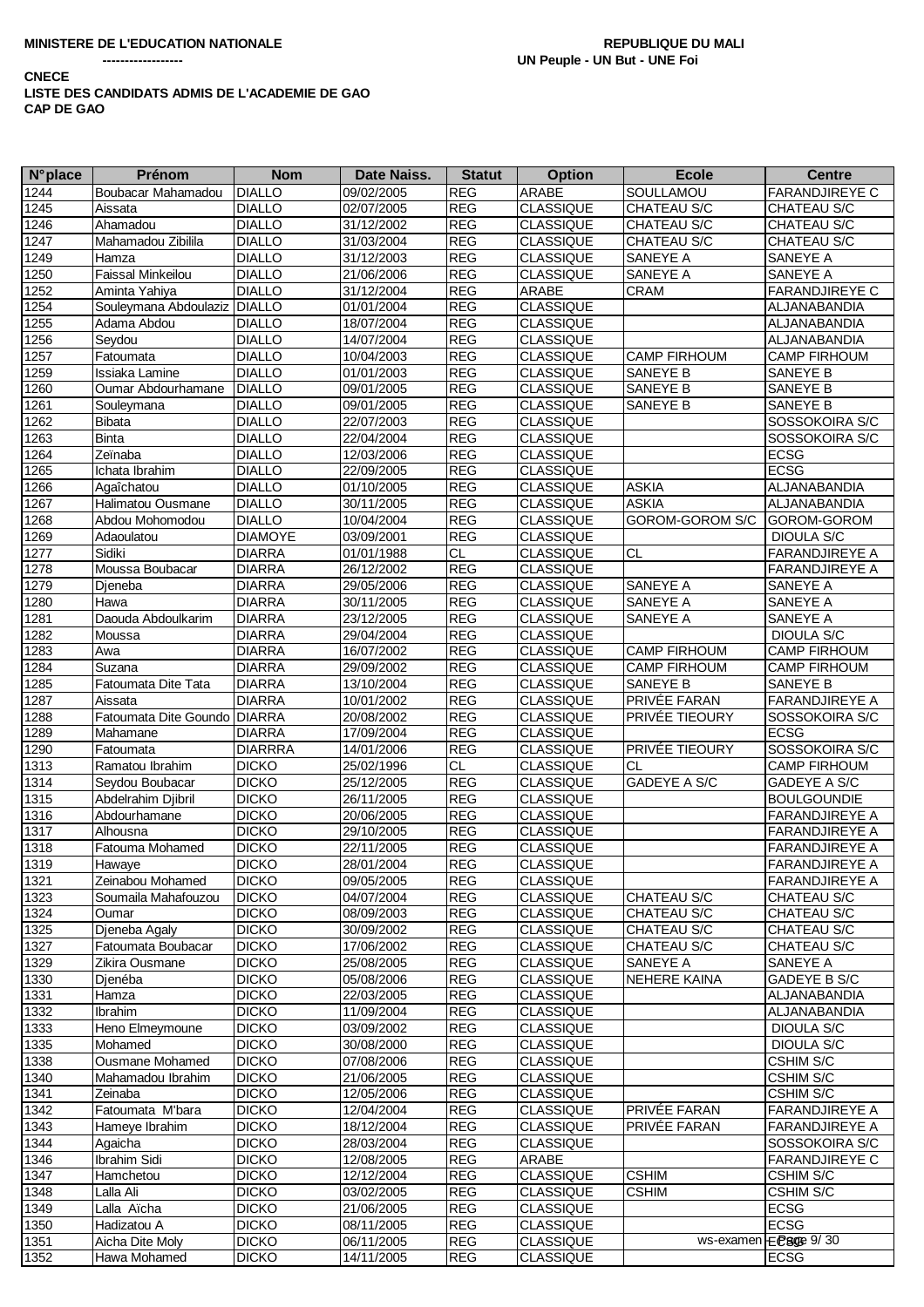**MINISTERE DE L'EDUCATION NATIONALE**

**------------------**

**REPUBLIQUE DU MALI**

**UN Peuple - UN But - UNE Foi**

**CNECE**

**LISTE DES CANDIDATS ADMIS DE L'ACADEMIE DE GAO**

**CAP DE GAO**

| N°place | Prénom | Nom | Date Naiss. | Statut | Option | Ecole | Centre |
|---|---|---|---|---|---|---|---|
| 1244 | Boubacar Mahamadou | DIALLO | 09/02/2005 | REG | ARABE | SOULLAMOU | FARANDJIREYE C |
| 1245 | Aissata | DIALLO | 02/07/2005 | REG | CLASSIQUE | CHATEAU S/C | CHATEAU S/C |
| 1246 | Ahamadou | DIALLO | 31/12/2002 | REG | CLASSIQUE | CHATEAU S/C | CHATEAU S/C |
| 1247 | Mahamadou Zibilila | DIALLO | 31/03/2004 | REG | CLASSIQUE | CHATEAU S/C | CHATEAU S/C |
| 1249 | Hamza | DIALLO | 31/12/2003 | REG | CLASSIQUE | SANEYE A | SANEYE A |
| 1250 | Faissal Minkeilou | DIALLO | 21/06/2006 | REG | CLASSIQUE | SANEYE A | SANEYE A |
| 1252 | Aminta Yahiya | DIALLO | 31/12/2004 | REG | ARABE | CRAM | FARANDJIREYE C |
| 1254 | Souleymana Abdoulaziz | DIALLO | 01/01/2004 | REG | CLASSIQUE | | ALJANABANDIA |
| 1255 | Adama Abdou | DIALLO | 18/07/2004 | REG | CLASSIQUE | | ALJANABANDIA |
| 1256 | Seydou | DIALLO | 14/07/2004 | REG | CLASSIQUE | | ALJANABANDIA |
| 1257 | Fatoumata | DIALLO | 10/04/2003 | REG | CLASSIQUE | CAMP FIRHOUM | CAMP FIRHOUM |
| 1259 | Issiaka Lamine | DIALLO | 01/01/2003 | REG | CLASSIQUE | SANEYE B | SANEYE B |
| 1260 | Oumar Abdourhamane | DIALLO | 09/01/2005 | REG | CLASSIQUE | SANEYE B | SANEYE B |
| 1261 | Souleymana | DIALLO | 09/01/2005 | REG | CLASSIQUE | SANEYE B | SANEYE B |
| 1262 | Bibata | DIALLO | 22/07/2003 | REG | CLASSIQUE | | SOSSOKOIRA S/C |
| 1263 | Binta | DIALLO | 22/04/2004 | REG | CLASSIQUE | | SOSSOKOIRA S/C |
| 1264 | Zeïnaba | DIALLO | 12/03/2006 | REG | CLASSIQUE | | ECSG |
| 1265 | Ichata Ibrahim | DIALLO | 22/09/2005 | REG | CLASSIQUE | | ECSG |
| 1266 | Agaîchatou | DIALLO | 01/10/2005 | REG | CLASSIQUE | ASKIA | ALJANABANDIA |
| 1267 | Halimatou Ousmane | DIALLO | 30/11/2005 | REG | CLASSIQUE | ASKIA | ALJANABANDIA |
| 1268 | Abdou Mohomodou | DIALLO | 10/04/2004 | REG | CLASSIQUE | GOROM-GOROM S/C | GOROM-GOROM |
| 1269 | Adaoulatou | DIAMOYE | 03/09/2001 | REG | CLASSIQUE | | DIOULA S/C |
| 1277 | Sidiki | DIARRA | 01/01/1988 | CL | CLASSIQUE | CL | FARANDJIREYE A |
| 1278 | Moussa Boubacar | DIARRA | 26/12/2002 | REG | CLASSIQUE | | FARANDJIREYE A |
| 1279 | Djeneba | DIARRA | 29/05/2006 | REG | CLASSIQUE | SANEYE A | SANEYE A |
| 1280 | Hawa | DIARRA | 30/11/2005 | REG | CLASSIQUE | SANEYE A | SANEYE A |
| 1281 | Daouda Abdoulkarim | DIARRA | 23/12/2005 | REG | CLASSIQUE | SANEYE A | SANEYE A |
| 1282 | Moussa | DIARRA | 29/04/2004 | REG | CLASSIQUE | | DIOULA S/C |
| 1283 | Awa | DIARRA | 16/07/2002 | REG | CLASSIQUE | CAMP FIRHOUM | CAMP FIRHOUM |
| 1284 | Suzana | DIARRA | 29/09/2002 | REG | CLASSIQUE | CAMP FIRHOUM | CAMP FIRHOUM |
| 1285 | Fatoumata Dite Tata | DIARRA | 13/10/2004 | REG | CLASSIQUE | SANEYE B | SANEYE B |
| 1287 | Aissata | DIARRA | 10/01/2002 | REG | CLASSIQUE | PRIVÉE FARAN | FARANDJIREYE A |
| 1288 | Fatoumata Dite Goundo | DIARRA | 20/08/2002 | REG | CLASSIQUE | PRIVÉE TIEOURY | SOSSOKOIRA S/C |
| 1289 | Mahamane | DIARRA | 17/09/2004 | REG | CLASSIQUE | | ECSG |
| 1290 | Fatoumata | DIARRRA | 14/01/2006 | REG | CLASSIQUE | PRIVÉE TIEOURY | SOSSOKOIRA S/C |
| 1313 | Ramatou Ibrahim | DICKO | 25/02/1996 | CL | CLASSIQUE | CL | CAMP FIRHOUM |
| 1314 | Seydou Boubacar | DICKO | 25/12/2005 | REG | CLASSIQUE | GADEYE A S/C | GADEYE A S/C |
| 1315 | Abdelrahim Djibril | DICKO | 26/11/2005 | REG | CLASSIQUE | | BOULGOUNDIE |
| 1316 | Abdourhamane | DICKO | 20/06/2005 | REG | CLASSIQUE | | FARANDJIREYE A |
| 1317 | Alhousna | DICKO | 29/10/2005 | REG | CLASSIQUE | | FARANDJIREYE A |
| 1318 | Fatouma Mohamed | DICKO | 22/11/2005 | REG | CLASSIQUE | | FARANDJIREYE A |
| 1319 | Hawaye | DICKO | 28/01/2004 | REG | CLASSIQUE | | FARANDJIREYE A |
| 1321 | Zeinabou Mohamed | DICKO | 09/05/2005 | REG | CLASSIQUE | | FARANDJIREYE A |
| 1323 | Soumaila Mahafouzou | DICKO | 04/07/2004 | REG | CLASSIQUE | CHATEAU S/C | CHATEAU S/C |
| 1324 | Oumar | DICKO | 08/09/2003 | REG | CLASSIQUE | CHATEAU S/C | CHATEAU S/C |
| 1325 | Djeneba Agaly | DICKO | 30/09/2002 | REG | CLASSIQUE | CHATEAU S/C | CHATEAU S/C |
| 1327 | Fatoumata Boubacar | DICKO | 17/06/2002 | REG | CLASSIQUE | CHATEAU S/C | CHATEAU S/C |
| 1329 | Zikira Ousmane | DICKO | 25/08/2005 | REG | CLASSIQUE | SANEYE A | SANEYE A |
| 1330 | Djenéba | DICKO | 05/08/2006 | REG | CLASSIQUE | NEHERE KAINA | GADEYE B S/C |
| 1331 | Hamza | DICKO | 22/03/2005 | REG | CLASSIQUE | | ALJANABANDIA |
| 1332 | Ibrahim | DICKO | 11/09/2004 | REG | CLASSIQUE | | ALJANABANDIA |
| 1333 | Heno Elmeymoune | DICKO | 03/09/2002 | REG | CLASSIQUE | | DIOULA S/C |
| 1335 | Mohamed | DICKO | 30/08/2000 | REG | CLASSIQUE | | DIOULA S/C |
| 1338 | Ousmane Mohamed | DICKO | 07/08/2006 | REG | CLASSIQUE | | CSHIM S/C |
| 1340 | Mahamadou Ibrahim | DICKO | 21/06/2005 | REG | CLASSIQUE | | CSHIM S/C |
| 1341 | Zeinaba | DICKO | 12/05/2006 | REG | CLASSIQUE | | CSHIM S/C |
| 1342 | Fatoumata M'bara | DICKO | 12/04/2004 | REG | CLASSIQUE | PRIVÉE FARAN | FARANDJIREYE A |
| 1343 | Hameye Ibrahim | DICKO | 18/12/2004 | REG | CLASSIQUE | PRIVÉE FARAN | FARANDJIREYE A |
| 1344 | Agaicha | DICKO | 28/03/2004 | REG | CLASSIQUE | | SOSSOKOIRA S/C |
| 1346 | Ibrahim Sidi | DICKO | 12/08/2005 | REG | ARABE | | FARANDJIREYE C |
| 1347 | Hamchetou | DICKO | 12/12/2004 | REG | CLASSIQUE | CSHIM | CSHIM S/C |
| 1348 | Lalla Ali | DICKO | 03/02/2005 | REG | CLASSIQUE | CSHIM | CSHIM S/C |
| 1349 | Lalla Aïcha | DICKO | 21/06/2005 | REG | CLASSIQUE | | ECSG |
| 1350 | Hadizatou A | DICKO | 08/11/2005 | REG | CLASSIQUE | | ECSG |
| 1351 | Aicha Dite Moly | DICKO | 06/11/2005 | REG | CLASSIQUE | | ECSG |
| 1352 | Hawa Mohamed | DICKO | 14/11/2005 | REG | CLASSIQUE | | ECSG |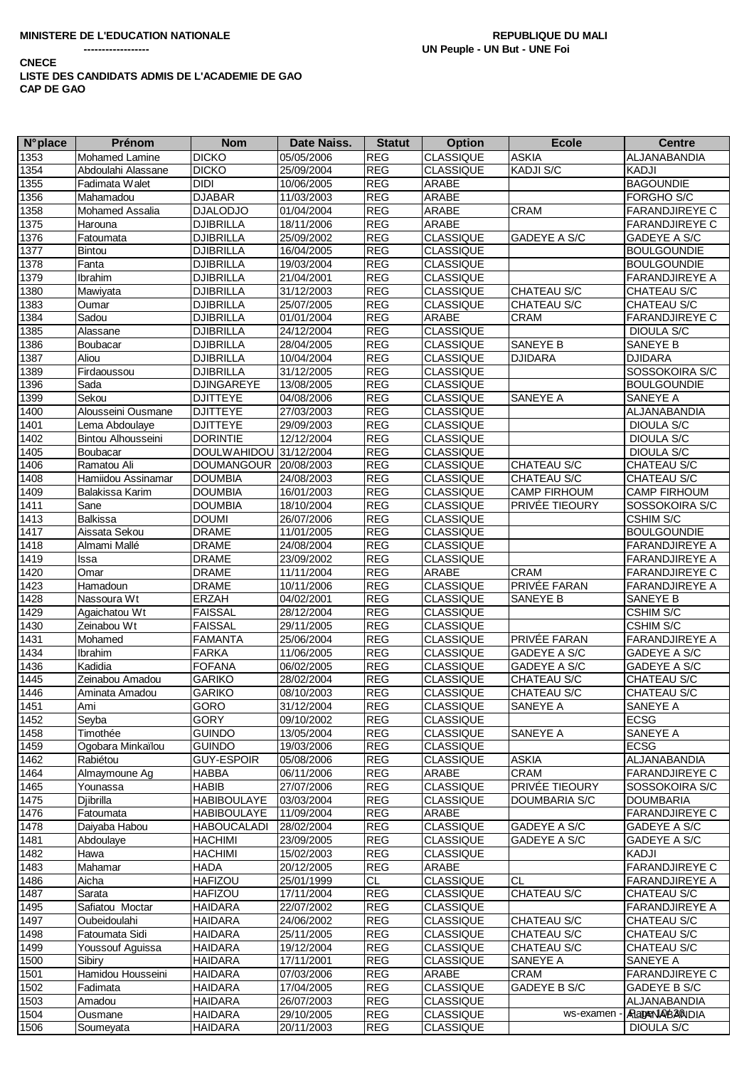**MINISTERE DE L'EDUCATION NATIONALE**
**------------------**

**REPUBLIQUE DU MALI**
**UN Peuple - UN But - UNE Foi**

**CNECE**
**LISTE DES CANDIDATS ADMIS DE L'ACADEMIE DE GAO**
**CAP DE GAO**

| N°place | Prénom | Nom | Date Naiss. | Statut | Option | Ecole | Centre |
|---|---|---|---|---|---|---|---|
| 1353 | Mohamed Lamine | DICKO | 05/05/2006 | REG | CLASSIQUE | ASKIA | ALJANABANDIA |
| 1354 | Abdoulahi Alassane | DICKO | 25/09/2004 | REG | CLASSIQUE | KADJI S/C | KADJI |
| 1355 | Fadimata Walet | DIDI | 10/06/2005 | REG | ARABE | | BAGOUNDIE |
| 1356 | Mahamadou | DJABAR | 11/03/2003 | REG | ARABE | | FORGHO S/C |
| 1358 | Mohamed Assalia | DJALODJO | 01/04/2004 | REG | ARABE | CRAM | FARANDJIREYE C |
| 1375 | Harouna | DJIBRILLA | 18/11/2006 | REG | ARABE | | FARANDJIREYE C |
| 1376 | Fatoumata | DJIBRILLA | 25/09/2002 | REG | CLASSIQUE | GADEYE A S/C | GADEYE A S/C |
| 1377 | Bintou | DJIBRILLA | 16/04/2005 | REG | CLASSIQUE | | BOULGOUNDIE |
| 1378 | Fanta | DJIBRILLA | 19/03/2004 | REG | CLASSIQUE | | BOULGOUNDIE |
| 1379 | Ibrahim | DJIBRILLA | 21/04/2001 | REG | CLASSIQUE | | FARANDJIREYE A |
| 1380 | Mawiyata | DJIBRILLA | 31/12/2003 | REG | CLASSIQUE | CHATEAU S/C | CHATEAU S/C |
| 1383 | Oumar | DJIBRILLA | 25/07/2005 | REG | CLASSIQUE | CHATEAU S/C | CHATEAU S/C |
| 1384 | Sadou | DJIBRILLA | 01/01/2004 | REG | ARABE | CRAM | FARANDJIREYE C |
| 1385 | Alassane | DJIBRILLA | 24/12/2004 | REG | CLASSIQUE | | DIOULA S/C |
| 1386 | Boubacar | DJIBRILLA | 28/04/2005 | REG | CLASSIQUE | SANEYE B | SANEYE B |
| 1387 | Aliou | DJIBRILLA | 10/04/2004 | REG | CLASSIQUE | DJIDARA | DJIDARA |
| 1389 | Firdaoussou | DJIBRILLA | 31/12/2005 | REG | CLASSIQUE | | SOSSOKOIRA S/C |
| 1396 | Sada | DJINGAREYE | 13/08/2005 | REG | CLASSIQUE | | BOULGOUNDIE |
| 1399 | Sekou | DJITTEYE | 04/08/2006 | REG | CLASSIQUE | SANEYE A | SANEYE A |
| 1400 | Alousseini Ousmane | DJITTEYE | 27/03/2003 | REG | CLASSIQUE | | ALJANABANDIA |
| 1401 | Lema Abdoulaye | DJITTEYE | 29/09/2003 | REG | CLASSIQUE | | DIOULA S/C |
| 1402 | Bintou Alhousseini | DORINTIE | 12/12/2004 | REG | CLASSIQUE | | DIOULA S/C |
| 1405 | Boubacar | DOULWAHIDOU | 31/12/2004 | REG | CLASSIQUE | | DIOULA S/C |
| 1406 | Ramatou Ali | DOUMANGOUR | 20/08/2003 | REG | CLASSIQUE | CHATEAU S/C | CHATEAU S/C |
| 1408 | Hamiidou Assinamar | DOUMBIA | 24/08/2003 | REG | CLASSIQUE | CHATEAU S/C | CHATEAU S/C |
| 1409 | Balakissa Karim | DOUMBIA | 16/01/2003 | REG | CLASSIQUE | CAMP FIRHOUM | CAMP FIRHOUM |
| 1411 | Sane | DOUMBIA | 18/10/2004 | REG | CLASSIQUE | PRIVÉE TIEOURY | SOSSOKOIRA S/C |
| 1413 | Balkissa | DOUMI | 26/07/2006 | REG | CLASSIQUE | | CSHIM S/C |
| 1417 | Aissata Sekou | DRAME | 11/01/2005 | REG | CLASSIQUE | | BOULGOUNDIE |
| 1418 | Almami Mallé | DRAME | 24/08/2004 | REG | CLASSIQUE | | FARANDJIREYE A |
| 1419 | Issa | DRAME | 23/09/2002 | REG | CLASSIQUE | | FARANDJIREYE A |
| 1420 | Omar | DRAME | 11/11/2004 | REG | ARABE | CRAM | FARANDJIREYE C |
| 1423 | Hamadoun | DRAME | 10/11/2006 | REG | CLASSIQUE | PRIVÉE FARAN | FARANDJIREYE A |
| 1428 | Nassoura Wt | ERZAH | 04/02/2001 | REG | CLASSIQUE | SANEYE B | SANEYE B |
| 1429 | Agaichatou Wt | FAISSAL | 28/12/2004 | REG | CLASSIQUE | | CSHIM S/C |
| 1430 | Zeinabou Wt | FAISSAL | 29/11/2005 | REG | CLASSIQUE | | CSHIM S/C |
| 1431 | Mohamed | FAMANTA | 25/06/2004 | REG | CLASSIQUE | PRIVÉE FARAN | FARANDJIREYE A |
| 1434 | Ibrahim | FARKA | 11/06/2005 | REG | CLASSIQUE | GADEYE A S/C | GADEYE A S/C |
| 1436 | Kadidia | FOFANA | 06/02/2005 | REG | CLASSIQUE | GADEYE A S/C | GADEYE A S/C |
| 1445 | Zeinabou Amadou | GARIKO | 28/02/2004 | REG | CLASSIQUE | CHATEAU S/C | CHATEAU S/C |
| 1446 | Aminata Amadou | GARIKO | 08/10/2003 | REG | CLASSIQUE | CHATEAU S/C | CHATEAU S/C |
| 1451 | Ami | GORO | 31/12/2004 | REG | CLASSIQUE | SANEYE A | SANEYE A |
| 1452 | Seyba | GORY | 09/10/2002 | REG | CLASSIQUE | | ECSG |
| 1458 | Timothée | GUINDO | 13/05/2004 | REG | CLASSIQUE | SANEYE A | SANEYE A |
| 1459 | Ogobara Minkaïlou | GUINDO | 19/03/2006 | REG | CLASSIQUE | | ECSG |
| 1462 | Rabiétou | GUY-ESPOIR | 05/08/2006 | REG | CLASSIQUE | ASKIA | ALJANABANDIA |
| 1464 | Almaymoune Ag | HABBA | 06/11/2006 | REG | ARABE | CRAM | FARANDJIREYE C |
| 1465 | Younassa | HABIB | 27/07/2006 | REG | CLASSIQUE | PRIVÉE TIEOURY | SOSSOKOIRA S/C |
| 1475 | Djibrilla | HABIBOULAYE | 03/03/2004 | REG | CLASSIQUE | DOUMBARIA S/C | DOUMBARIA |
| 1476 | Fatoumata | HABIBOULAYE | 11/09/2004 | REG | ARABE | | FARANDJIREYE C |
| 1478 | Daiyaba Habou | HABOUCALADI | 28/02/2004 | REG | CLASSIQUE | GADEYE A S/C | GADEYE A S/C |
| 1481 | Abdoulaye | HACHIMI | 23/09/2005 | REG | CLASSIQUE | GADEYE A S/C | GADEYE A S/C |
| 1482 | Hawa | HACHIMI | 15/02/2003 | REG | CLASSIQUE | | KADJI |
| 1483 | Mahamar | HADA | 20/12/2005 | REG | ARABE | | FARANDJIREYE C |
| 1486 | Aicha | HAFIZOU | 25/01/1999 | CL | CLASSIQUE | CL | FARANDJIREYE A |
| 1487 | Sarata | HAFIZOU | 17/11/2004 | REG | CLASSIQUE | CHATEAU S/C | CHATEAU S/C |
| 1495 | Safiatou Moctar | HAIDARA | 22/07/2002 | REG | CLASSIQUE | | FARANDJIREYE A |
| 1497 | Oubeidoulahi | HAIDARA | 24/06/2002 | REG | CLASSIQUE | CHATEAU S/C | CHATEAU S/C |
| 1498 | Fatoumata Sidi | HAIDARA | 25/11/2005 | REG | CLASSIQUE | CHATEAU S/C | CHATEAU S/C |
| 1499 | Youssouf Aguissa | HAIDARA | 19/12/2004 | REG | CLASSIQUE | CHATEAU S/C | CHATEAU S/C |
| 1500 | Sibiry | HAIDARA | 17/11/2001 | REG | CLASSIQUE | SANEYE A | SANEYE A |
| 1501 | Hamidou Housseini | HAIDARA | 07/03/2006 | REG | ARABE | CRAM | FARANDJIREYE C |
| 1502 | Fadimata | HAIDARA | 17/04/2005 | REG | CLASSIQUE | GADEYE B S/C | GADEYE B S/C |
| 1503 | Amadou | HAIDARA | 26/07/2003 | REG | CLASSIQUE | | ALJANABANDIA |
| 1504 | Ousmane | HAIDARA | 29/10/2005 | REG | CLASSIQUE | | ALJANABANDIA |
| 1506 | Soumeyata | HAIDARA | 20/11/2003 | REG | CLASSIQUE | | DIOULA S/C |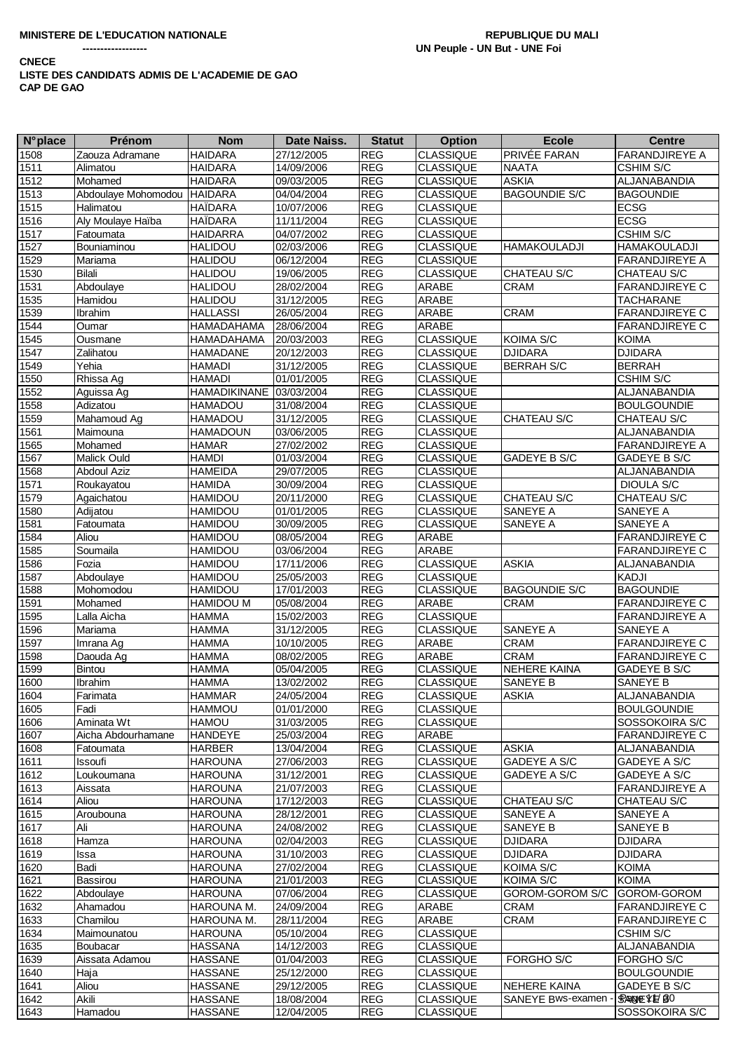**MINISTERE DE L'EDUCATION NATIONALE**
**------------------**

**REPUBLIQUE DU MALI**
**UN Peuple - UN But - UNE Foi**

**CNECE**
**LISTE DES CANDIDATS ADMIS DE L'ACADEMIE DE GAO**
**CAP DE GAO**

| N°place | Prénom | Nom | Date Naiss. | Statut | Option | Ecole | Centre |
|---|---|---|---|---|---|---|---|
| 1508 | Zaouza Adramane | HAIDARA | 27/12/2005 | REG | CLASSIQUE | PRIVÉE FARAN | FARANDJIREYE A |
| 1511 | Alimatou | HAIDARA | 14/09/2006 | REG | CLASSIQUE | NAATA | CSHIM S/C |
| 1512 | Mohamed | HAIDARA | 09/03/2005 | REG | CLASSIQUE | ASKIA | ALJANABANDIA |
| 1513 | Abdoulaye Mohomodou | HAIDARA | 04/04/2004 | REG | CLASSIQUE | BAGOUNDIE S/C | BAGOUNDIE |
| 1515 | Halimatou | HAÏDARA | 10/07/2006 | REG | CLASSIQUE | | ECSG |
| 1516 | Aly Moulaye Haïba | HAÏDARA | 11/11/2004 | REG | CLASSIQUE | | ECSG |
| 1517 | Fatoumata | HAIDARRA | 04/07/2002 | REG | CLASSIQUE | | CSHIM S/C |
| 1527 | Bouniaminou | HALIDOU | 02/03/2006 | REG | CLASSIQUE | HAMAKOULADJI | HAMAKOULADJI |
| 1529 | Mariama | HALIDOU | 06/12/2004 | REG | CLASSIQUE | | FARANDJIREYE A |
| 1530 | Bilali | HALIDOU | 19/06/2005 | REG | CLASSIQUE | CHATEAU S/C | CHATEAU S/C |
| 1531 | Abdoulaye | HALIDOU | 28/02/2004 | REG | ARABE | CRAM | FARANDJIREYE C |
| 1535 | Hamidou | HALIDOU | 31/12/2005 | REG | ARABE | | TACHARANE |
| 1539 | Ibrahim | HALLASSI | 26/05/2004 | REG | ARABE | CRAM | FARANDJIREYE C |
| 1544 | Oumar | HAMADAHAMA | 28/06/2004 | REG | ARABE | | FARANDJIREYE C |
| 1545 | Ousmane | HAMADAHAMA | 20/03/2003 | REG | CLASSIQUE | KOIMA S/C | KOIMA |
| 1547 | Zalihatou | HAMADANE | 20/12/2003 | REG | CLASSIQUE | DJIDARA | DJIDARA |
| 1549 | Yehia | HAMADI | 31/12/2005 | REG | CLASSIQUE | BERRAH S/C | BERRAH |
| 1550 | Rhissa Ag | HAMADI | 01/01/2005 | REG | CLASSIQUE | | CSHIM S/C |
| 1552 | Aguissa Ag | HAMADIKINANE | 03/03/2004 | REG | CLASSIQUE | | ALJANABANDIA |
| 1558 | Adizatou | HAMADOU | 31/08/2004 | REG | CLASSIQUE | | BOULGOUNDIE |
| 1559 | Mahamoud Ag | HAMADOU | 31/12/2005 | REG | CLASSIQUE | CHATEAU S/C | CHATEAU S/C |
| 1561 | Maimouna | HAMADOUN | 03/06/2005 | REG | CLASSIQUE | | ALJANABANDIA |
| 1565 | Mohamed | HAMAR | 27/02/2002 | REG | CLASSIQUE | | FARANDJIREYE A |
| 1567 | Malick Ould | HAMDI | 01/03/2004 | REG | CLASSIQUE | GADEYE B S/C | GADEYE B S/C |
| 1568 | Abdoul Aziz | HAMEIDA | 29/07/2005 | REG | CLASSIQUE | | ALJANABANDIA |
| 1571 | Roukayatou | HAMIDA | 30/09/2004 | REG | CLASSIQUE | | DIOULA S/C |
| 1579 | Agaichatou | HAMIDOU | 20/11/2000 | REG | CLASSIQUE | CHATEAU S/C | CHATEAU S/C |
| 1580 | Adijatou | HAMIDOU | 01/01/2005 | REG | CLASSIQUE | SANEYE A | SANEYE A |
| 1581 | Fatoumata | HAMIDOU | 30/09/2005 | REG | CLASSIQUE | SANEYE A | SANEYE A |
| 1584 | Aliou | HAMIDOU | 08/05/2004 | REG | ARABE | | FARANDJIREYE C |
| 1585 | Soumaila | HAMIDOU | 03/06/2004 | REG | ARABE | | FARANDJIREYE C |
| 1586 | Fozia | HAMIDOU | 17/11/2006 | REG | CLASSIQUE | ASKIA | ALJANABANDIA |
| 1587 | Abdoulaye | HAMIDOU | 25/05/2003 | REG | CLASSIQUE | | KADJI |
| 1588 | Mohomodou | HAMIDOU | 17/01/2003 | REG | CLASSIQUE | BAGOUNDIE S/C | BAGOUNDIE |
| 1591 | Mohamed | HAMIDOU M | 05/08/2004 | REG | ARABE | CRAM | FARANDJIREYE C |
| 1595 | Lalla Aicha | HAMMA | 15/02/2003 | REG | CLASSIQUE | | FARANDJIREYE A |
| 1596 | Mariama | HAMMA | 31/12/2005 | REG | CLASSIQUE | SANEYE A | SANEYE A |
| 1597 | Imrana Ag | HAMMA | 10/10/2005 | REG | ARABE | CRAM | FARANDJIREYE C |
| 1598 | Daouda Ag | HAMMA | 08/02/2005 | REG | ARABE | CRAM | FARANDJIREYE C |
| 1599 | Bintou | HAMMA | 05/04/2005 | REG | CLASSIQUE | NEHERE KAINA | GADEYE B S/C |
| 1600 | Ibrahim | HAMMA | 13/02/2002 | REG | CLASSIQUE | SANEYE B | SANEYE B |
| 1604 | Farimata | HAMMAR | 24/05/2004 | REG | CLASSIQUE | ASKIA | ALJANABANDIA |
| 1605 | Fadi | HAMMOU | 01/01/2000 | REG | CLASSIQUE | | BOULGOUNDIE |
| 1606 | Aminata Wt | HAMOU | 31/03/2005 | REG | CLASSIQUE | | SOSSOKOIRA S/C |
| 1607 | Aicha Abdourhamane | HANDEYE | 25/03/2004 | REG | ARABE | | FARANDJIREYE C |
| 1608 | Fatoumata | HARBER | 13/04/2004 | REG | CLASSIQUE | ASKIA | ALJANABANDIA |
| 1611 | Issoufi | HAROUNA | 27/06/2003 | REG | CLASSIQUE | GADEYE A S/C | GADEYE A S/C |
| 1612 | Loukoumana | HAROUNA | 31/12/2001 | REG | CLASSIQUE | GADEYE A S/C | GADEYE A S/C |
| 1613 | Aissata | HAROUNA | 21/07/2003 | REG | CLASSIQUE | | FARANDJIREYE A |
| 1614 | Aliou | HAROUNA | 17/12/2003 | REG | CLASSIQUE | CHATEAU S/C | CHATEAU S/C |
| 1615 | Arouboun a | HAROUNA | 28/12/2001 | REG | CLASSIQUE | SANEYE A | SANEYE A |
| 1617 | Ali | HAROUNA | 24/08/2002 | REG | CLASSIQUE | SANEYE B | SANEYE B |
| 1618 | Hamza | HAROUNA | 02/04/2003 | REG | CLASSIQUE | DJIDARA | DJIDARA |
| 1619 | Issa | HAROUNA | 31/10/2003 | REG | CLASSIQUE | DJIDARA | DJIDARA |
| 1620 | Badi | HAROUNA | 27/02/2004 | REG | CLASSIQUE | KOIMA S/C | KOIMA |
| 1621 | Bassirou | HAROUNA | 21/01/2003 | REG | CLASSIQUE | KOIMA S/C | KOIMA |
| 1622 | Abdoulaye | HAROUNA | 07/06/2004 | REG | CLASSIQUE | GOROM-GOROM S/C | GOROM-GOROM |
| 1632 | Ahamadou | HAROUNA M. | 24/09/2004 | REG | ARABE | CRAM | FARANDJIREYE C |
| 1633 | Chamilou | HAROUNA M. | 28/11/2004 | REG | ARABE | CRAM | FARANDJIREYE C |
| 1634 | Maimounatou | HAROUNA | 05/10/2004 | REG | CLASSIQUE | | CSHIM S/C |
| 1635 | Boubacar | HASSANA | 14/12/2003 | REG | CLASSIQUE | | ALJANABANDIA |
| 1639 | Aissata Adamou | HASSANE | 01/04/2003 | REG | CLASSIQUE | FORGHO S/C | FORGHO S/C |
| 1640 | Haja | HASSANE | 25/12/2000 | REG | CLASSIQUE | | BOULGOUNDIE |
| 1641 | Aliou | HASSANE | 29/12/2005 | REG | CLASSIQUE | NEHERE KAINA | GADEYE B S/C |
| 1642 | Akili | HASSANE | 18/08/2004 | REG | CLASSIQUE | SANEYE B | SANEYE B |
| 1643 | Hamadou | HASSANE | 12/04/2005 | REG | CLASSIQUE | | SOSSOKOIRA S/C |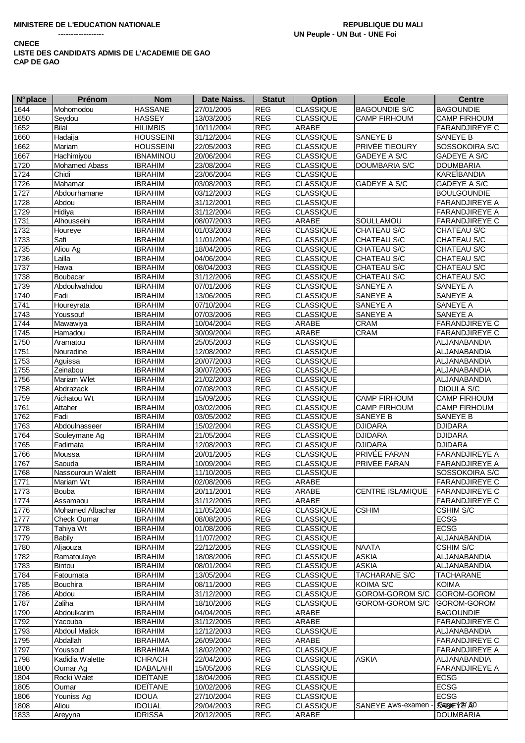**MINISTERE DE L'EDUCATION NATIONALE**

**------------------**

**REPUBLIQUE DU MALI**
**UN Peuple - UN But - UNE Foi**

**CNECE**
**LISTE DES CANDIDATS ADMIS DE L'ACADEMIE DE GAO**
**CAP DE GAO**

| N°place | Prénom | Nom | Date Naiss. | Statut | Option | Ecole | Centre |
|---|---|---|---|---|---|---|---|
| 1644 | Mohomodou | HASSANE | 27/01/2005 | REG | CLASSIQUE | BAGOUNDIE S/C | BAGOUNDIE |
| 1650 | Seydou | HASSEY | 13/03/2005 | REG | CLASSIQUE | CAMP FIRHOUM | CAMP FIRHOUM |
| 1652 | Bilal | HILIMBIS | 10/11/2004 | REG | ARABE | | FARANDJIREYE C |
| 1660 | Hadaija | HOUSSEINI | 31/12/2004 | REG | CLASSIQUE | SANEYE B | SANEYE B |
| 1662 | Mariam | HOUSSEINI | 22/05/2003 | REG | CLASSIQUE | PRIVÉE TIEOURY | SOSSOKOIRA S/C |
| 1667 | Hachimiyou | IBNAMINOU | 20/06/2004 | REG | CLASSIQUE | GADEYE A S/C | GADEYE A S/C |
| 1720 | Mohamed Abass | IBRAHIM | 23/08/2004 | REG | CLASSIQUE | DOUMBARIA S/C | DOUMBARIA |
| 1724 | Chidi | IBRAHIM | 23/06/2004 | REG | CLASSIQUE | | KAREÏBANDIA |
| 1726 | Mahamar | IBRAHIM | 03/08/2003 | REG | CLASSIQUE | GADEYE A S/C | GADEYE A S/C |
| 1727 | Abdourhamane | IBRAHIM | 03/12/2003 | REG | CLASSIQUE | | BOULGOUNDIE |
| 1728 | Abdou | IBRAHIM | 31/12/2001 | REG | CLASSIQUE | | FARANDJIREYE A |
| 1729 | Hidiya | IBRAHIM | 31/12/2004 | REG | CLASSIQUE | | FARANDJIREYE A |
| 1731 | Alhousseini | IBRAHIM | 08/07/2003 | REG | ARABE | SOULLAMOU | FARANDJIREYE C |
| 1732 | Houreye | IBRAHIM | 01/03/2003 | REG | CLASSIQUE | CHATEAU S/C | CHATEAU S/C |
| 1733 | Safi | IBRAHIM | 11/01/2004 | REG | CLASSIQUE | CHATEAU S/C | CHATEAU S/C |
| 1735 | Aliou Ag | IBRAHIM | 18/04/2005 | REG | CLASSIQUE | CHATEAU S/C | CHATEAU S/C |
| 1736 | Lailla | IBRAHIM | 04/06/2004 | REG | CLASSIQUE | CHATEAU S/C | CHATEAU S/C |
| 1737 | Hawa | IBRAHIM | 08/04/2003 | REG | CLASSIQUE | CHATEAU S/C | CHATEAU S/C |
| 1738 | Boubacar | IBRAHIM | 31/12/2006 | REG | CLASSIQUE | CHATEAU S/C | CHATEAU S/C |
| 1739 | Abdoulwahidou | IBRAHIM | 07/01/2006 | REG | CLASSIQUE | SANEYE A | SANEYE A |
| 1740 | Fadi | IBRAHIM | 13/06/2005 | REG | CLASSIQUE | SANEYE A | SANEYE A |
| 1741 | Houreyrata | IBRAHIM | 07/10/2004 | REG | CLASSIQUE | SANEYE A | SANEYE A |
| 1743 | Youssouf | IBRAHIM | 07/03/2006 | REG | CLASSIQUE | SANEYE A | SANEYE A |
| 1744 | Mawawiya | IBRAHIM | 10/04/2004 | REG | ARABE | CRAM | FARANDJIREYE C |
| 1745 | Hamadou | IBRAHIM | 30/09/2004 | REG | ARABE | CRAM | FARANDJIREYE C |
| 1750 | Aramatou | IBRAHIM | 25/05/2003 | REG | CLASSIQUE | | ALJANABANDIA |
| 1751 | Nouradine | IBRAHIM | 12/08/2002 | REG | CLASSIQUE | | ALJANABANDIA |
| 1753 | Aguissa | IBRAHIM | 20/07/2003 | REG | CLASSIQUE | | ALJANABANDIA |
| 1755 | Zeinabou | IBRAHIM | 30/07/2005 | REG | CLASSIQUE | | ALJANABANDIA |
| 1756 | Mariam Wlet | IBRAHIM | 21/02/2003 | REG | CLASSIQUE | | ALJANABANDIA |
| 1758 | Abdrazack | IBRAHIM | 07/08/2003 | REG | CLASSIQUE | | DIOULA S/C |
| 1759 | Aichatou Wt | IBRAHIM | 15/09/2005 | REG | CLASSIQUE | CAMP FIRHOUM | CAMP FIRHOUM |
| 1761 | Attaher | IBRAHIM | 03/02/2006 | REG | CLASSIQUE | CAMP FIRHOUM | CAMP FIRHOUM |
| 1762 | Fadi | IBRAHIM | 03/05/2002 | REG | CLASSIQUE | SANEYE B | SANEYE B |
| 1763 | Abdoulnasseer | IBRAHIM | 15/02/2004 | REG | CLASSIQUE | DJIDARA | DJIDARA |
| 1764 | Souleymane Ag | IBRAHIM | 21/05/2004 | REG | CLASSIQUE | DJIDARA | DJIDARA |
| 1765 | Fadimata | IBRAHIM | 12/08/2003 | REG | CLASSIQUE | DJIDARA | DJIDARA |
| 1766 | Moussa | IBRAHIM | 20/01/2005 | REG | CLASSIQUE | PRIVÉE FARAN | FARANDJIREYE A |
| 1767 | Saouda | IBRAHIM | 10/09/2004 | REG | CLASSIQUE | PRIVÉE FARAN | FARANDJIREYE A |
| 1768 | Nassouroun Walett | IBRAHIM | 11/10/2005 | REG | CLASSIQUE | | SOSSOKOIRA S/C |
| 1771 | Mariam Wt | IBRAHIM | 02/08/2006 | REG | ARABE | | FARANDJIREYE C |
| 1773 | Bouba | IBRAHIM | 20/11/2001 | REG | ARABE | CENTRE ISLAMIQUE | FARANDJIREYE C |
| 1774 | Assamaou | IBRAHIM | 31/12/2005 | REG | ARABE | | FARANDJIREYE C |
| 1776 | Mohamed Albachar | IBRAHIM | 11/05/2004 | REG | CLASSIQUE | CSHIM | CSHIM S/C |
| 1777 | Check Oumar | IBRAHIM | 08/08/2005 | REG | CLASSIQUE | | ECSG |
| 1778 | Tahiya Wt | IBRAHIM | 01/08/2006 | REG | CLASSIQUE | | ECSG |
| 1779 | Babily | IBRAHIM | 11/07/2002 | REG | CLASSIQUE | | ALJANABANDIA |
| 1780 | Aljaouza | IBRAHIM | 22/12/2005 | REG | CLASSIQUE | NAATA | CSHIM S/C |
| 1782 | Ramatoulaye | IBRAHIM | 18/08/2006 | REG | CLASSIQUE | ASKIA | ALJANABANDIA |
| 1783 | Bintou | IBRAHIM | 08/01/2004 | REG | CLASSIQUE | ASKIA | ALJANABANDIA |
| 1784 | Fatoumata | IBRAHIM | 13/05/2004 | REG | CLASSIQUE | TACHARANE S/C | TACHARANE |
| 1785 | Bouchira | IBRAHIM | 08/11/2000 | REG | CLASSIQUE | KOIMA S/C | KOIMA |
| 1786 | Abdou | IBRAHIM | 31/12/2000 | REG | CLASSIQUE | GOROM-GOROM S/C | GOROM-GOROM |
| 1787 | Zaliha | IBRAHIM | 18/10/2006 | REG | CLASSIQUE | GOROM-GOROM S/C | GOROM-GOROM |
| 1790 | Abdoulkarim | IBRAHIM | 04/04/2005 | REG | ARABE | | BAGOUNDIE |
| 1792 | Yacouba | IBRAHIM | 31/12/2005 | REG | ARABE | | FARANDJIREYE C |
| 1793 | Abdoul Malick | IBRAHIM | 12/12/2003 | REG | CLASSIQUE | | ALJANABANDIA |
| 1795 | Abdallah | IBRAHIMA | 26/09/2004 | REG | ARABE | | FARANDJIREYE C |
| 1797 | Youssouf | IBRAHIMA | 18/02/2002 | REG | CLASSIQUE | | FARANDJIREYE A |
| 1798 | Kadidia Walette | ICHRACH | 22/04/2005 | REG | CLASSIQUE | ASKIA | ALJANABANDIA |
| 1800 | Oumar Ag | IDABALAHI | 15/05/2006 | REG | CLASSIQUE | | FARANDJIREYE A |
| 1804 | Rocki Walet | IDEÏTANE | 18/04/2006 | REG | CLASSIQUE | | ECSG |
| 1805 | Oumar | IDEÏTANE | 10/02/2006 | REG | CLASSIQUE | | ECSG |
| 1806 | Youniss Ag | IDOUA | 27/10/2004 | REG | CLASSIQUE | | ECSG |
| 1808 | Aliou | IDOUAL | 29/04/2003 | REG | CLASSIQUE | SANEYE A | SANEYE A |
| 1833 | Areyyna | IDRISSA | 20/12/2005 | REG | ARABE | | DOUMBARIA |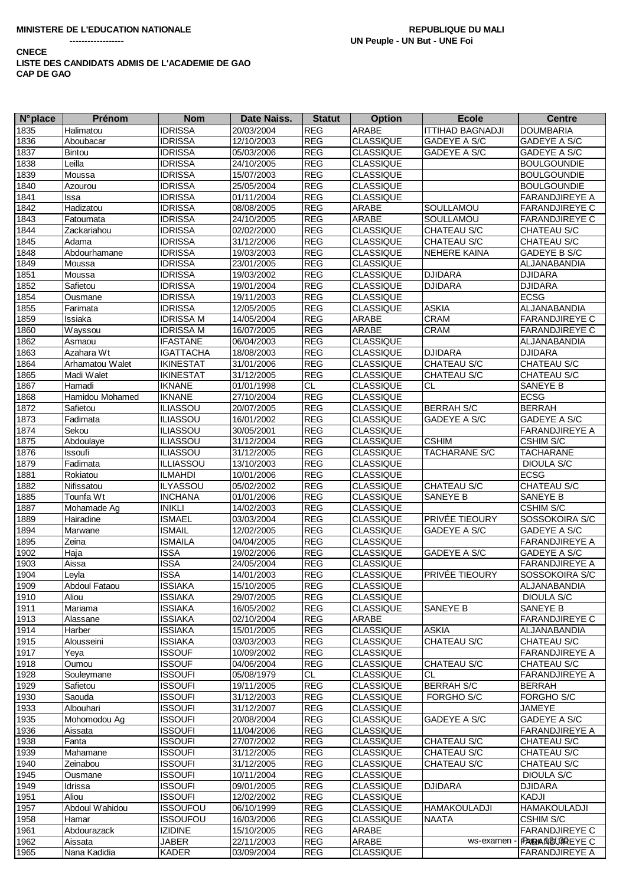**MINISTERE DE L'EDUCATION NATIONALE**
**------------------**

**REPUBLIQUE DU MALI**
**UN Peuple - UN But - UNE Foi**

**CNECE**
**LISTE DES CANDIDATS ADMIS DE L'ACADEMIE DE GAO**
**CAP DE GAO**

| N°place | Prénom | Nom | Date Naiss. | Statut | Option | Ecole | Centre |
|---|---|---|---|---|---|---|---|
| 1835 | Halimatou | IDRISSA | 20/03/2004 | REG | ARABE | ITTIHAD BAGNADJI | DOUMBARIA |
| 1836 | Aboubacar | IDRISSA | 12/10/2003 | REG | CLASSIQUE | GADEYE A S/C | GADEYE A S/C |
| 1837 | Bintou | IDRISSA | 05/03/2006 | REG | CLASSIQUE | GADEYE A S/C | GADEYE A S/C |
| 1838 | Leilla | IDRISSA | 24/10/2005 | REG | CLASSIQUE | | BOULGOUNDIE |
| 1839 | Moussa | IDRISSA | 15/07/2003 | REG | CLASSIQUE | | BOULGOUNDIE |
| 1840 | Azourou | IDRISSA | 25/05/2004 | REG | CLASSIQUE | | BOULGOUNDIE |
| 1841 | Issa | IDRISSA | 01/11/2004 | REG | CLASSIQUE | | FARANDJIREYE A |
| 1842 | Hadizatou | IDRISSA | 08/08/2005 | REG | ARABE | SOULLAMOU | FARANDJIREYE C |
| 1843 | Fatoumata | IDRISSA | 24/10/2005 | REG | ARABE | SOULLAMOU | FARANDJIREYE C |
| 1844 | Zackariahou | IDRISSA | 02/02/2000 | REG | CLASSIQUE | CHATEAU S/C | CHATEAU S/C |
| 1845 | Adama | IDRISSA | 31/12/2006 | REG | CLASSIQUE | CHATEAU S/C | CHATEAU S/C |
| 1848 | Abdourhamane | IDRISSA | 19/03/2003 | REG | CLASSIQUE | NEHERE KAINA | GADEYE B S/C |
| 1849 | Moussa | IDRISSA | 23/01/2005 | REG | CLASSIQUE | | ALJANABANDIA |
| 1851 | Moussa | IDRISSA | 19/03/2002 | REG | CLASSIQUE | DJIDARA | DJIDARA |
| 1852 | Safietou | IDRISSA | 19/01/2004 | REG | CLASSIQUE | DJIDARA | DJIDARA |
| 1854 | Ousmane | IDRISSA | 19/11/2003 | REG | CLASSIQUE | | ECSG |
| 1855 | Farimata | IDRISSA | 12/05/2005 | REG | CLASSIQUE | ASKIA | ALJANABANDIA |
| 1859 | Issiaka | IDRISSA M | 14/05/2004 | REG | ARABE | CRAM | FARANDJIREYE C |
| 1860 | Wayssou | IDRISSA M | 16/07/2005 | REG | ARABE | CRAM | FARANDJIREYE C |
| 1862 | Asmaou | IFASTANE | 06/04/2003 | REG | CLASSIQUE | | ALJANABANDIA |
| 1863 | Azahara Wt | IGATTACHA | 18/08/2003 | REG | CLASSIQUE | DJIDARA | DJIDARA |
| 1864 | Arhamatou Walet | IKINESTAT | 31/01/2006 | REG | CLASSIQUE | CHATEAU S/C | CHATEAU S/C |
| 1865 | Madi Walet | IKINESTAT | 31/12/2005 | REG | CLASSIQUE | CHATEAU S/C | CHATEAU S/C |
| 1867 | Hamadi | IKNANE | 01/01/1998 | CL | CLASSIQUE | CL | SANEYE B |
| 1868 | Hamidou Mohamed | IKNANE | 27/10/2004 | REG | CLASSIQUE | | ECSG |
| 1872 | Safietou | ILIASSOU | 20/07/2005 | REG | CLASSIQUE | BERRAH S/C | BERRAH |
| 1873 | Fadimata | ILIASSOU | 16/01/2002 | REG | CLASSIQUE | GADEYE A S/C | GADEYE A S/C |
| 1874 | Sekou | ILIASSOU | 30/05/2001 | REG | CLASSIQUE | | FARANDJIREYE A |
| 1875 | Abdoulaye | ILIASSOU | 31/12/2004 | REG | CLASSIQUE | CSHIM | CSHIM S/C |
| 1876 | Issoufi | ILIASSOU | 31/12/2005 | REG | CLASSIQUE | TACHARANE S/C | TACHARANE |
| 1879 | Fadimata | ILLIASSOU | 13/10/2003 | REG | CLASSIQUE | | DIOULA S/C |
| 1881 | Rokiatou | ILMAHDI | 10/01/2006 | REG | CLASSIQUE | | ECSG |
| 1882 | Nifissatou | ILYASSOU | 05/02/2002 | REG | CLASSIQUE | CHATEAU S/C | CHATEAU S/C |
| 1885 | Tounfa Wt | INCHANA | 01/01/2006 | REG | CLASSIQUE | SANEYE B | SANEYE B |
| 1887 | Mohamade Ag | INIKLI | 14/02/2003 | REG | CLASSIQUE | | CSHIM S/C |
| 1889 | Hairadine | ISMAEL | 03/03/2004 | REG | CLASSIQUE | PRIVÉE TIEOURY | SOSSOKOIRA S/C |
| 1894 | Marwane | ISMAIL | 12/02/2005 | REG | CLASSIQUE | GADEYE A S/C | GADEYE A S/C |
| 1895 | Zeina | ISMAILA | 04/04/2005 | REG | CLASSIQUE | | FARANDJIREYE A |
| 1902 | Haja | ISSA | 19/02/2006 | REG | CLASSIQUE | GADEYE A S/C | GADEYE A S/C |
| 1903 | Aissa | ISSA | 24/05/2004 | REG | CLASSIQUE | | FARANDJIREYE A |
| 1904 | Leyla | ISSA | 14/01/2003 | REG | CLASSIQUE | PRIVÉE TIEOURY | SOSSOKOIRA S/C |
| 1909 | Abdoul Fataou | ISSIAKA | 15/10/2005 | REG | CLASSIQUE | | ALJANABANDIA |
| 1910 | Aliou | ISSIAKA | 29/07/2005 | REG | CLASSIQUE | | DIOULA S/C |
| 1911 | Mariama | ISSIAKA | 16/05/2002 | REG | CLASSIQUE | SANEYE B | SANEYE B |
| 1913 | Alassane | ISSIAKA | 02/10/2004 | REG | ARABE | | FARANDJIREYE C |
| 1914 | Harber | ISSIAKA | 15/01/2005 | REG | CLASSIQUE | ASKIA | ALJANABANDIA |
| 1915 | Alousseini | ISSIAKA | 03/03/2003 | REG | CLASSIQUE | CHATEAU S/C | CHATEAU S/C |
| 1917 | Yeya | ISSOUF | 10/09/2002 | REG | CLASSIQUE | | FARANDJIREYE A |
| 1918 | Oumou | ISSOUF | 04/06/2004 | REG | CLASSIQUE | CHATEAU S/C | CHATEAU S/C |
| 1928 | Souleymane | ISSOUFI | 05/08/1979 | CL | CLASSIQUE | CL | FARANDJIREYE A |
| 1929 | Safietou | ISSOUFI | 19/11/2005 | REG | CLASSIQUE | BERRAH S/C | BERRAH |
| 1930 | Saouda | ISSOUFI | 31/12/2003 | REG | CLASSIQUE | FORGHO S/C | FORGHO S/C |
| 1933 | Albouhari | ISSOUFI | 31/12/2007 | REG | CLASSIQUE | | JAMEYE |
| 1935 | Mohomodou Ag | ISSOUFI | 20/08/2004 | REG | CLASSIQUE | GADEYE A S/C | GADEYE A S/C |
| 1936 | Aissata | ISSOUFI | 11/04/2006 | REG | CLASSIQUE | | FARANDJIREYE A |
| 1938 | Fanta | ISSOUFI | 27/07/2002 | REG | CLASSIQUE | CHATEAU S/C | CHATEAU S/C |
| 1939 | Mahamane | ISSOUFI | 31/12/2005 | REG | CLASSIQUE | CHATEAU S/C | CHATEAU S/C |
| 1940 | Zeinabou | ISSOUFI | 31/12/2005 | REG | CLASSIQUE | CHATEAU S/C | CHATEAU S/C |
| 1945 | Ousmane | ISSOUFI | 10/11/2004 | REG | CLASSIQUE | | DIOULA S/C |
| 1949 | Idrissa | ISSOUFI | 09/01/2005 | REG | CLASSIQUE | DJIDARA | DJIDARA |
| 1951 | Aliou | ISSOUFI | 12/02/2002 | REG | CLASSIQUE | | KADJI |
| 1957 | Abdoul Wahidou | ISSOUFOU | 06/10/1999 | REG | CLASSIQUE | HAMAKOULADJI | HAMAKOULADJI |
| 1958 | Hamar | ISSOUFOU | 16/03/2006 | REG | CLASSIQUE | NAATA | CSHIM S/C |
| 1961 | Abdourazack | IZIDINE | 15/10/2005 | REG | ARABE | | FARANDJIREYE C |
| 1962 | Aissata | JABER | 22/11/2003 | REG | ARABE | | FARANDJIREYE C |
| 1965 | Nana Kadidia | KADER | 03/09/2004 | REG | CLASSIQUE | | FARANDJIREYE A |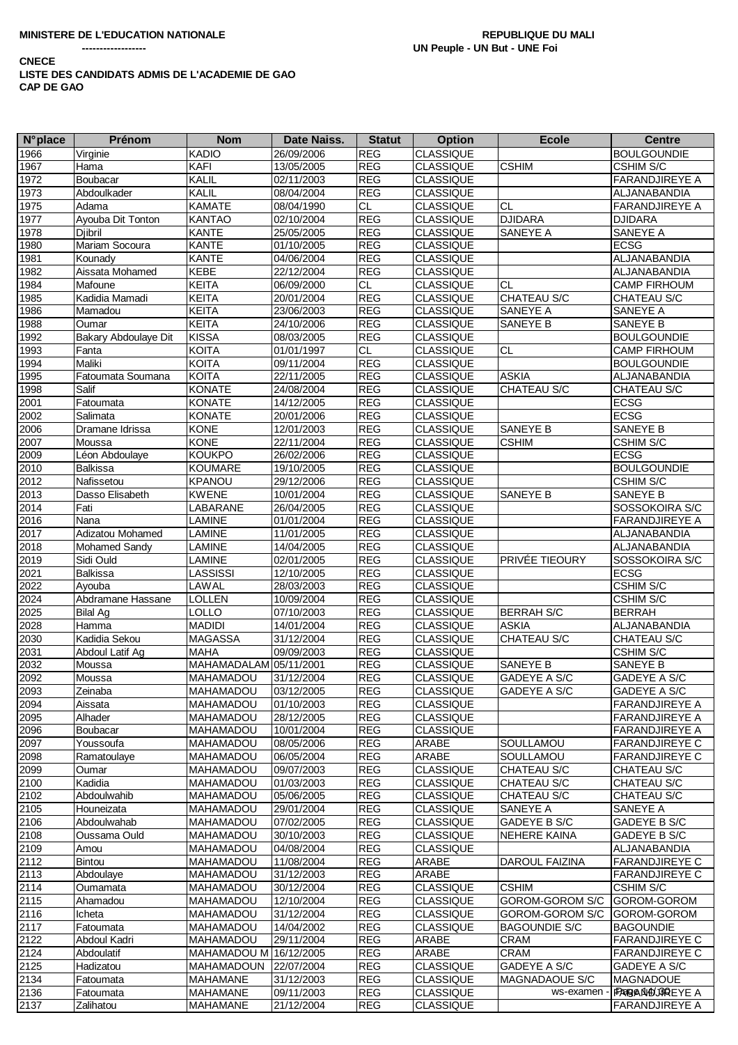**MINISTERE DE L'EDUCATION NATIONALE**
**------------------**

**REPUBLIQUE DU MALI**
**UN Peuple - UN But - UNE Foi**

**CNECE**
**LISTE DES CANDIDATS ADMIS DE L'ACADEMIE DE GAO**
**CAP DE GAO**

| N°place | Prénom | Nom | Date Naiss. | Statut | Option | Ecole | Centre |
|---|---|---|---|---|---|---|---|
| 1966 | Virginie | KADIO | 26/09/2006 | REG | CLASSIQUE | | BOULGOUNDIE |
| 1967 | Hama | KAFI | 13/05/2005 | REG | CLASSIQUE | CSHIM | CSHIM S/C |
| 1972 | Boubacar | KALIL | 02/11/2003 | REG | CLASSIQUE | | FARANDJIREYE A |
| 1973 | Abdoulkader | KALIL | 08/04/2004 | REG | CLASSIQUE | | ALJANABANDIA |
| 1975 | Adama | KAMATE | 08/04/1990 | CL | CLASSIQUE | CL | FARANDJIREYE A |
| 1977 | Ayouba Dit Tonton | KANTAO | 02/10/2004 | REG | CLASSIQUE | DJIDARA | DJIDARA |
| 1978 | Djibril | KANTE | 25/05/2005 | REG | CLASSIQUE | SANEYE A | SANEYE A |
| 1980 | Mariam Socoura | KANTE | 01/10/2005 | REG | CLASSIQUE | | ECSG |
| 1981 | Kounady | KANTE | 04/06/2004 | REG | CLASSIQUE | | ALJANABANDIA |
| 1982 | Aissata Mohamed | KEBE | 22/12/2004 | REG | CLASSIQUE | | ALJANABANDIA |
| 1984 | Mafoune | KEITA | 06/09/2000 | CL | CLASSIQUE | CL | CAMP FIRHOUM |
| 1985 | Kadidia Mamadi | KEITA | 20/01/2004 | REG | CLASSIQUE | CHATEAU S/C | CHATEAU S/C |
| 1986 | Mamadou | KEITA | 23/06/2003 | REG | CLASSIQUE | SANEYE A | SANEYE A |
| 1988 | Oumar | KEITA | 24/10/2006 | REG | CLASSIQUE | SANEYE B | SANEYE B |
| 1992 | Bakary Abdoulaye Dit | KISSA | 08/03/2005 | REG | CLASSIQUE | | BOULGOUNDIE |
| 1993 | Fanta | KOITA | 01/01/1997 | CL | CLASSIQUE | CL | CAMP FIRHOUM |
| 1994 | Maliki | KOITA | 09/11/2004 | REG | CLASSIQUE | | BOULGOUNDIE |
| 1995 | Fatoumata Soumana | KOITA | 22/11/2005 | REG | CLASSIQUE | ASKIA | ALJANABANDIA |
| 1998 | Salif | KONATE | 24/08/2004 | REG | CLASSIQUE | CHATEAU S/C | CHATEAU S/C |
| 2001 | Fatoumata | KONATE | 14/12/2005 | REG | CLASSIQUE | | ECSG |
| 2002 | Salimata | KONATE | 20/01/2006 | REG | CLASSIQUE | | ECSG |
| 2006 | Dramane Idrissa | KONE | 12/01/2003 | REG | CLASSIQUE | SANEYE B | SANEYE B |
| 2007 | Moussa | KONE | 22/11/2004 | REG | CLASSIQUE | CSHIM | CSHIM S/C |
| 2009 | Léon Abdoulaye | KOUKPO | 26/02/2006 | REG | CLASSIQUE | | ECSG |
| 2010 | Balkissa | KOUMARE | 19/10/2005 | REG | CLASSIQUE | | BOULGOUNDIE |
| 2012 | Nafissetou | KPANOU | 29/12/2006 | REG | CLASSIQUE | | CSHIM S/C |
| 2013 | Dasso Elisabeth | KWENE | 10/01/2004 | REG | CLASSIQUE | SANEYE B | SANEYE B |
| 2014 | Fati | LABARANE | 26/04/2005 | REG | CLASSIQUE | | SOSSOKOIRA S/C |
| 2016 | Nana | LAMINE | 01/01/2004 | REG | CLASSIQUE | | FARANDJIREYE A |
| 2017 | Adizatou Mohamed | LAMINE | 11/01/2005 | REG | CLASSIQUE | | ALJANABANDIA |
| 2018 | Mohamed Sandy | LAMINE | 14/04/2005 | REG | CLASSIQUE | | ALJANABANDIA |
| 2019 | Sidi Ould | LAMINE | 02/01/2005 | REG | CLASSIQUE | PRIVÉE TIEOURY | SOSSOKOIRA S/C |
| 2021 | Balkissa | LASSISSI | 12/10/2005 | REG | CLASSIQUE | | ECSG |
| 2022 | Ayouba | LAWAL | 28/03/2003 | REG | CLASSIQUE | | CSHIM S/C |
| 2024 | Abdramane Hassane | LOLLEN | 10/09/2004 | REG | CLASSIQUE | | CSHIM S/C |
| 2025 | Bilal Ag | LOLLO | 07/10/2003 | REG | CLASSIQUE | BERRAH S/C | BERRAH |
| 2028 | Hamma | MADIDI | 14/01/2004 | REG | CLASSIQUE | ASKIA | ALJANABANDIA |
| 2030 | Kadidia Sekou | MAGASSA | 31/12/2004 | REG | CLASSIQUE | CHATEAU S/C | CHATEAU S/C |
| 2031 | Abdoul Latif Ag | MAHA | 09/09/2003 | REG | CLASSIQUE | | CSHIM S/C |
| 2032 | Moussa | MAHAMADALAM | 05/11/2001 | REG | CLASSIQUE | SANEYE B | SANEYE B |
| 2092 | Moussa | MAHAMADOU | 31/12/2004 | REG | CLASSIQUE | GADEYE A S/C | GADEYE A S/C |
| 2093 | Zeinaba | MAHAMADOU | 03/12/2005 | REG | CLASSIQUE | GADEYE A S/C | GADEYE A S/C |
| 2094 | Aissata | MAHAMADOU | 01/10/2003 | REG | CLASSIQUE | | FARANDJIREYE A |
| 2095 | Alhader | MAHAMADOU | 28/12/2005 | REG | CLASSIQUE | | FARANDJIREYE A |
| 2096 | Boubacar | MAHAMADOU | 10/01/2004 | REG | CLASSIQUE | | FARANDJIREYE A |
| 2097 | Youssoufa | MAHAMADOU | 08/05/2006 | REG | ARABE | SOULLAMOU | FARANDJIREYE C |
| 2098 | Ramatoulaye | MAHAMADOU | 06/05/2004 | REG | ARABE | SOULLAMOU | FARANDJIREYE C |
| 2099 | Oumar | MAHAMADOU | 09/07/2003 | REG | CLASSIQUE | CHATEAU S/C | CHATEAU S/C |
| 2100 | Kadidia | MAHAMADOU | 01/03/2003 | REG | CLASSIQUE | CHATEAU S/C | CHATEAU S/C |
| 2102 | Abdoulwahib | MAHAMADOU | 05/06/2005 | REG | CLASSIQUE | CHATEAU S/C | CHATEAU S/C |
| 2105 | Houneizata | MAHAMADOU | 29/01/2004 | REG | CLASSIQUE | SANEYE A | SANEYE A |
| 2106 | Abdoulwahab | MAHAMADOU | 07/02/2005 | REG | CLASSIQUE | GADEYE B S/C | GADEYE B S/C |
| 2108 | Oussama Ould | MAHAMADOU | 30/10/2003 | REG | CLASSIQUE | NEHERE KAINA | GADEYE B S/C |
| 2109 | Amou | MAHAMADOU | 04/08/2004 | REG | CLASSIQUE | | ALJANABANDIA |
| 2112 | Bintou | MAHAMADOU | 11/08/2004 | REG | ARABE | DAROUL FAIZINA | FARANDJIREYE C |
| 2113 | Abdoulaye | MAHAMADOU | 31/12/2003 | REG | ARABE | | FARANDJIREYE C |
| 2114 | Oumamata | MAHAMADOU | 30/12/2004 | REG | CLASSIQUE | CSHIM | CSHIM S/C |
| 2115 | Ahamadou | MAHAMADOU | 12/10/2004 | REG | CLASSIQUE | GOROM-GOROM S/C | GOROM-GOROM |
| 2116 | Icheta | MAHAMADOU | 31/12/2004 | REG | CLASSIQUE | GOROM-GOROM S/C | GOROM-GOROM |
| 2117 | Fatoumata | MAHAMADOU | 14/04/2002 | REG | CLASSIQUE | BAGOUNDIE S/C | BAGOUNDIE |
| 2122 | Abdoul Kadri | MAHAMADOU | 29/11/2004 | REG | ARABE | CRAM | FARANDJIREYE C |
| 2124 | Abdoulatif | MAHAMADOU M | 16/12/2005 | REG | ARABE | CRAM | FARANDJIREYE C |
| 2125 | Hadizatou | MAHAMADOUN | 22/07/2004 | REG | CLASSIQUE | GADEYE A S/C | GADEYE A S/C |
| 2134 | Fatoumata | MAHAMANE | 31/12/2003 | REG | CLASSIQUE | MAGNADAOUE S/C | MAGNADOUE |
| 2136 | Fatoumata | MAHAMANE | 09/11/2003 | REG | CLASSIQUE | | FARANDJIREYE A |
| 2137 | Zalihatou | MAHAMANE | 21/12/2004 | REG | CLASSIQUE | | FARANDJIREYE A |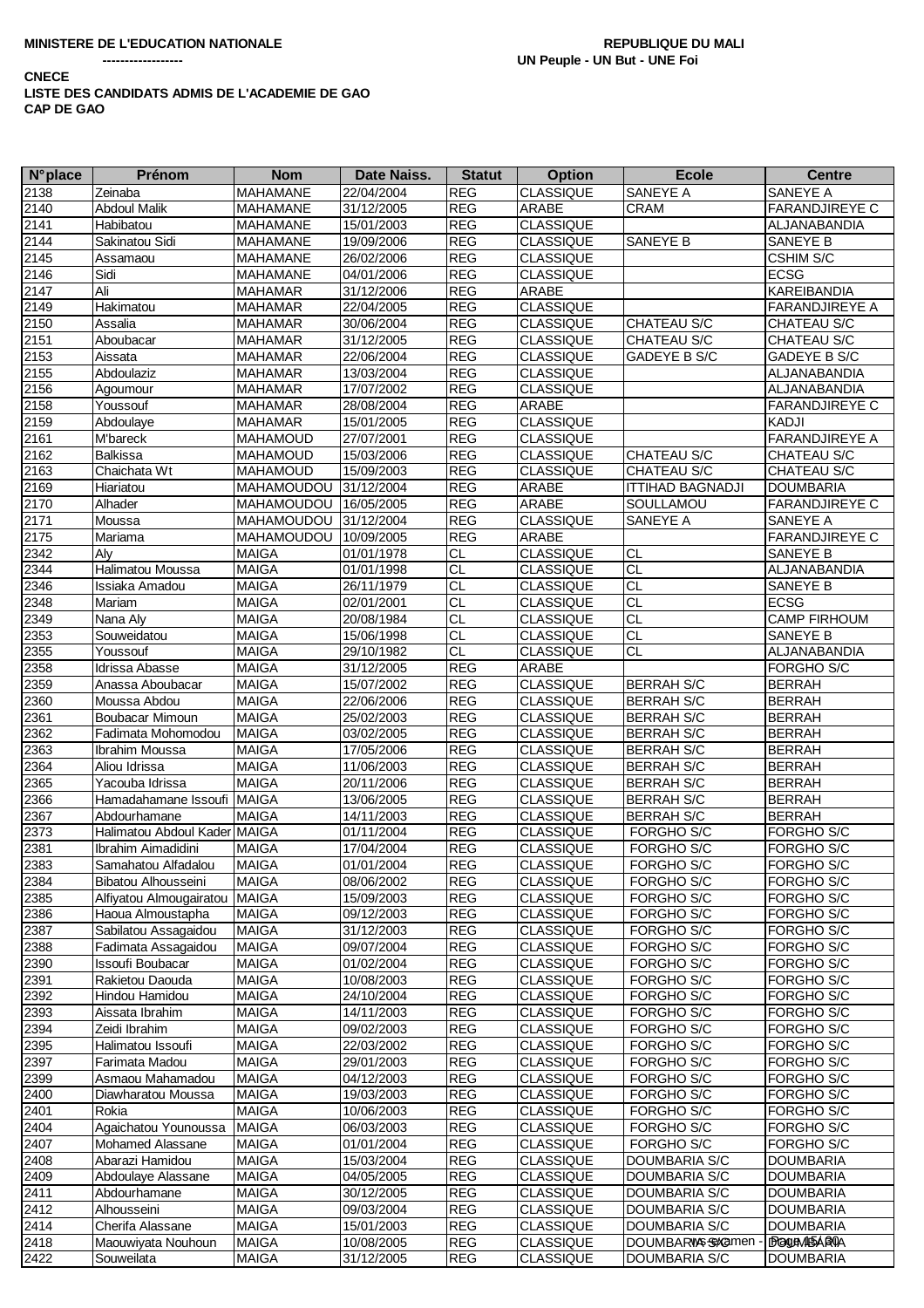**MINISTERE DE L'EDUCATION NATIONALE**
**------------------**

**REPUBLIQUE DU MALI**
**UN Peuple - UN But - UNE Foi**

**CNECE**
**LISTE DES CANDIDATS ADMIS DE L'ACADEMIE DE GAO**
**CAP DE GAO**

| N°place | Prénom | Nom | Date Naiss. | Statut | Option | Ecole | Centre |
|---|---|---|---|---|---|---|---|
| 2138 | Zeinaba | MAHAMANE | 22/04/2004 | REG | CLASSIQUE | SANEYE A | SANEYE A |
| 2140 | Abdoul Malik | MAHAMANE | 31/12/2005 | REG | ARABE | CRAM | FARANDJIREYE C |
| 2141 | Habibatou | MAHAMANE | 15/01/2003 | REG | CLASSIQUE | | ALJANABANDIA |
| 2144 | Sakinatou Sidi | MAHAMANE | 19/09/2006 | REG | CLASSIQUE | SANEYE B | SANEYE B |
| 2145 | Assamaou | MAHAMANE | 26/02/2006 | REG | CLASSIQUE | | CSHIM S/C |
| 2146 | Sidi | MAHAMANE | 04/01/2006 | REG | CLASSIQUE | | ECSG |
| 2147 | Ali | MAHAMAR | 31/12/2006 | REG | ARABE | | KAREIBANDIA |
| 2149 | Hakimatou | MAHAMAR | 22/04/2005 | REG | CLASSIQUE | | FARANDJIREYE A |
| 2150 | Assalia | MAHAMAR | 30/06/2004 | REG | CLASSIQUE | CHATEAU S/C | CHATEAU S/C |
| 2151 | Aboubacar | MAHAMAR | 31/12/2005 | REG | CLASSIQUE | CHATEAU S/C | CHATEAU S/C |
| 2153 | Aissata | MAHAMAR | 22/06/2004 | REG | CLASSIQUE | GADEYE B S/C | GADEYE B S/C |
| 2155 | Abdoulaziz | MAHAMAR | 13/03/2004 | REG | CLASSIQUE | | ALJANABANDIA |
| 2156 | Agoumour | MAHAMAR | 17/07/2002 | REG | CLASSIQUE | | ALJANABANDIA |
| 2158 | Youssouf | MAHAMAR | 28/08/2004 | REG | ARABE | | FARANDJIREYE C |
| 2159 | Abdoulaye | MAHAMAR | 15/01/2005 | REG | CLASSIQUE | | KADJI |
| 2161 | M'bareck | MAHAMOUD | 27/07/2001 | REG | CLASSIQUE | | FARANDJIREYE A |
| 2162 | Balkissa | MAHAMOUD | 15/03/2006 | REG | CLASSIQUE | CHATEAU S/C | CHATEAU S/C |
| 2163 | Chaichata Wt | MAHAMOUD | 15/09/2003 | REG | CLASSIQUE | CHATEAU S/C | CHATEAU S/C |
| 2169 | Hiariatou | MAHAMOUDOU | 31/12/2004 | REG | ARABE | ITTIHAD BAGNADJI | DOUMBARIA |
| 2170 | Alhader | MAHAMOUDOU | 16/05/2005 | REG | ARABE | SOULLAMOU | FARANDJIREYE C |
| 2171 | Moussa | MAHAMOUDOU | 31/12/2004 | REG | CLASSIQUE | SANEYE A | SANEYE A |
| 2175 | Mariama | MAHAMOUDOU | 10/09/2005 | REG | ARABE | | FARANDJIREYE C |
| 2342 | Aly | MAIGA | 01/01/1978 | CL | CLASSIQUE | CL | SANEYE B |
| 2344 | Halimatou Moussa | MAIGA | 01/01/1998 | CL | CLASSIQUE | CL | ALJANABANDIA |
| 2346 | Issiaka Amadou | MAIGA | 26/11/1979 | CL | CLASSIQUE | CL | SANEYE B |
| 2348 | Mariam | MAIGA | 02/01/2001 | CL | CLASSIQUE | CL | ECSG |
| 2349 | Nana Aly | MAIGA | 20/08/1984 | CL | CLASSIQUE | CL | CAMP FIRHOUM |
| 2353 | Souweidatou | MAIGA | 15/06/1998 | CL | CLASSIQUE | CL | SANEYE B |
| 2355 | Youssouf | MAIGA | 29/10/1982 | CL | CLASSIQUE | CL | ALJANABANDIA |
| 2358 | Idrissa Abasse | MAIGA | 31/12/2005 | REG | ARABE | | FORGHO S/C |
| 2359 | Anassa Aboubacar | MAIGA | 15/07/2002 | REG | CLASSIQUE | BERRAH S/C | BERRAH |
| 2360 | Moussa Abdou | MAIGA | 22/06/2006 | REG | CLASSIQUE | BERRAH S/C | BERRAH |
| 2361 | Boubacar Mimoun | MAIGA | 25/02/2003 | REG | CLASSIQUE | BERRAH S/C | BERRAH |
| 2362 | Fadimata Mohomodou | MAIGA | 03/02/2005 | REG | CLASSIQUE | BERRAH S/C | BERRAH |
| 2363 | Ibrahim Moussa | MAIGA | 17/05/2006 | REG | CLASSIQUE | BERRAH S/C | BERRAH |
| 2364 | Aliou Idrissa | MAIGA | 11/06/2003 | REG | CLASSIQUE | BERRAH S/C | BERRAH |
| 2365 | Yacouba Idrissa | MAIGA | 20/11/2006 | REG | CLASSIQUE | BERRAH S/C | BERRAH |
| 2366 | Hamadahamane Issoufi | MAIGA | 13/06/2005 | REG | CLASSIQUE | BERRAH S/C | BERRAH |
| 2367 | Abdourhamane | MAIGA | 14/11/2003 | REG | CLASSIQUE | BERRAH S/C | BERRAH |
| 2373 | Halimatou Abdoul Kader | MAIGA | 01/11/2004 | REG | CLASSIQUE | FORGHO S/C | FORGHO S/C |
| 2381 | Ibrahim Aimadidini | MAIGA | 17/04/2004 | REG | CLASSIQUE | FORGHO S/C | FORGHO S/C |
| 2383 | Samahatou Alfadalou | MAIGA | 01/01/2004 | REG | CLASSIQUE | FORGHO S/C | FORGHO S/C |
| 2384 | Bibatou Alhousseini | MAIGA | 08/06/2002 | REG | CLASSIQUE | FORGHO S/C | FORGHO S/C |
| 2385 | Alfiyatou Almougairatou | MAIGA | 15/09/2003 | REG | CLASSIQUE | FORGHO S/C | FORGHO S/C |
| 2386 | Haoua Almoustapha | MAIGA | 09/12/2003 | REG | CLASSIQUE | FORGHO S/C | FORGHO S/C |
| 2387 | Sabilatou Assagaidou | MAIGA | 31/12/2003 | REG | CLASSIQUE | FORGHO S/C | FORGHO S/C |
| 2388 | Fadimata Assagaidou | MAIGA | 09/07/2004 | REG | CLASSIQUE | FORGHO S/C | FORGHO S/C |
| 2390 | Issoufi Boubacar | MAIGA | 01/02/2004 | REG | CLASSIQUE | FORGHO S/C | FORGHO S/C |
| 2391 | Rakietou Daouda | MAIGA | 10/08/2003 | REG | CLASSIQUE | FORGHO S/C | FORGHO S/C |
| 2392 | Hindou Hamidou | MAIGA | 24/10/2004 | REG | CLASSIQUE | FORGHO S/C | FORGHO S/C |
| 2393 | Aissata Ibrahim | MAIGA | 14/11/2003 | REG | CLASSIQUE | FORGHO S/C | FORGHO S/C |
| 2394 | Zeidi Ibrahim | MAIGA | 09/02/2003 | REG | CLASSIQUE | FORGHO S/C | FORGHO S/C |
| 2395 | Halimatou Issoufi | MAIGA | 22/03/2002 | REG | CLASSIQUE | FORGHO S/C | FORGHO S/C |
| 2397 | Farimata Madou | MAIGA | 29/01/2003 | REG | CLASSIQUE | FORGHO S/C | FORGHO S/C |
| 2399 | Asmaou Mahamadou | MAIGA | 04/12/2003 | REG | CLASSIQUE | FORGHO S/C | FORGHO S/C |
| 2400 | Diawharatou Moussa | MAIGA | 19/03/2003 | REG | CLASSIQUE | FORGHO S/C | FORGHO S/C |
| 2401 | Rokia | MAIGA | 10/06/2003 | REG | CLASSIQUE | FORGHO S/C | FORGHO S/C |
| 2404 | Agaichatou Younoussa | MAIGA | 06/03/2003 | REG | CLASSIQUE | FORGHO S/C | FORGHO S/C |
| 2407 | Mohamed Alassane | MAIGA | 01/01/2004 | REG | CLASSIQUE | FORGHO S/C | FORGHO S/C |
| 2408 | Abarazi Hamidou | MAIGA | 15/03/2004 | REG | CLASSIQUE | DOUMBARIA S/C | DOUMBARIA |
| 2409 | Abdoulaye Alassane | MAIGA | 04/05/2005 | REG | CLASSIQUE | DOUMBARIA S/C | DOUMBARIA |
| 2411 | Abdourhamane | MAIGA | 30/12/2005 | REG | CLASSIQUE | DOUMBARIA S/C | DOUMBARIA |
| 2412 | Alhousseini | MAIGA | 09/03/2004 | REG | CLASSIQUE | DOUMBARIA S/C | DOUMBARIA |
| 2414 | Cherifa Alassane | MAIGA | 15/01/2003 | REG | CLASSIQUE | DOUMBARIA S/C | DOUMBARIA |
| 2418 | Maouwiyata Nouhoun | MAIGA | 10/08/2005 | REG | CLASSIQUE | DOUMBARIA S/C | DOUMBARIA |
| 2422 | Souweilata | MAIGA | 31/12/2005 | REG | CLASSIQUE | DOUMBARIA S/C | DOUMBARIA |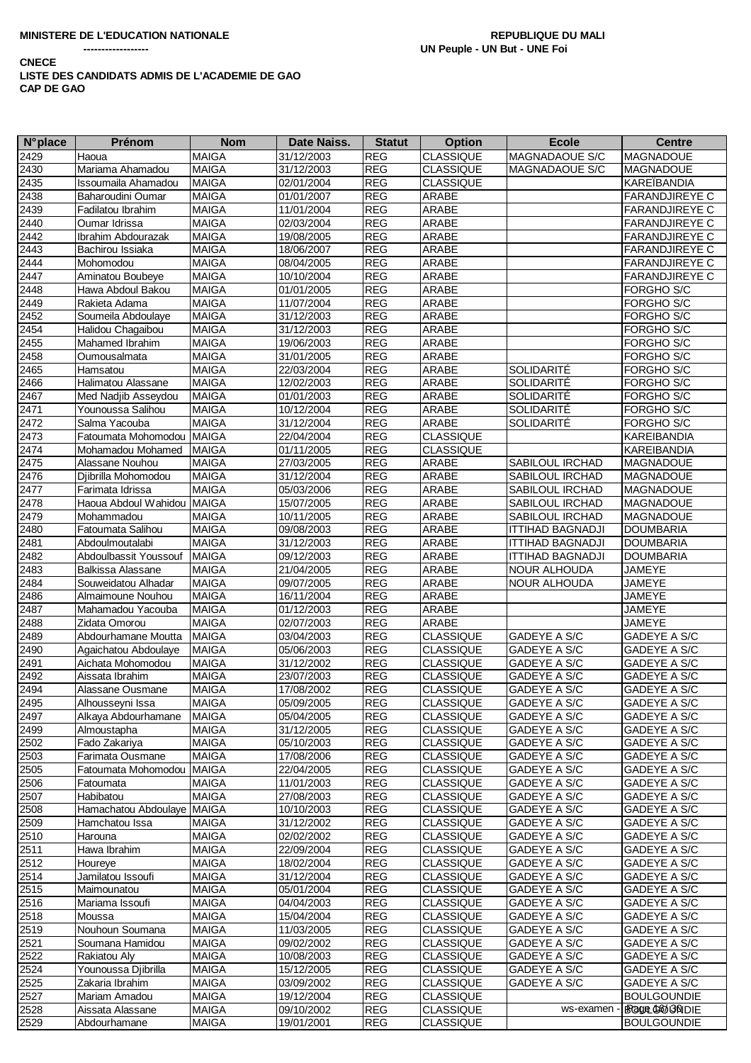**MINISTERE DE L'EDUCATION NATIONALE**
**------------------**

**REPUBLIQUE DU MALI**
**UN Peuple - UN But - UNE Foi**

**CNECE**
**LISTE DES CANDIDATS ADMIS DE L'ACADEMIE DE GAO**
**CAP DE GAO**

| N°place | Prénom | Nom | Date Naiss. | Statut | Option | Ecole | Centre |
|---|---|---|---|---|---|---|---|
| 2429 | Haoua | MAIGA | 31/12/2003 | REG | CLASSIQUE | MAGNADAOUE S/C | MAGNADOUE |
| 2430 | Mariama Ahamadou | MAIGA | 31/12/2003 | REG | CLASSIQUE | MAGNADAOUE S/C | MAGNADOUE |
| 2435 | Issoumaila Ahamadou | MAIGA | 02/01/2004 | REG | CLASSIQUE | | KAREÏBANDIA |
| 2438 | Baharoudini Oumar | MAIGA | 01/01/2007 | REG | ARABE | | FARANDJIREYE C |
| 2439 | Fadilatou Ibrahim | MAIGA | 11/01/2004 | REG | ARABE | | FARANDJIREYE C |
| 2440 | Oumar Idrissa | MAIGA | 02/03/2004 | REG | ARABE | | FARANDJIREYE C |
| 2442 | Ibrahim Abdourazak | MAIGA | 19/08/2005 | REG | ARABE | | FARANDJIREYE C |
| 2443 | Bachirou Issiaka | MAIGA | 18/06/2007 | REG | ARABE | | FARANDJIREYE C |
| 2444 | Mohomodou | MAIGA | 08/04/2005 | REG | ARABE | | FARANDJIREYE C |
| 2447 | Aminatou Boubeye | MAIGA | 10/10/2004 | REG | ARABE | | FARANDJIREYE C |
| 2448 | Hawa Abdoul Bakou | MAIGA | 01/01/2005 | REG | ARABE | | FORGHO S/C |
| 2449 | Rakieta Adama | MAIGA | 11/07/2004 | REG | ARABE | | FORGHO S/C |
| 2452 | Soumeila Abdoulaye | MAIGA | 31/12/2003 | REG | ARABE | | FORGHO S/C |
| 2454 | Halidou Chagaibou | MAIGA | 31/12/2003 | REG | ARABE | | FORGHO S/C |
| 2455 | Mahamed Ibrahim | MAIGA | 19/06/2003 | REG | ARABE | | FORGHO S/C |
| 2458 | Oumousalmata | MAIGA | 31/01/2005 | REG | ARABE | | FORGHO S/C |
| 2465 | Hamsatou | MAIGA | 22/03/2004 | REG | ARABE | SOLIDARITÉ | FORGHO S/C |
| 2466 | Halimatou Alassane | MAIGA | 12/02/2003 | REG | ARABE | SOLIDARITÉ | FORGHO S/C |
| 2467 | Med Nadjib Asseydou | MAIGA | 01/01/2003 | REG | ARABE | SOLIDARITÉ | FORGHO S/C |
| 2471 | Younoussa Salihou | MAIGA | 10/12/2004 | REG | ARABE | SOLIDARITÉ | FORGHO S/C |
| 2472 | Salma Yacouba | MAIGA | 31/12/2004 | REG | ARABE | SOLIDARITÉ | FORGHO S/C |
| 2473 | Fatoumata Mohomodou | MAIGA | 22/04/2004 | REG | CLASSIQUE | | KAREIBANDIA |
| 2474 | Mohamadou Mohamed | MAIGA | 01/11/2005 | REG | CLASSIQUE | | KAREIBANDIA |
| 2475 | Alassane Nouhou | MAIGA | 27/03/2005 | REG | ARABE | SABILOUL IRCHAD | MAGNADOUE |
| 2476 | Djibrilla Mohomodou | MAIGA | 31/12/2004 | REG | ARABE | SABILOUL IRCHAD | MAGNADOUE |
| 2477 | Farimata Idrissa | MAIGA | 05/03/2006 | REG | ARABE | SABILOUL IRCHAD | MAGNADOUE |
| 2478 | Haoua Abdoul Wahidou | MAIGA | 15/07/2005 | REG | ARABE | SABILOUL IRCHAD | MAGNADOUE |
| 2479 | Mohammadou | MAIGA | 10/11/2005 | REG | ARABE | SABILOUL IRCHAD | MAGNADOUE |
| 2480 | Fatoumata Salihou | MAIGA | 09/08/2003 | REG | ARABE | ITTIHAD BAGNADJI | DOUMBARIA |
| 2481 | Abdoulmoutalabi | MAIGA | 31/12/2003 | REG | ARABE | ITTIHAD BAGNADJI | DOUMBARIA |
| 2482 | Abdoulbassit Youssouf | MAIGA | 09/12/2003 | REG | ARABE | ITTIHAD BAGNADJI | DOUMBARIA |
| 2483 | Balkissa Alassane | MAIGA | 21/04/2005 | REG | ARABE | NOUR ALHOUDA | JAMEYE |
| 2484 | Souweidatou Alhadar | MAIGA | 09/07/2005 | REG | ARABE | NOUR ALHOUDA | JAMEYE |
| 2486 | Almaimoune Nouhou | MAIGA | 16/11/2004 | REG | ARABE | | JAMEYE |
| 2487 | Mahamadou Yacouba | MAIGA | 01/12/2003 | REG | ARABE | | JAMEYE |
| 2488 | Zidata Omorou | MAIGA | 02/07/2003 | REG | ARABE | | JAMEYE |
| 2489 | Abdourhamane Moutta | MAIGA | 03/04/2003 | REG | CLASSIQUE | GADEYE A S/C | GADEYE A S/C |
| 2490 | Agaichatou Abdoulaye | MAIGA | 05/06/2003 | REG | CLASSIQUE | GADEYE A S/C | GADEYE A S/C |
| 2491 | Aichata Mohomodou | MAIGA | 31/12/2002 | REG | CLASSIQUE | GADEYE A S/C | GADEYE A S/C |
| 2492 | Aissata Ibrahim | MAIGA | 23/07/2003 | REG | CLASSIQUE | GADEYE A S/C | GADEYE A S/C |
| 2494 | Alassane Ousmane | MAIGA | 17/08/2002 | REG | CLASSIQUE | GADEYE A S/C | GADEYE A S/C |
| 2495 | Alhousseyni Issa | MAIGA | 05/09/2005 | REG | CLASSIQUE | GADEYE A S/C | GADEYE A S/C |
| 2497 | Alkaya Abdourhamane | MAIGA | 05/04/2005 | REG | CLASSIQUE | GADEYE A S/C | GADEYE A S/C |
| 2499 | Almoustapha | MAIGA | 31/12/2005 | REG | CLASSIQUE | GADEYE A S/C | GADEYE A S/C |
| 2502 | Fado Zakariya | MAIGA | 05/10/2003 | REG | CLASSIQUE | GADEYE A S/C | GADEYE A S/C |
| 2503 | Farimata Ousmane | MAIGA | 17/08/2006 | REG | CLASSIQUE | GADEYE A S/C | GADEYE A S/C |
| 2505 | Fatoumata Mohomodou | MAIGA | 22/04/2005 | REG | CLASSIQUE | GADEYE A S/C | GADEYE A S/C |
| 2506 | Fatoumata | MAIGA | 11/01/2003 | REG | CLASSIQUE | GADEYE A S/C | GADEYE A S/C |
| 2507 | Habibatou | MAIGA | 27/08/2003 | REG | CLASSIQUE | GADEYE A S/C | GADEYE A S/C |
| 2508 | Hamachatou Abdoulaye | MAIGA | 10/10/2003 | REG | CLASSIQUE | GADEYE A S/C | GADEYE A S/C |
| 2509 | Hamchatou Issa | MAIGA | 31/12/2002 | REG | CLASSIQUE | GADEYE A S/C | GADEYE A S/C |
| 2510 | Harouna | MAIGA | 02/02/2002 | REG | CLASSIQUE | GADEYE A S/C | GADEYE A S/C |
| 2511 | Hawa Ibrahim | MAIGA | 22/09/2004 | REG | CLASSIQUE | GADEYE A S/C | GADEYE A S/C |
| 2512 | Houreye | MAIGA | 18/02/2004 | REG | CLASSIQUE | GADEYE A S/C | GADEYE A S/C |
| 2514 | Jamilatou Issoufi | MAIGA | 31/12/2004 | REG | CLASSIQUE | GADEYE A S/C | GADEYE A S/C |
| 2515 | Maimounatou | MAIGA | 05/01/2004 | REG | CLASSIQUE | GADEYE A S/C | GADEYE A S/C |
| 2516 | Mariama Issoufi | MAIGA | 04/04/2003 | REG | CLASSIQUE | GADEYE A S/C | GADEYE A S/C |
| 2518 | Moussa | MAIGA | 15/04/2004 | REG | CLASSIQUE | GADEYE A S/C | GADEYE A S/C |
| 2519 | Nouhoun Soumana | MAIGA | 11/03/2005 | REG | CLASSIQUE | GADEYE A S/C | GADEYE A S/C |
| 2521 | Soumana Hamidou | MAIGA | 09/02/2002 | REG | CLASSIQUE | GADEYE A S/C | GADEYE A S/C |
| 2522 | Rakiatou Aly | MAIGA | 10/08/2003 | REG | CLASSIQUE | GADEYE A S/C | GADEYE A S/C |
| 2524 | Younoussa Djibrilla | MAIGA | 15/12/2005 | REG | CLASSIQUE | GADEYE A S/C | GADEYE A S/C |
| 2525 | Zakaria Ibrahim | MAIGA | 03/09/2002 | REG | CLASSIQUE | GADEYE A S/C | GADEYE A S/C |
| 2527 | Mariam Amadou | MAIGA | 19/12/2004 | REG | CLASSIQUE | | BOULGOUNDIE |
| 2528 | Aissata Alassane | MAIGA | 09/10/2002 | REG | CLASSIQUE | | BOULGOUNDIE |
| 2529 | Abdourhamane | MAIGA | 19/01/2001 | REG | CLASSIQUE | | BOULGOUNDIE |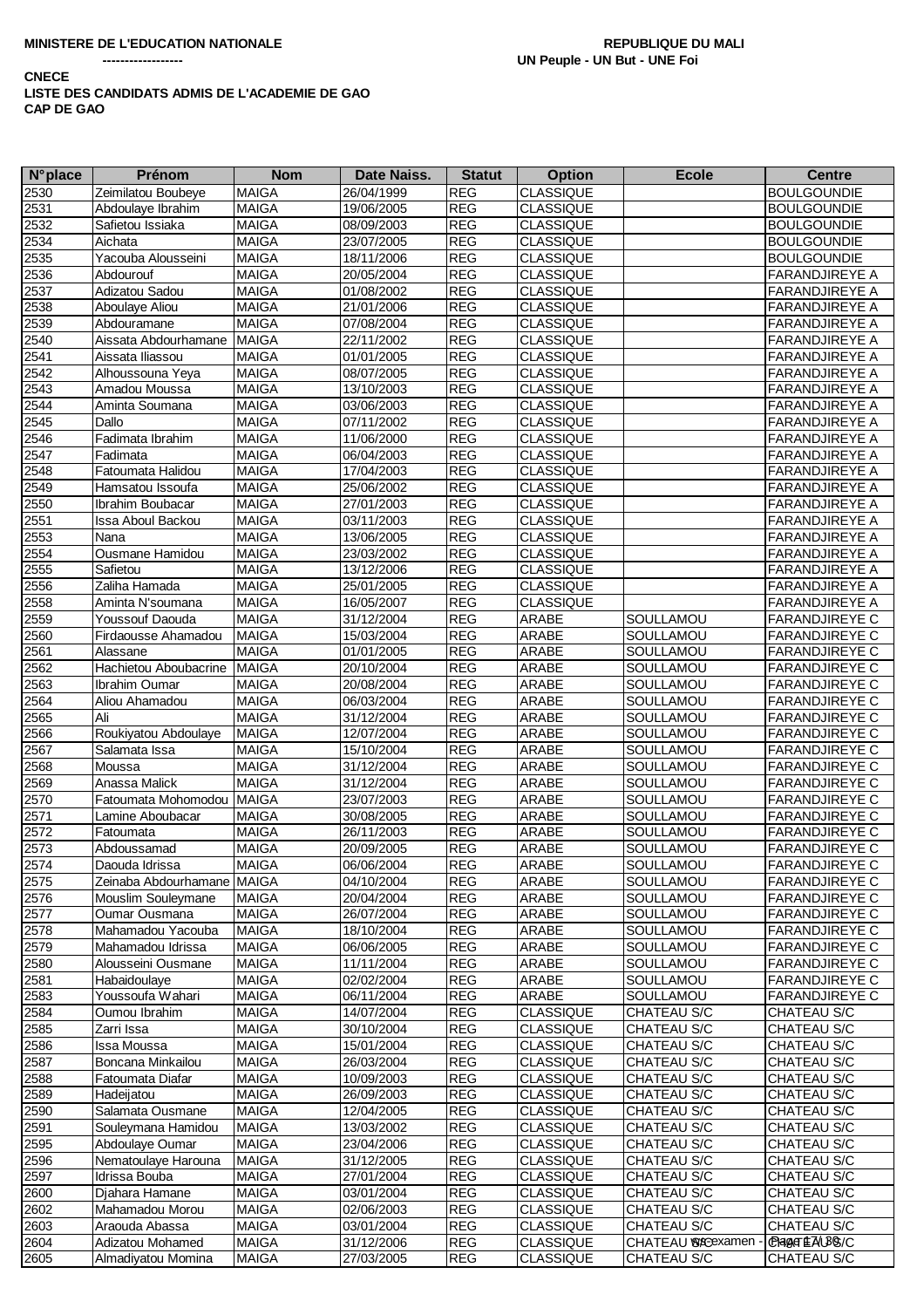**MINISTERE DE L'EDUCATION NATIONALE**

**------------------**

**REPUBLIQUE DU MALI**

**UN Peuple - UN But - UNE Foi**

**CNECE**

**LISTE DES CANDIDATS ADMIS DE L'ACADEMIE DE GAO**

**CAP DE GAO**

| N°place | Prénom | Nom | Date Naiss. | Statut | Option | Ecole | Centre |
|---|---|---|---|---|---|---|---|
| 2530 | Zeimilatou Boubeye | MAIGA | 26/04/1999 | REG | CLASSIQUE | | BOULGOUNDIE |
| 2531 | Abdoulaye Ibrahim | MAIGA | 19/06/2005 | REG | CLASSIQUE | | BOULGOUNDIE |
| 2532 | Safietou Issiaka | MAIGA | 08/09/2003 | REG | CLASSIQUE | | BOULGOUNDIE |
| 2534 | Aichata | MAIGA | 23/07/2005 | REG | CLASSIQUE | | BOULGOUNDIE |
| 2535 | Yacouba Alousseini | MAIGA | 18/11/2006 | REG | CLASSIQUE | | BOULGOUNDIE |
| 2536 | Abdourouf | MAIGA | 20/05/2004 | REG | CLASSIQUE | | FARANDJIREYE A |
| 2537 | Adizatou Sadou | MAIGA | 01/08/2002 | REG | CLASSIQUE | | FARANDJIREYE A |
| 2538 | Aboulaye Aliou | MAIGA | 21/01/2006 | REG | CLASSIQUE | | FARANDJIREYE A |
| 2539 | Abdouramane | MAIGA | 07/08/2004 | REG | CLASSIQUE | | FARANDJIREYE A |
| 2540 | Aissata Abdourhamane | MAIGA | 22/11/2002 | REG | CLASSIQUE | | FARANDJIREYE A |
| 2541 | Aissata Iliassou | MAIGA | 01/01/2005 | REG | CLASSIQUE | | FARANDJIREYE A |
| 2542 | Alhoussouna Yeya | MAIGA | 08/07/2005 | REG | CLASSIQUE | | FARANDJIREYE A |
| 2543 | Amadou Moussa | MAIGA | 13/10/2003 | REG | CLASSIQUE | | FARANDJIREYE A |
| 2544 | Aminta Soumana | MAIGA | 03/06/2003 | REG | CLASSIQUE | | FARANDJIREYE A |
| 2545 | Dallo | MAIGA | 07/11/2002 | REG | CLASSIQUE | | FARANDJIREYE A |
| 2546 | Fadimata Ibrahim | MAIGA | 11/06/2000 | REG | CLASSIQUE | | FARANDJIREYE A |
| 2547 | Fadimata | MAIGA | 06/04/2003 | REG | CLASSIQUE | | FARANDJIREYE A |
| 2548 | Fatoumata Halidou | MAIGA | 17/04/2003 | REG | CLASSIQUE | | FARANDJIREYE A |
| 2549 | Hamsatou Issoufa | MAIGA | 25/06/2002 | REG | CLASSIQUE | | FARANDJIREYE A |
| 2550 | Ibrahim Boubacar | MAIGA | 27/01/2003 | REG | CLASSIQUE | | FARANDJIREYE A |
| 2551 | Issa Aboul Backou | MAIGA | 03/11/2003 | REG | CLASSIQUE | | FARANDJIREYE A |
| 2553 | Nana | MAIGA | 13/06/2005 | REG | CLASSIQUE | | FARANDJIREYE A |
| 2554 | Ousmane Hamidou | MAIGA | 23/03/2002 | REG | CLASSIQUE | | FARANDJIREYE A |
| 2555 | Safietou | MAIGA | 13/12/2006 | REG | CLASSIQUE | | FARANDJIREYE A |
| 2556 | Zaliha Hamada | MAIGA | 25/01/2005 | REG | CLASSIQUE | | FARANDJIREYE A |
| 2558 | Aminta N'soumana | MAIGA | 16/05/2007 | REG | CLASSIQUE | | FARANDJIREYE A |
| 2559 | Youssouf Daouda | MAIGA | 31/12/2004 | REG | ARABE | SOULLAMOU | FARANDJIREYE C |
| 2560 | Firdaousse Ahamadou | MAIGA | 15/03/2004 | REG | ARABE | SOULLAMOU | FARANDJIREYE C |
| 2561 | Alassane | MAIGA | 01/01/2005 | REG | ARABE | SOULLAMOU | FARANDJIREYE C |
| 2562 | Hachietou Aboubacrine | MAIGA | 20/10/2004 | REG | ARABE | SOULLAMOU | FARANDJIREYE C |
| 2563 | Ibrahim Oumar | MAIGA | 20/08/2004 | REG | ARABE | SOULLAMOU | FARANDJIREYE C |
| 2564 | Aliou Ahamadou | MAIGA | 06/03/2004 | REG | ARABE | SOULLAMOU | FARANDJIREYE C |
| 2565 | Ali | MAIGA | 31/12/2004 | REG | ARABE | SOULLAMOU | FARANDJIREYE C |
| 2566 | Roukiyatou Abdoulaye | MAIGA | 12/07/2004 | REG | ARABE | SOULLAMOU | FARANDJIREYE C |
| 2567 | Salamata Issa | MAIGA | 15/10/2004 | REG | ARABE | SOULLAMOU | FARANDJIREYE C |
| 2568 | Moussa | MAIGA | 31/12/2004 | REG | ARABE | SOULLAMOU | FARANDJIREYE C |
| 2569 | Anassa Malick | MAIGA | 31/12/2004 | REG | ARABE | SOULLAMOU | FARANDJIREYE C |
| 2570 | Fatoumata Mohomodou | MAIGA | 23/07/2003 | REG | ARABE | SOULLAMOU | FARANDJIREYE C |
| 2571 | Lamine Aboubacar | MAIGA | 30/08/2005 | REG | ARABE | SOULLAMOU | FARANDJIREYE C |
| 2572 | Fatoumata | MAIGA | 26/11/2003 | REG | ARABE | SOULLAMOU | FARANDJIREYE C |
| 2573 | Abdoussamad | MAIGA | 20/09/2005 | REG | ARABE | SOULLAMOU | FARANDJIREYE C |
| 2574 | Daouda Idrissa | MAIGA | 06/06/2004 | REG | ARABE | SOULLAMOU | FARANDJIREYE C |
| 2575 | Zeinaba Abdourhamane | MAIGA | 04/10/2004 | REG | ARABE | SOULLAMOU | FARANDJIREYE C |
| 2576 | Mouslim Souleymane | MAIGA | 20/04/2004 | REG | ARABE | SOULLAMOU | FARANDJIREYE C |
| 2577 | Oumar Ousmana | MAIGA | 26/07/2004 | REG | ARABE | SOULLAMOU | FARANDJIREYE C |
| 2578 | Mahamadou Yacouba | MAIGA | 18/10/2004 | REG | ARABE | SOULLAMOU | FARANDJIREYE C |
| 2579 | Mahamadou Idrissa | MAIGA | 06/06/2005 | REG | ARABE | SOULLAMOU | FARANDJIREYE C |
| 2580 | Alousseini Ousmane | MAIGA | 11/11/2004 | REG | ARABE | SOULLAMOU | FARANDJIREYE C |
| 2581 | Habaidoulaye | MAIGA | 02/02/2004 | REG | ARABE | SOULLAMOU | FARANDJIREYE C |
| 2583 | Youssoufa Wahari | MAIGA | 06/11/2004 | REG | ARABE | SOULLAMOU | FARANDJIREYE C |
| 2584 | Oumou Ibrahim | MAIGA | 14/07/2004 | REG | CLASSIQUE | CHATEAU S/C | CHATEAU S/C |
| 2585 | Zarri Issa | MAIGA | 30/10/2004 | REG | CLASSIQUE | CHATEAU S/C | CHATEAU S/C |
| 2586 | Issa Moussa | MAIGA | 15/01/2004 | REG | CLASSIQUE | CHATEAU S/C | CHATEAU S/C |
| 2587 | Boncana Minkailou | MAIGA | 26/03/2004 | REG | CLASSIQUE | CHATEAU S/C | CHATEAU S/C |
| 2588 | Fatoumata Diafar | MAIGA | 10/09/2003 | REG | CLASSIQUE | CHATEAU S/C | CHATEAU S/C |
| 2589 | Hadeijatou | MAIGA | 26/09/2003 | REG | CLASSIQUE | CHATEAU S/C | CHATEAU S/C |
| 2590 | Salamata Ousmane | MAIGA | 12/04/2005 | REG | CLASSIQUE | CHATEAU S/C | CHATEAU S/C |
| 2591 | Souleymana Hamidou | MAIGA | 13/03/2002 | REG | CLASSIQUE | CHATEAU S/C | CHATEAU S/C |
| 2595 | Abdoulaye Oumar | MAIGA | 23/04/2006 | REG | CLASSIQUE | CHATEAU S/C | CHATEAU S/C |
| 2596 | Nematoulaye Harouna | MAIGA | 31/12/2005 | REG | CLASSIQUE | CHATEAU S/C | CHATEAU S/C |
| 2597 | Idrissa Bouba | MAIGA | 27/01/2004 | REG | CLASSIQUE | CHATEAU S/C | CHATEAU S/C |
| 2600 | Djahara Hamane | MAIGA | 03/01/2004 | REG | CLASSIQUE | CHATEAU S/C | CHATEAU S/C |
| 2602 | Mahamadou Morou | MAIGA | 02/06/2003 | REG | CLASSIQUE | CHATEAU S/C | CHATEAU S/C |
| 2603 | Araouda Abassa | MAIGA | 03/01/2004 | REG | CLASSIQUE | CHATEAU S/C | CHATEAU S/C |
| 2604 | Adizatou Mohamed | MAIGA | 31/12/2006 | REG | CLASSIQUE | CHATEAU S/C | CHATEAU S/C |
| 2605 | Almadiyatou Momina | MAIGA | 27/03/2005 | REG | CLASSIQUE | CHATEAU S/C | CHATEAU S/C |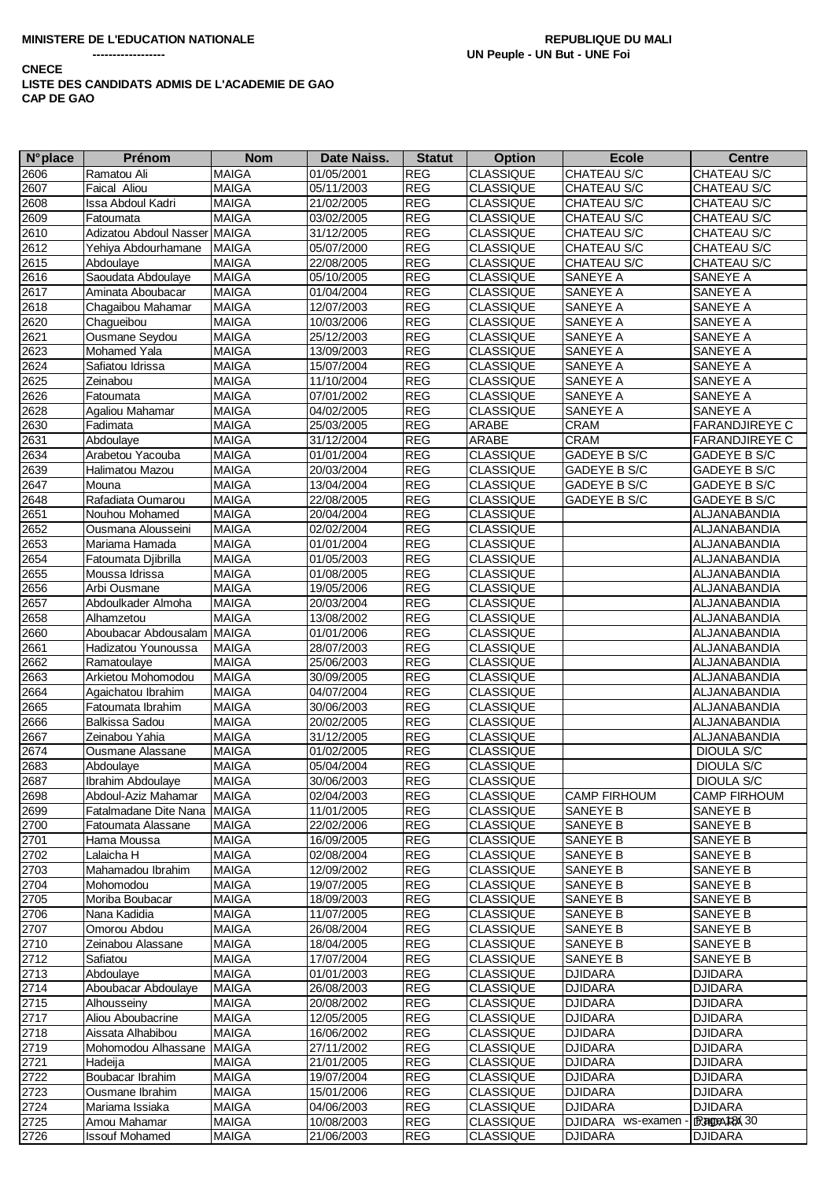**MINISTERE DE L'EDUCATION NATIONALE**

**------------------**

**REPUBLIQUE DU MALI**

**UN Peuple - UN But - UNE Foi**

**CNECE**

**LISTE DES CANDIDATS ADMIS DE L'ACADEMIE DE GAO**

**CAP DE GAO**

| N°place | Prénom | Nom | Date Naiss. | Statut | Option | Ecole | Centre |
|---|---|---|---|---|---|---|---|
| 2606 | Ramatou Ali | MAIGA | 01/05/2001 | REG | CLASSIQUE | CHATEAU S/C | CHATEAU S/C |
| 2607 | Faical Aliou | MAIGA | 05/11/2003 | REG | CLASSIQUE | CHATEAU S/C | CHATEAU S/C |
| 2608 | Issa Abdoul Kadri | MAIGA | 21/02/2005 | REG | CLASSIQUE | CHATEAU S/C | CHATEAU S/C |
| 2609 | Fatoumata | MAIGA | 03/02/2005 | REG | CLASSIQUE | CHATEAU S/C | CHATEAU S/C |
| 2610 | Adizatou Abdoul Nasser | MAIGA | 31/12/2005 | REG | CLASSIQUE | CHATEAU S/C | CHATEAU S/C |
| 2612 | Yehiya Abdourhamane | MAIGA | 05/07/2000 | REG | CLASSIQUE | CHATEAU S/C | CHATEAU S/C |
| 2615 | Abdoulaye | MAIGA | 22/08/2005 | REG | CLASSIQUE | CHATEAU S/C | CHATEAU S/C |
| 2616 | Saoudata Abdoulaye | MAIGA | 05/10/2005 | REG | CLASSIQUE | SANEYE A | SANEYE A |
| 2617 | Aminata Aboubacar | MAIGA | 01/04/2004 | REG | CLASSIQUE | SANEYE A | SANEYE A |
| 2618 | Chagaibou Mahamar | MAIGA | 12/07/2003 | REG | CLASSIQUE | SANEYE A | SANEYE A |
| 2620 | Chagueibou | MAIGA | 10/03/2006 | REG | CLASSIQUE | SANEYE A | SANEYE A |
| 2621 | Ousmane Seydou | MAIGA | 25/12/2003 | REG | CLASSIQUE | SANEYE A | SANEYE A |
| 2623 | Mohamed Yala | MAIGA | 13/09/2003 | REG | CLASSIQUE | SANEYE A | SANEYE A |
| 2624 | Safiatou Idrissa | MAIGA | 15/07/2004 | REG | CLASSIQUE | SANEYE A | SANEYE A |
| 2625 | Zeinabou | MAIGA | 11/10/2004 | REG | CLASSIQUE | SANEYE A | SANEYE A |
| 2626 | Fatoumata | MAIGA | 07/01/2002 | REG | CLASSIQUE | SANEYE A | SANEYE A |
| 2628 | Agaliou Mahamar | MAIGA | 04/02/2005 | REG | CLASSIQUE | SANEYE A | SANEYE A |
| 2630 | Fadimata | MAIGA | 25/03/2005 | REG | ARABE | CRAM | FARANDJIREYE C |
| 2631 | Abdoulaye | MAIGA | 31/12/2004 | REG | ARABE | CRAM | FARANDJIREYE C |
| 2634 | Arabetou Yacouba | MAIGA | 01/01/2004 | REG | CLASSIQUE | GADEYE B S/C | GADEYE B S/C |
| 2639 | Halimatou Mazou | MAIGA | 20/03/2004 | REG | CLASSIQUE | GADEYE B S/C | GADEYE B S/C |
| 2647 | Mouna | MAIGA | 13/04/2004 | REG | CLASSIQUE | GADEYE B S/C | GADEYE B S/C |
| 2648 | Rafadiata Oumarou | MAIGA | 22/08/2005 | REG | CLASSIQUE | GADEYE B S/C | GADEYE B S/C |
| 2651 | Nouhou Mohamed | MAIGA | 20/04/2004 | REG | CLASSIQUE | | ALJANABANDIA |
| 2652 | Ousmana Alousseini | MAIGA | 02/02/2004 | REG | CLASSIQUE | | ALJANABANDIA |
| 2653 | Mariama Hamada | MAIGA | 01/01/2004 | REG | CLASSIQUE | | ALJANABANDIA |
| 2654 | Fatoumata Djibrilla | MAIGA | 01/05/2003 | REG | CLASSIQUE | | ALJANABANDIA |
| 2655 | Moussa Idrissa | MAIGA | 01/08/2005 | REG | CLASSIQUE | | ALJANABANDIA |
| 2656 | Arbi Ousmane | MAIGA | 19/05/2006 | REG | CLASSIQUE | | ALJANABANDIA |
| 2657 | Abdoulkader Almoha | MAIGA | 20/03/2004 | REG | CLASSIQUE | | ALJANABANDIA |
| 2658 | Alhamzetou | MAIGA | 13/08/2002 | REG | CLASSIQUE | | ALJANABANDIA |
| 2660 | Aboubacar Abdousalam | MAIGA | 01/01/2006 | REG | CLASSIQUE | | ALJANABANDIA |
| 2661 | Hadizatou Younoussa | MAIGA | 28/07/2003 | REG | CLASSIQUE | | ALJANABANDIA |
| 2662 | Ramatoulaye | MAIGA | 25/06/2003 | REG | CLASSIQUE | | ALJANABANDIA |
| 2663 | Arkietou Mohomodou | MAIGA | 30/09/2005 | REG | CLASSIQUE | | ALJANABANDIA |
| 2664 | Agaichatou Ibrahim | MAIGA | 04/07/2004 | REG | CLASSIQUE | | ALJANABANDIA |
| 2665 | Fatoumata Ibrahim | MAIGA | 30/06/2003 | REG | CLASSIQUE | | ALJANABANDIA |
| 2666 | Balkissa Sadou | MAIGA | 20/02/2005 | REG | CLASSIQUE | | ALJANABANDIA |
| 2667 | Zeinabou Yahia | MAIGA | 31/12/2005 | REG | CLASSIQUE | | ALJANABANDIA |
| 2674 | Ousmane Alassane | MAIGA | 01/02/2005 | REG | CLASSIQUE | | DIOULA S/C |
| 2683 | Abdoulaye | MAIGA | 05/04/2004 | REG | CLASSIQUE | | DIOULA S/C |
| 2687 | Ibrahim Abdoulaye | MAIGA | 30/06/2003 | REG | CLASSIQUE | | DIOULA S/C |
| 2698 | Abdoul-Aziz Mahamar | MAIGA | 02/04/2003 | REG | CLASSIQUE | CAMP FIRHOUM | CAMP FIRHOUM |
| 2699 | Fatalmadane Dite Nana | MAIGA | 11/01/2005 | REG | CLASSIQUE | SANEYE B | SANEYE B |
| 2700 | Fatoumata Alassane | MAIGA | 22/02/2006 | REG | CLASSIQUE | SANEYE B | SANEYE B |
| 2701 | Hama Moussa | MAIGA | 16/09/2005 | REG | CLASSIQUE | SANEYE B | SANEYE B |
| 2702 | Lalaicha H | MAIGA | 02/08/2004 | REG | CLASSIQUE | SANEYE B | SANEYE B |
| 2703 | Mahamadou Ibrahim | MAIGA | 12/09/2002 | REG | CLASSIQUE | SANEYE B | SANEYE B |
| 2704 | Mohomodou | MAIGA | 19/07/2005 | REG | CLASSIQUE | SANEYE B | SANEYE B |
| 2705 | Moriba Boubacar | MAIGA | 18/09/2003 | REG | CLASSIQUE | SANEYE B | SANEYE B |
| 2706 | Nana Kadidia | MAIGA | 11/07/2005 | REG | CLASSIQUE | SANEYE B | SANEYE B |
| 2707 | Omorou Abdou | MAIGA | 26/08/2004 | REG | CLASSIQUE | SANEYE B | SANEYE B |
| 2710 | Zeinabou Alassane | MAIGA | 18/04/2005 | REG | CLASSIQUE | SANEYE B | SANEYE B |
| 2712 | Safiatou | MAIGA | 17/07/2004 | REG | CLASSIQUE | SANEYE B | SANEYE B |
| 2713 | Abdoulaye | MAIGA | 01/01/2003 | REG | CLASSIQUE | DJIDARA | DJIDARA |
| 2714 | Aboubacar Abdoulaye | MAIGA | 26/08/2003 | REG | CLASSIQUE | DJIDARA | DJIDARA |
| 2715 | Alhousseiny | MAIGA | 20/08/2002 | REG | CLASSIQUE | DJIDARA | DJIDARA |
| 2717 | Aliou Aboubacrine | MAIGA | 12/05/2005 | REG | CLASSIQUE | DJIDARA | DJIDARA |
| 2718 | Aissata Alhabibou | MAIGA | 16/06/2002 | REG | CLASSIQUE | DJIDARA | DJIDARA |
| 2719 | Mohomodou Alhassane | MAIGA | 27/11/2002 | REG | CLASSIQUE | DJIDARA | DJIDARA |
| 2721 | Hadeija | MAIGA | 21/01/2005 | REG | CLASSIQUE | DJIDARA | DJIDARA |
| 2722 | Boubacar Ibrahim | MAIGA | 19/07/2004 | REG | CLASSIQUE | DJIDARA | DJIDARA |
| 2723 | Ousmane Ibrahim | MAIGA | 15/01/2006 | REG | CLASSIQUE | DJIDARA | DJIDARA |
| 2724 | Mariama Issiaka | MAIGA | 04/06/2003 | REG | CLASSIQUE | DJIDARA | DJIDARA |
| 2725 | Amou Mahamar | MAIGA | 10/08/2003 | REG | CLASSIQUE | DJIDARA | DJIDARA |
| 2726 | Issouf Mohamed | MAIGA | 21/06/2003 | REG | CLASSIQUE | DJIDARA | DJIDARA |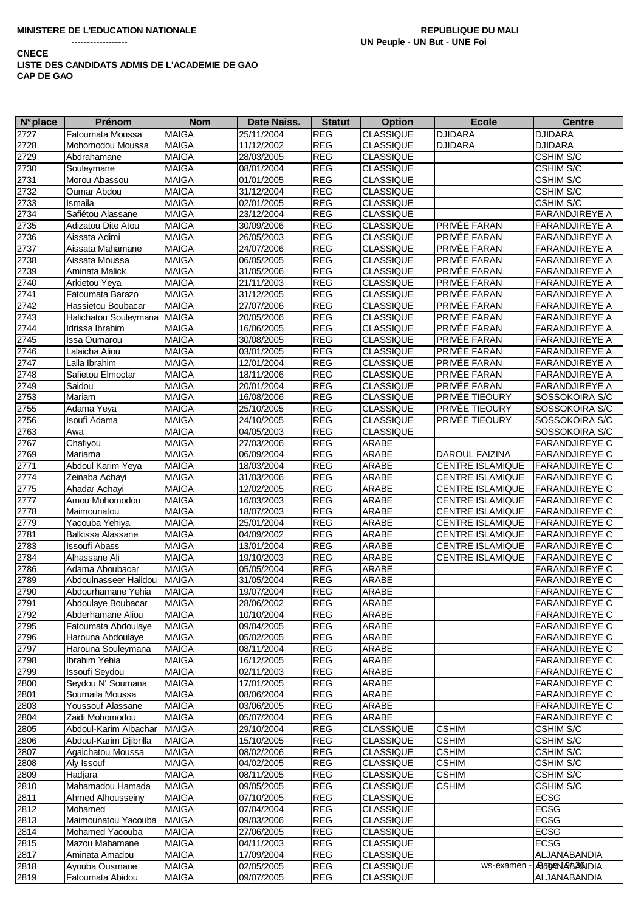**MINISTERE DE L'EDUCATION NATIONALE**

**------------------**

**REPUBLIQUE DU MALI**

**UN Peuple - UN But - UNE Foi**

**CNECE**

**LISTE DES CANDIDATS ADMIS DE L'ACADEMIE DE GAO**

**CAP DE GAO**

| N°place | Prénom | Nom | Date Naiss. | Statut | Option | Ecole | Centre |
|---|---|---|---|---|---|---|---|
| 2727 | Fatoumata Moussa | MAIGA | 25/11/2004 | REG | CLASSIQUE | DJIDARA | DJIDARA |
| 2728 | Mohomodou Moussa | MAIGA | 11/12/2002 | REG | CLASSIQUE | DJIDARA | DJIDARA |
| 2729 | Abdrahamane | MAIGA | 28/03/2005 | REG | CLASSIQUE | | CSHIM S/C |
| 2730 | Souleymane | MAIGA | 08/01/2004 | REG | CLASSIQUE | | CSHIM S/C |
| 2731 | Morou Abassou | MAIGA | 01/01/2005 | REG | CLASSIQUE | | CSHIM S/C |
| 2732 | Oumar Abdou | MAIGA | 31/12/2004 | REG | CLASSIQUE | | CSHIM S/C |
| 2733 | Ismaila | MAIGA | 02/01/2005 | REG | CLASSIQUE | | CSHIM S/C |
| 2734 | Safiétou Alassane | MAIGA | 23/12/2004 | REG | CLASSIQUE | | FARANDJIREYE A |
| 2735 | Adizatou Dite Atou | MAIGA | 30/09/2006 | REG | CLASSIQUE | PRIVÉE FARAN | FARANDJIREYE A |
| 2736 | Aissata Adimi | MAIGA | 26/05/2003 | REG | CLASSIQUE | PRIVÉE FARAN | FARANDJIREYE A |
| 2737 | Aissata Mahamane | MAIGA | 24/07/2006 | REG | CLASSIQUE | PRIVÉE FARAN | FARANDJIREYE A |
| 2738 | Aissata Moussa | MAIGA | 06/05/2005 | REG | CLASSIQUE | PRIVÉE FARAN | FARANDJIREYE A |
| 2739 | Aminata Malick | MAIGA | 31/05/2006 | REG | CLASSIQUE | PRIVÉE FARAN | FARANDJIREYE A |
| 2740 | Arkietou Yeya | MAIGA | 21/11/2003 | REG | CLASSIQUE | PRIVÉE FARAN | FARANDJIREYE A |
| 2741 | Fatoumata Barazo | MAIGA | 31/12/2005 | REG | CLASSIQUE | PRIVÉE FARAN | FARANDJIREYE A |
| 2742 | Hassietou Boubacar | MAIGA | 27/07/2006 | REG | CLASSIQUE | PRIVÉE FARAN | FARANDJIREYE A |
| 2743 | Halichatou Souleymana | MAIGA | 20/05/2006 | REG | CLASSIQUE | PRIVÉE FARAN | FARANDJIREYE A |
| 2744 | Idrissa Ibrahim | MAIGA | 16/06/2005 | REG | CLASSIQUE | PRIVÉE FARAN | FARANDJIREYE A |
| 2745 | Issa Oumarou | MAIGA | 30/08/2005 | REG | CLASSIQUE | PRIVÉE FARAN | FARANDJIREYE A |
| 2746 | Lalaicha Aliou | MAIGA | 03/01/2005 | REG | CLASSIQUE | PRIVÉE FARAN | FARANDJIREYE A |
| 2747 | Lalla Ibrahim | MAIGA | 12/01/2004 | REG | CLASSIQUE | PRIVÉE FARAN | FARANDJIREYE A |
| 2748 | Safietou Elmoctar | MAIGA | 18/11/2006 | REG | CLASSIQUE | PRIVÉE FARAN | FARANDJIREYE A |
| 2749 | Saidou | MAIGA | 20/01/2004 | REG | CLASSIQUE | PRIVÉE FARAN | FARANDJIREYE A |
| 2753 | Mariam | MAIGA | 16/08/2006 | REG | CLASSIQUE | PRIVÉE TIEOURY | SOSSOKOIRA S/C |
| 2755 | Adama Yeya | MAIGA | 25/10/2005 | REG | CLASSIQUE | PRIVÉE TIEOURY | SOSSOKOIRA S/C |
| 2756 | Isoufi Adama | MAIGA | 24/10/2005 | REG | CLASSIQUE | PRIVÉE TIEOURY | SOSSOKOIRA S/C |
| 2763 | Awa | MAIGA | 04/05/2003 | REG | CLASSIQUE | | SOSSOKOIRA S/C |
| 2767 | Chafiyou | MAIGA | 27/03/2006 | REG | ARABE | | FARANDJIREYE C |
| 2769 | Mariama | MAIGA | 06/09/2004 | REG | ARABE | DAROUL FAIZINA | FARANDJIREYE C |
| 2771 | Abdoul Karim Yeya | MAIGA | 18/03/2004 | REG | ARABE | CENTRE ISLAMIQUE | FARANDJIREYE C |
| 2774 | Zeinaba Achayi | MAIGA | 31/03/2006 | REG | ARABE | CENTRE ISLAMIQUE | FARANDJIREYE C |
| 2775 | Ahadar Achayi | MAIGA | 12/02/2005 | REG | ARABE | CENTRE ISLAMIQUE | FARANDJIREYE C |
| 2777 | Amou Mohomodou | MAIGA | 16/03/2003 | REG | ARABE | CENTRE ISLAMIQUE | FARANDJIREYE C |
| 2778 | Maimounatou | MAIGA | 18/07/2003 | REG | ARABE | CENTRE ISLAMIQUE | FARANDJIREYE C |
| 2779 | Yacouba Yehiya | MAIGA | 25/01/2004 | REG | ARABE | CENTRE ISLAMIQUE | FARANDJIREYE C |
| 2781 | Balkissa Alassane | MAIGA | 04/09/2002 | REG | ARABE | CENTRE ISLAMIQUE | FARANDJIREYE C |
| 2783 | Issoufi Abass | MAIGA | 13/01/2004 | REG | ARABE | CENTRE ISLAMIQUE | FARANDJIREYE C |
| 2784 | Alhassane Ali | MAIGA | 19/10/2003 | REG | ARABE | CENTRE ISLAMIQUE | FARANDJIREYE C |
| 2786 | Adama Aboubacar | MAIGA | 05/05/2004 | REG | ARABE | | FARANDJIREYE C |
| 2789 | Abdoulnasseer Halidou | MAIGA | 31/05/2004 | REG | ARABE | | FARANDJIREYE C |
| 2790 | Abdourhamane Yehia | MAIGA | 19/07/2004 | REG | ARABE | | FARANDJIREYE C |
| 2791 | Abdoulaye Boubacar | MAIGA | 28/06/2002 | REG | ARABE | | FARANDJIREYE C |
| 2792 | Abderhamane Aliou | MAIGA | 10/10/2004 | REG | ARABE | | FARANDJIREYE C |
| 2795 | Fatoumata Abdoulaye | MAIGA | 09/04/2005 | REG | ARABE | | FARANDJIREYE C |
| 2796 | Harouna Abdoulaye | MAIGA | 05/02/2005 | REG | ARABE | | FARANDJIREYE C |
| 2797 | Harouna Souleymana | MAIGA | 08/11/2004 | REG | ARABE | | FARANDJIREYE C |
| 2798 | Ibrahim Yehia | MAIGA | 16/12/2005 | REG | ARABE | | FARANDJIREYE C |
| 2799 | Issoufi Seydou | MAIGA | 02/11/2003 | REG | ARABE | | FARANDJIREYE C |
| 2800 | Seydou N' Soumana | MAIGA | 17/01/2005 | REG | ARABE | | FARANDJIREYE C |
| 2801 | Soumaila Moussa | MAIGA | 08/06/2004 | REG | ARABE | | FARANDJIREYE C |
| 2803 | Youssouf Alassane | MAIGA | 03/06/2005 | REG | ARABE | | FARANDJIREYE C |
| 2804 | Zaidi Mohomodou | MAIGA | 05/07/2004 | REG | ARABE | | FARANDJIREYE C |
| 2805 | Abdoul-Karim Albachar | MAIGA | 29/10/2004 | REG | CLASSIQUE | CSHIM | CSHIM S/C |
| 2806 | Abdoul-Karim Djibrilla | MAIGA | 15/10/2005 | REG | CLASSIQUE | CSHIM | CSHIM S/C |
| 2807 | Agaichatou Moussa | MAIGA | 08/02/2006 | REG | CLASSIQUE | CSHIM | CSHIM S/C |
| 2808 | Aly Issouf | MAIGA | 04/02/2005 | REG | CLASSIQUE | CSHIM | CSHIM S/C |
| 2809 | Hadjara | MAIGA | 08/11/2005 | REG | CLASSIQUE | CSHIM | CSHIM S/C |
| 2810 | Mahamadou Hamada | MAIGA | 09/05/2005 | REG | CLASSIQUE | CSHIM | CSHIM S/C |
| 2811 | Ahmed Alhousseiny | MAIGA | 07/10/2005 | REG | CLASSIQUE | | ECSG |
| 2812 | Mohamed | MAIGA | 07/04/2004 | REG | CLASSIQUE | | ECSG |
| 2813 | Maimounatou Yacouba | MAIGA | 09/03/2006 | REG | CLASSIQUE | | ECSG |
| 2814 | Mohamed Yacouba | MAIGA | 27/06/2005 | REG | CLASSIQUE | | ECSG |
| 2815 | Mazou Mahamane | MAIGA | 04/11/2003 | REG | CLASSIQUE | | ECSG |
| 2817 | Aminata Amadou | MAIGA | 17/09/2004 | REG | CLASSIQUE | | ALJANABANDIA |
| 2818 | Ayouba Ousmane | MAIGA | 02/05/2005 | REG | CLASSIQUE | | ALJANABANDIA |
| 2819 | Fatoumata Abidou | MAIGA | 09/07/2005 | REG | CLASSIQUE | | ALJANABANDIA |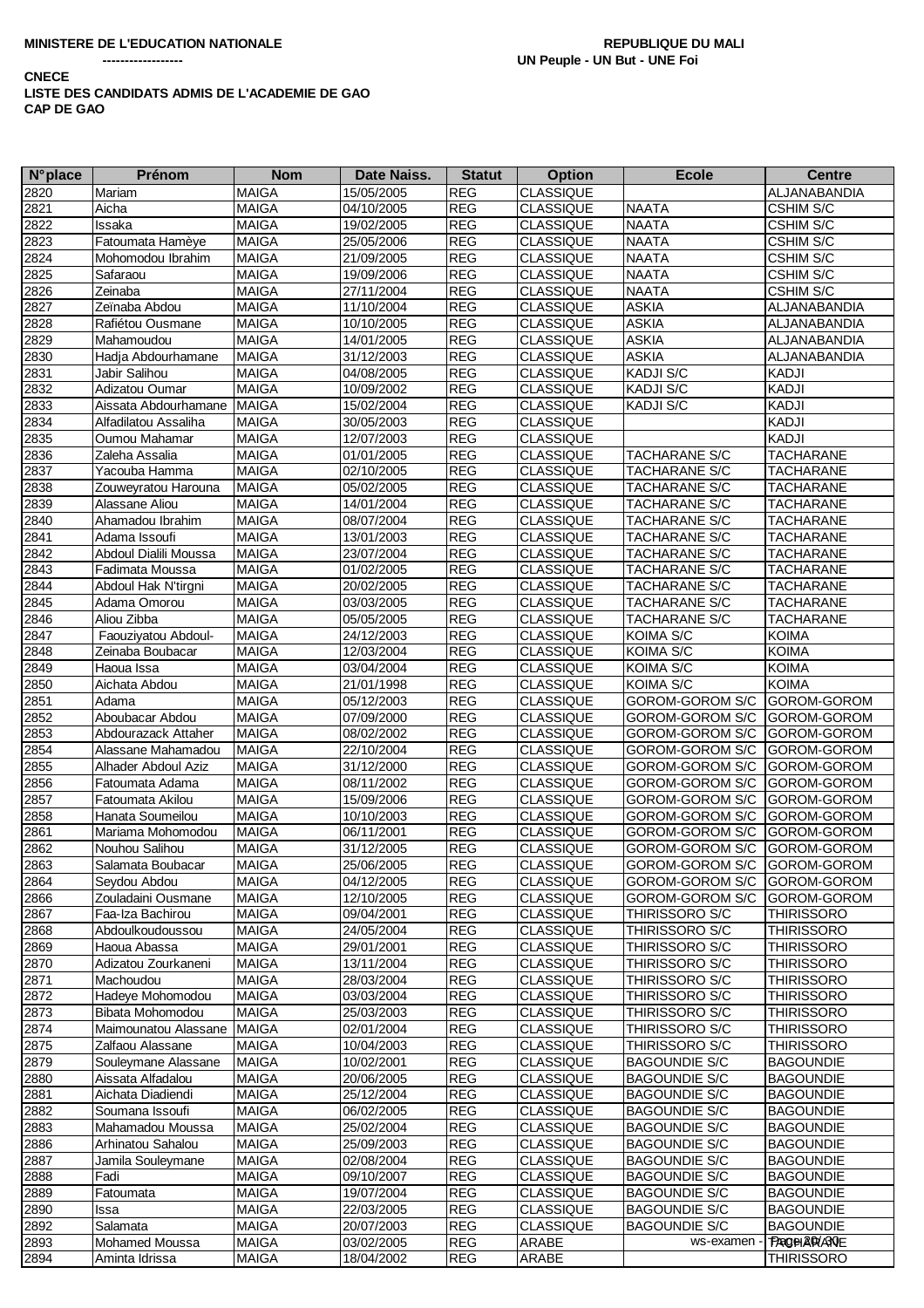**MINISTERE DE L'EDUCATION NATIONALE**
**------------------**

**REPUBLIQUE DU MALI**
**UN Peuple - UN But - UNE Foi**

**CNECE**
**LISTE DES CANDIDATS ADMIS DE L'ACADEMIE DE GAO**
**CAP DE GAO**

| N°place | Prénom | Nom | Date Naiss. | Statut | Option | Ecole | Centre |
|---|---|---|---|---|---|---|---|
| 2820 | Mariam | MAIGA | 15/05/2005 | REG | CLASSIQUE | | ALJANABANDIA |
| 2821 | Aicha | MAIGA | 04/10/2005 | REG | CLASSIQUE | NAATA | CSHIM S/C |
| 2822 | Issaka | MAIGA | 19/02/2005 | REG | CLASSIQUE | NAATA | CSHIM S/C |
| 2823 | Fatoumata Hamèye | MAIGA | 25/05/2006 | REG | CLASSIQUE | NAATA | CSHIM S/C |
| 2824 | Mohomodou Ibrahim | MAIGA | 21/09/2005 | REG | CLASSIQUE | NAATA | CSHIM S/C |
| 2825 | Safaraou | MAIGA | 19/09/2006 | REG | CLASSIQUE | NAATA | CSHIM S/C |
| 2826 | Zeinaba | MAIGA | 27/11/2004 | REG | CLASSIQUE | NAATA | CSHIM S/C |
| 2827 | Zeïnaba Abdou | MAIGA | 11/10/2004 | REG | CLASSIQUE | ASKIA | ALJANABANDIA |
| 2828 | Rafiétou Ousmane | MAIGA | 10/10/2005 | REG | CLASSIQUE | ASKIA | ALJANABANDIA |
| 2829 | Mahamoudou | MAIGA | 14/01/2005 | REG | CLASSIQUE | ASKIA | ALJANABANDIA |
| 2830 | Hadja Abdourhamane | MAIGA | 31/12/2003 | REG | CLASSIQUE | ASKIA | ALJANABANDIA |
| 2831 | Jabir Salihou | MAIGA | 04/08/2005 | REG | CLASSIQUE | KADJI S/C | KADJI |
| 2832 | Adizatou Oumar | MAIGA | 10/09/2002 | REG | CLASSIQUE | KADJI S/C | KADJI |
| 2833 | Aissata Abdourhamane | MAIGA | 15/02/2004 | REG | CLASSIQUE | KADJI S/C | KADJI |
| 2834 | Alfadilatou Assaliha | MAIGA | 30/05/2003 | REG | CLASSIQUE | | KADJI |
| 2835 | Oumou Mahamar | MAIGA | 12/07/2003 | REG | CLASSIQUE | | KADJI |
| 2836 | Zaleha Assalia | MAIGA | 01/01/2005 | REG | CLASSIQUE | TACHARANE S/C | TACHARANE |
| 2837 | Yacouba Hamma | MAIGA | 02/10/2005 | REG | CLASSIQUE | TACHARANE S/C | TACHARANE |
| 2838 | Zouweyratou Harouna | MAIGA | 05/02/2005 | REG | CLASSIQUE | TACHARANE S/C | TACHARANE |
| 2839 | Alassane Aliou | MAIGA | 14/01/2004 | REG | CLASSIQUE | TACHARANE S/C | TACHARANE |
| 2840 | Ahamadou Ibrahim | MAIGA | 08/07/2004 | REG | CLASSIQUE | TACHARANE S/C | TACHARANE |
| 2841 | Adama Issoufi | MAIGA | 13/01/2003 | REG | CLASSIQUE | TACHARANE S/C | TACHARANE |
| 2842 | Abdoul Dialili Moussa | MAIGA | 23/07/2004 | REG | CLASSIQUE | TACHARANE S/C | TACHARANE |
| 2843 | Fadimata Moussa | MAIGA | 01/02/2005 | REG | CLASSIQUE | TACHARANE S/C | TACHARANE |
| 2844 | Abdoul Hak N'tirgni | MAIGA | 20/02/2005 | REG | CLASSIQUE | TACHARANE S/C | TACHARANE |
| 2845 | Adama Omorou | MAIGA | 03/03/2005 | REG | CLASSIQUE | TACHARANE S/C | TACHARANE |
| 2846 | Aliou Zibba | MAIGA | 05/05/2005 | REG | CLASSIQUE | TACHARANE S/C | TACHARANE |
| 2847 | Faouziyatou Abdoul- | MAIGA | 24/12/2003 | REG | CLASSIQUE | KOIMA S/C | KOIMA |
| 2848 | Zeinaba Boubacar | MAIGA | 12/03/2004 | REG | CLASSIQUE | KOIMA S/C | KOIMA |
| 2849 | Haoua Issa | MAIGA | 03/04/2004 | REG | CLASSIQUE | KOIMA S/C | KOIMA |
| 2850 | Aichata Abdou | MAIGA | 21/01/1998 | REG | CLASSIQUE | KOIMA S/C | KOIMA |
| 2851 | Adama | MAIGA | 05/12/2003 | REG | CLASSIQUE | GOROM-GOROM S/C | GOROM-GOROM |
| 2852 | Aboubacar Abdou | MAIGA | 07/09/2000 | REG | CLASSIQUE | GOROM-GOROM S/C | GOROM-GOROM |
| 2853 | Abdourazack Attaher | MAIGA | 08/02/2002 | REG | CLASSIQUE | GOROM-GOROM S/C | GOROM-GOROM |
| 2854 | Alassane Mahamadou | MAIGA | 22/10/2004 | REG | CLASSIQUE | GOROM-GOROM S/C | GOROM-GOROM |
| 2855 | Alhader Abdoul Aziz | MAIGA | 31/12/2000 | REG | CLASSIQUE | GOROM-GOROM S/C | GOROM-GOROM |
| 2856 | Fatoumata Adama | MAIGA | 08/11/2002 | REG | CLASSIQUE | GOROM-GOROM S/C | GOROM-GOROM |
| 2857 | Fatoumata Akilou | MAIGA | 15/09/2006 | REG | CLASSIQUE | GOROM-GOROM S/C | GOROM-GOROM |
| 2858 | Hanata Soumeilou | MAIGA | 10/10/2003 | REG | CLASSIQUE | GOROM-GOROM S/C | GOROM-GOROM |
| 2861 | Mariama Mohomodou | MAIGA | 06/11/2001 | REG | CLASSIQUE | GOROM-GOROM S/C | GOROM-GOROM |
| 2862 | Nouhou Salihou | MAIGA | 31/12/2005 | REG | CLASSIQUE | GOROM-GOROM S/C | GOROM-GOROM |
| 2863 | Salamata Boubacar | MAIGA | 25/06/2005 | REG | CLASSIQUE | GOROM-GOROM S/C | GOROM-GOROM |
| 2864 | Seydou Abdou | MAIGA | 04/12/2005 | REG | CLASSIQUE | GOROM-GOROM S/C | GOROM-GOROM |
| 2866 | Zouladaini Ousmane | MAIGA | 12/10/2005 | REG | CLASSIQUE | GOROM-GOROM S/C | GOROM-GOROM |
| 2867 | Faa-Iza Bachirou | MAIGA | 09/04/2001 | REG | CLASSIQUE | THIRISSORO S/C | THIRISSORO |
| 2868 | Abdoulkoudoussou | MAIGA | 24/05/2004 | REG | CLASSIQUE | THIRISSORO S/C | THIRISSORO |
| 2869 | Haoua Abassa | MAIGA | 29/01/2001 | REG | CLASSIQUE | THIRISSORO S/C | THIRISSORO |
| 2870 | Adizatou Zourkaneni | MAIGA | 13/11/2004 | REG | CLASSIQUE | THIRISSORO S/C | THIRISSORO |
| 2871 | Machoudou | MAIGA | 28/03/2004 | REG | CLASSIQUE | THIRISSORO S/C | THIRISSORO |
| 2872 | Hadeye Mohomodou | MAIGA | 03/03/2004 | REG | CLASSIQUE | THIRISSORO S/C | THIRISSORO |
| 2873 | Bibata Mohomodou | MAIGA | 25/03/2003 | REG | CLASSIQUE | THIRISSORO S/C | THIRISSORO |
| 2874 | Maimounatou Alassane | MAIGA | 02/01/2004 | REG | CLASSIQUE | THIRISSORO S/C | THIRISSORO |
| 2875 | Zalfaou Alassane | MAIGA | 10/04/2003 | REG | CLASSIQUE | THIRISSORO S/C | THIRISSORO |
| 2879 | Souleymane Alassane | MAIGA | 10/02/2001 | REG | CLASSIQUE | BAGOUNDIE S/C | BAGOUNDIE |
| 2880 | Aissata Alfadalou | MAIGA | 20/06/2005 | REG | CLASSIQUE | BAGOUNDIE S/C | BAGOUNDIE |
| 2881 | Aichata Diadiendi | MAIGA | 25/12/2004 | REG | CLASSIQUE | BAGOUNDIE S/C | BAGOUNDIE |
| 2882 | Soumana Issoufi | MAIGA | 06/02/2005 | REG | CLASSIQUE | BAGOUNDIE S/C | BAGOUNDIE |
| 2883 | Mahamadou Moussa | MAIGA | 25/02/2004 | REG | CLASSIQUE | BAGOUNDIE S/C | BAGOUNDIE |
| 2886 | Arhinatou Sahalou | MAIGA | 25/09/2003 | REG | CLASSIQUE | BAGOUNDIE S/C | BAGOUNDIE |
| 2887 | Jamila Souleymane | MAIGA | 02/08/2004 | REG | CLASSIQUE | BAGOUNDIE S/C | BAGOUNDIE |
| 2888 | Fadi | MAIGA | 09/10/2007 | REG | CLASSIQUE | BAGOUNDIE S/C | BAGOUNDIE |
| 2889 | Fatoumata | MAIGA | 19/07/2004 | REG | CLASSIQUE | BAGOUNDIE S/C | BAGOUNDIE |
| 2890 | Issa | MAIGA | 22/03/2005 | REG | CLASSIQUE | BAGOUNDIE S/C | BAGOUNDIE |
| 2892 | Salamata | MAIGA | 20/07/2003 | REG | CLASSIQUE | BAGOUNDIE S/C | BAGOUNDIE |
| 2893 | Mohamed Moussa | MAIGA | 03/02/2005 | REG | ARABE | | THIRISSORO |
| 2894 | Aminta Idrissa | MAIGA | 18/04/2002 | REG | ARABE | | THIRISSORO |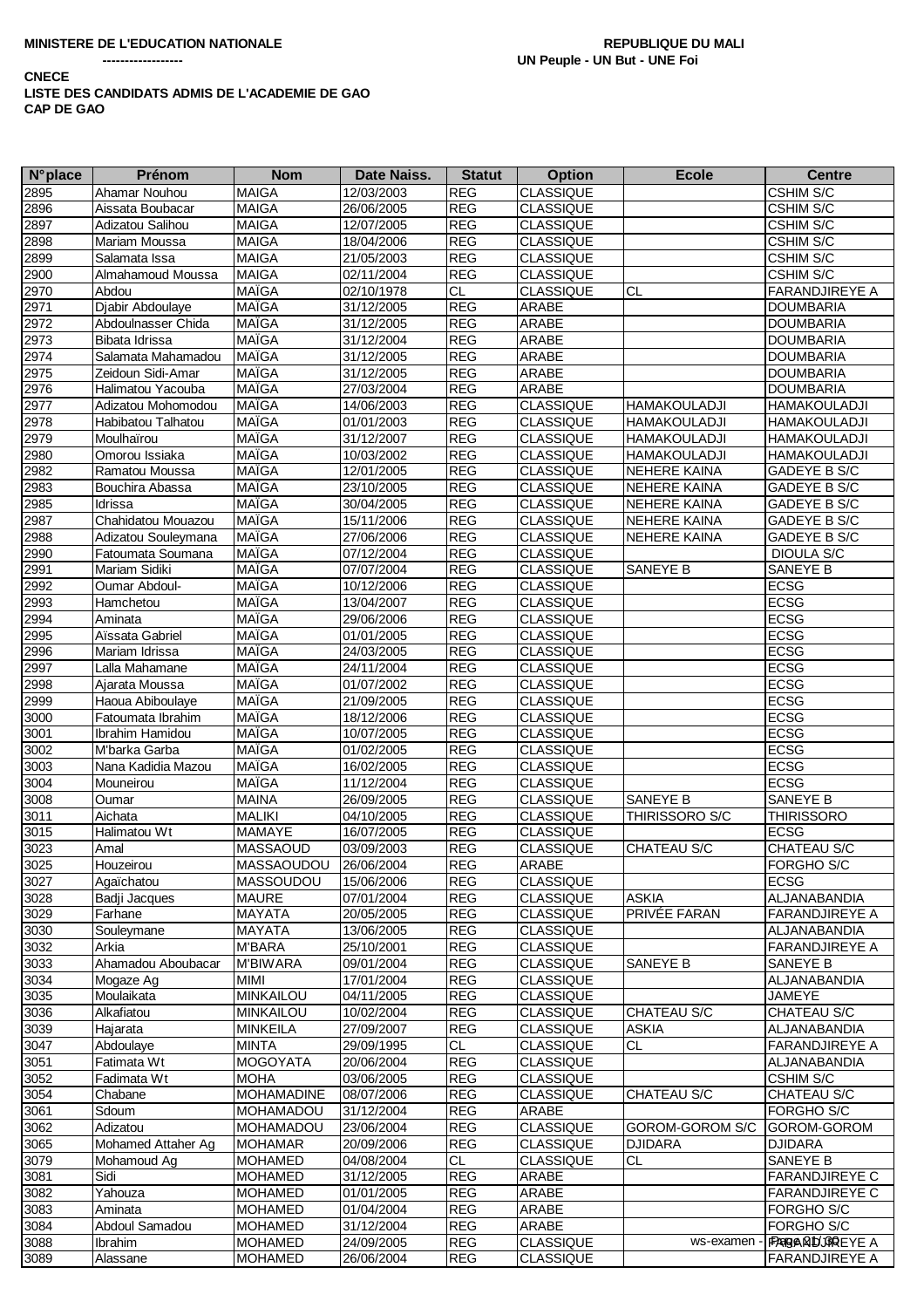**MINISTERE DE L'EDUCATION NATIONALE**

**------------------**

**REPUBLIQUE DU MALI**

**UN Peuple - UN But - UNE Foi**

**CNECE**

**LISTE DES CANDIDATS ADMIS DE L'ACADEMIE DE GAO**

**CAP DE GAO**

| N°place | Prénom | Nom | Date Naiss. | Statut | Option | Ecole | Centre |
|---|---|---|---|---|---|---|---|
| 2895 | Ahamar Nouhou | MAIGA | 12/03/2003 | REG | CLASSIQUE | | CSHIM S/C |
| 2896 | Aissata Boubacar | MAIGA | 26/06/2005 | REG | CLASSIQUE | | CSHIM S/C |
| 2897 | Adizatou Salihou | MAIGA | 12/07/2005 | REG | CLASSIQUE | | CSHIM S/C |
| 2898 | Mariam Moussa | MAIGA | 18/04/2006 | REG | CLASSIQUE | | CSHIM S/C |
| 2899 | Salamata Issa | MAIGA | 21/05/2003 | REG | CLASSIQUE | | CSHIM S/C |
| 2900 | Almahamoud Moussa | MAIGA | 02/11/2004 | REG | CLASSIQUE | | CSHIM S/C |
| 2970 | Abdou | MAÏGA | 02/10/1978 | CL | CLASSIQUE | CL | FARANDJIREYE A |
| 2971 | Djabir Abdoulaye | MAÏGA | 31/12/2005 | REG | ARABE | | DOUMBARIA |
| 2972 | Abdoulnasser Chida | MAÏGA | 31/12/2005 | REG | ARABE | | DOUMBARIA |
| 2973 | Bibata Idrissa | MAÏGA | 31/12/2004 | REG | ARABE | | DOUMBARIA |
| 2974 | Salamata Mahamadou | MAÏGA | 31/12/2005 | REG | ARABE | | DOUMBARIA |
| 2975 | Zeidoun Sidi-Amar | MAÏGA | 31/12/2005 | REG | ARABE | | DOUMBARIA |
| 2976 | Halimatou Yacouba | MAÏGA | 27/03/2004 | REG | ARABE | | DOUMBARIA |
| 2977 | Adizatou Mohomodou | MAÏGA | 14/06/2003 | REG | CLASSIQUE | HAMAKOULADJI | HAMAKOULADJI |
| 2978 | Habibatou Talhatou | MAÏGA | 01/01/2003 | REG | CLASSIQUE | HAMAKOULADJI | HAMAKOULADJI |
| 2979 | Moulhaïrou | MAÏGA | 31/12/2007 | REG | CLASSIQUE | HAMAKOULADJI | HAMAKOULADJI |
| 2980 | Omorou Issiaka | MAÏGA | 10/03/2002 | REG | CLASSIQUE | HAMAKOULADJI | HAMAKOULADJI |
| 2982 | Ramatou Moussa | MAÏGA | 12/01/2005 | REG | CLASSIQUE | NEHERE KAINA | GADEYE B S/C |
| 2983 | Bouchira Abassa | MAÏGA | 23/10/2005 | REG | CLASSIQUE | NEHERE KAINA | GADEYE B S/C |
| 2985 | Idrissa | MAÏGA | 30/04/2005 | REG | CLASSIQUE | NEHERE KAINA | GADEYE B S/C |
| 2987 | Chahidatou Mouazou | MAÏGA | 15/11/2006 | REG | CLASSIQUE | NEHERE KAINA | GADEYE B S/C |
| 2988 | Adizatou Souleymana | MAÏGA | 27/06/2006 | REG | CLASSIQUE | NEHERE KAINA | GADEYE B S/C |
| 2990 | Fatoumata Soumana | MAÏGA | 07/12/2004 | REG | CLASSIQUE | | DIOULA S/C |
| 2991 | Mariam Sidiki | MAÏGA | 07/07/2004 | REG | CLASSIQUE | SANEYE B | SANEYE B |
| 2992 | Oumar Abdoul- | MAÏGA | 10/12/2006 | REG | CLASSIQUE | | ECSG |
| 2993 | Hamchetou | MAÏGA | 13/04/2007 | REG | CLASSIQUE | | ECSG |
| 2994 | Aminata | MAÏGA | 29/06/2006 | REG | CLASSIQUE | | ECSG |
| 2995 | Aïssata Gabriel | MAÏGA | 01/01/2005 | REG | CLASSIQUE | | ECSG |
| 2996 | Mariam Idrissa | MAÏGA | 24/03/2005 | REG | CLASSIQUE | | ECSG |
| 2997 | Lalla Mahamane | MAÏGA | 24/11/2004 | REG | CLASSIQUE | | ECSG |
| 2998 | Ajarata Moussa | MAÏGA | 01/07/2002 | REG | CLASSIQUE | | ECSG |
| 2999 | Haoua Abiboulaye | MAÏGA | 21/09/2005 | REG | CLASSIQUE | | ECSG |
| 3000 | Fatoumata Ibrahim | MAÏGA | 18/12/2006 | REG | CLASSIQUE | | ECSG |
| 3001 | Ibrahim Hamidou | MAÏGA | 10/07/2005 | REG | CLASSIQUE | | ECSG |
| 3002 | M'barka Garba | MAÏGA | 01/02/2005 | REG | CLASSIQUE | | ECSG |
| 3003 | Nana Kadidia Mazou | MAÏGA | 16/02/2005 | REG | CLASSIQUE | | ECSG |
| 3004 | Mouneirou | MAÏGA | 11/12/2004 | REG | CLASSIQUE | | ECSG |
| 3008 | Oumar | MAINA | 26/09/2005 | REG | CLASSIQUE | SANEYE B | SANEYE B |
| 3011 | Aichata | MALIKI | 04/10/2005 | REG | CLASSIQUE | THIRISSORO S/C | THIRISSORO |
| 3015 | Halimatou Wt | MAMAYE | 16/07/2005 | REG | CLASSIQUE | | ECSG |
| 3023 | Amal | MASSAOUD | 03/09/2003 | REG | CLASSIQUE | CHATEAU S/C | CHATEAU S/C |
| 3025 | Houzeirou | MASSAOUDOU | 26/06/2004 | REG | ARABE | | FORGHO S/C |
| 3027 | Agaïchatou | MASSOUDOU | 15/06/2006 | REG | CLASSIQUE | | ECSG |
| 3028 | Badji Jacques | MAURE | 07/01/2004 | REG | CLASSIQUE | ASKIA | ALJANABANDIA |
| 3029 | Farhane | MAYATA | 20/05/2005 | REG | CLASSIQUE | PRIVÉE FARAN | FARANDJIREYE A |
| 3030 | Souleymane | MAYATA | 13/06/2005 | REG | CLASSIQUE | | ALJANABANDIA |
| 3032 | Arkia | M'BARA | 25/10/2001 | REG | CLASSIQUE | | FARANDJIREYE A |
| 3033 | Ahamadou Aboubacar | M'BIWARA | 09/01/2004 | REG | CLASSIQUE | SANEYE B | SANEYE B |
| 3034 | Mogaze Ag | MIMI | 17/01/2004 | REG | CLASSIQUE | | ALJANABANDIA |
| 3035 | Moulaikata | MINKAILOU | 04/11/2005 | REG | CLASSIQUE | | JAMEYE |
| 3036 | Alkafiatou | MINKAILOU | 10/02/2004 | REG | CLASSIQUE | CHATEAU S/C | CHATEAU S/C |
| 3039 | Hajarata | MINKEILA | 27/09/2007 | REG | CLASSIQUE | ASKIA | ALJANABANDIA |
| 3047 | Abdoulaye | MINTA | 29/09/1995 | CL | CLASSIQUE | CL | FARANDJIREYE A |
| 3051 | Fatimata Wt | MOGOYATA | 20/06/2004 | REG | CLASSIQUE | | ALJANABANDIA |
| 3052 | Fadimata Wt | MOHA | 03/06/2005 | REG | CLASSIQUE | | CSHIM S/C |
| 3054 | Chabane | MOHAMADINE | 08/07/2006 | REG | CLASSIQUE | CHATEAU S/C | CHATEAU S/C |
| 3061 | Sdoum | MOHAMADOU | 31/12/2004 | REG | ARABE | | FORGHO S/C |
| 3062 | Adizatou | MOHAMADOU | 23/06/2004 | REG | CLASSIQUE | GOROM-GOROM S/C | GOROM-GOROM |
| 3065 | Mohamed Attaher Ag | MOHAMAR | 20/09/2006 | REG | CLASSIQUE | DJIDARA | DJIDARA |
| 3079 | Mohamoud Ag | MOHAMED | 04/08/2004 | CL | CLASSIQUE | CL | SANEYE B |
| 3081 | Sidi | MOHAMED | 31/12/2005 | REG | ARABE | | FARANDJIREYE C |
| 3082 | Yahouza | MOHAMED | 01/01/2005 | REG | ARABE | | FARANDJIREYE C |
| 3083 | Aminata | MOHAMED | 01/04/2004 | REG | ARABE | | FORGHO S/C |
| 3084 | Abdoul Samadou | MOHAMED | 31/12/2004 | REG | ARABE | | FORGHO S/C |
| 3088 | Ibrahim | MOHAMED | 24/09/2005 | REG | CLASSIQUE | | FARANDJIREYE A |
| 3089 | Alassane | MOHAMED | 26/06/2004 | REG | CLASSIQUE | | FARANDJIREYE A |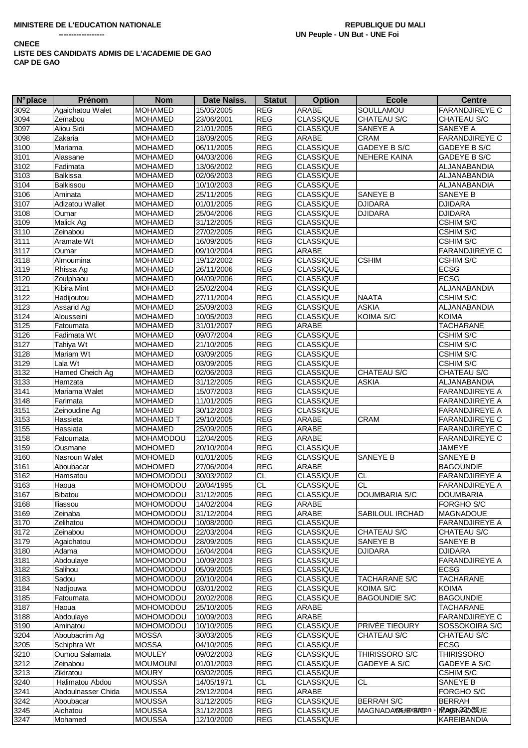**MINISTERE DE L'EDUCATION NATIONALE** **REPUBLIQUE DU MALI**

**------------------** **UN Peuple - UN But - UNE Foi**

**CNECE**

**LISTE DES CANDIDATS ADMIS DE L'ACADEMIE DE GAO**

**CAP DE GAO**

| N°place | Prénom | Nom | Date Naiss. | Statut | Option | Ecole | Centre |
|---|---|---|---|---|---|---|---|
| 3092 | Agaichatou Walet | MOHAMED | 15/05/2005 | REG | ARABE | SOULLAMOU | FARANDJIREYE C |
| 3094 | Zeïnabou | MOHAMED | 23/06/2001 | REG | CLASSIQUE | CHATEAU S/C | CHATEAU S/C |
| 3097 | Aliou Sidi | MOHAMED | 21/01/2005 | REG | CLASSIQUE | SANEYE A | SANEYE A |
| 3098 | Zakaria | MOHAMED | 18/09/2005 | REG | ARABE | CRAM | FARANDJIREYE C |
| 3100 | Mariama | MOHAMED | 06/11/2005 | REG | CLASSIQUE | GADEYE B S/C | GADEYE B S/C |
| 3101 | Alassane | MOHAMED | 04/03/2006 | REG | CLASSIQUE | NEHERE KAINA | GADEYE B S/C |
| 3102 | Fadimata | MOHAMED | 13/06/2002 | REG | CLASSIQUE | | ALJANABANDIA |
| 3103 | Balkissa | MOHAMED | 02/06/2003 | REG | CLASSIQUE | | ALJANABANDIA |
| 3104 | Balkissou | MOHAMED | 10/10/2003 | REG | CLASSIQUE | | ALJANABANDIA |
| 3106 | Aminata | MOHAMED | 25/11/2005 | REG | CLASSIQUE | SANEYE B | SANEYE B |
| 3107 | Adizatou Wallet | MOHAMED | 01/01/2005 | REG | CLASSIQUE | DJIDARA | DJIDARA |
| 3108 | Oumar | MOHAMED | 25/04/2006 | REG | CLASSIQUE | DJIDARA | DJIDARA |
| 3109 | Malick Ag | MOHAMED | 31/12/2005 | REG | CLASSIQUE | | CSHIM S/C |
| 3110 | Zeinabou | MOHAMED | 27/02/2005 | REG | CLASSIQUE | | CSHIM S/C |
| 3111 | Aramate Wt | MOHAMED | 16/09/2005 | REG | CLASSIQUE | | CSHIM S/C |
| 3117 | Oumar | MOHAMED | 09/10/2004 | REG | ARABE | | FARANDJIREYE C |
| 3118 | Almoumina | MOHAMED | 19/12/2002 | REG | CLASSIQUE | CSHIM | CSHIM S/C |
| 3119 | Rhissa Ag | MOHAMED | 26/11/2006 | REG | CLASSIQUE | | ECSG |
| 3120 | Zoulphaou | MOHAMED | 04/09/2006 | REG | CLASSIQUE | | ECSG |
| 3121 | Kibira Mint | MOHAMED | 25/02/2004 | REG | CLASSIQUE | | ALJANABANDIA |
| 3122 | Hadijoutou | MOHAMED | 27/11/2004 | REG | CLASSIQUE | NAATA | CSHIM S/C |
| 3123 | Assarid Ag | MOHAMED | 25/09/2003 | REG | CLASSIQUE | ASKIA | ALJANABANDIA |
| 3124 | Alousseini | MOHAMED | 10/05/2003 | REG | CLASSIQUE | KOIMA S/C | KOIMA |
| 3125 | Fatoumata | MOHAMED | 31/01/2007 | REG | ARABE | | TACHARANE |
| 3126 | Fadimata Wt | MOHAMED | 09/07/2004 | REG | CLASSIQUE | | CSHIM S/C |
| 3127 | Tahiya Wt | MOHAMED | 21/10/2005 | REG | CLASSIQUE | | CSHIM S/C |
| 3128 | Mariam Wt | MOHAMED | 03/09/2005 | REG | CLASSIQUE | | CSHIM S/C |
| 3129 | Lala Wt | MOHAMED | 03/09/2005 | REG | CLASSIQUE | | CSHIM S/C |
| 3132 | Hamed Cheich Ag | MOHAMED | 02/06/2003 | REG | CLASSIQUE | CHATEAU S/C | CHATEAU S/C |
| 3133 | Hamzata | MOHAMED | 31/12/2005 | REG | CLASSIQUE | ASKIA | ALJANABANDIA |
| 3141 | Mariama Walet | MOHAMED | 15/07/2003 | REG | CLASSIQUE | | FARANDJIREYE A |
| 3148 | Farimata | MOHAMED | 11/01/2005 | REG | CLASSIQUE | | FARANDJIREYE A |
| 3151 | Zeinoudine Ag | MOHAMED | 30/12/2003 | REG | CLASSIQUE | | FARANDJIREYE A |
| 3153 | Hassieta | MOHAMED T | 29/10/2005 | REG | ARABE | CRAM | FARANDJIREYE C |
| 3155 | Hassiata | MOHAMED | 25/09/2005 | REG | ARABE | | FARANDJIREYE C |
| 3158 | Fatoumata | MOHAMODOU | 12/04/2005 | REG | ARABE | | FARANDJIREYE C |
| 3159 | Ousmane | MOHOMED | 20/10/2004 | REG | CLASSIQUE | | JAMEYE |
| 3160 | Nasroun Walet | MOHOMED | 01/01/2005 | REG | CLASSIQUE | SANEYE B | SANEYE B |
| 3161 | Aboubacar | MOHOMED | 27/06/2004 | REG | ARABE | | BAGOUNDIE |
| 3162 | Hamsatou | MOHOMODOU | 30/03/2002 | CL | CLASSIQUE | CL | FARANDJIREYE A |
| 3163 | Haoua | MOHOMODOU | 20/04/1995 | CL | CLASSIQUE | CL | FARANDJIREYE A |
| 3167 | Bibatou | MOHOMODOU | 31/12/2005 | REG | CLASSIQUE | DOUMBARIA S/C | DOUMBARIA |
| 3168 | Iliassou | MOHOMODOU | 14/02/2004 | REG | ARABE | | FORGHO S/C |
| 3169 | Zeinaba | MOHOMODOU | 31/12/2004 | REG | ARABE | SABILOUL IRCHAD | MAGNADOUE |
| 3170 | Zelihatou | MOHOMODOU | 10/08/2000 | REG | CLASSIQUE | | FARANDJIREYE A |
| 3172 | Zeinabou | MOHOMODOU | 22/03/2004 | REG | CLASSIQUE | CHATEAU S/C | CHATEAU S/C |
| 3179 | Agaichatou | MOHOMODOU | 28/09/2005 | REG | CLASSIQUE | SANEYE B | SANEYE B |
| 3180 | Adama | MOHOMODOU | 16/04/2004 | REG | CLASSIQUE | DJIDARA | DJIDARA |
| 3181 | Abdoulaye | MOHOMODOU | 10/09/2003 | REG | CLASSIQUE | | FARANDJIREYE A |
| 3182 | Salihou | MOHOMODOU | 05/09/2005 | REG | CLASSIQUE | | ECSG |
| 3183 | Sadou | MOHOMODOU | 20/10/2004 | REG | CLASSIQUE | TACHARANE S/C | TACHARANE |
| 3184 | Nadjouwa | MOHOMODOU | 03/01/2002 | REG | CLASSIQUE | KOIMA S/C | KOIMA |
| 3185 | Fatoumata | MOHOMODOU | 20/02/2008 | REG | CLASSIQUE | BAGOUNDIE S/C | BAGOUNDIE |
| 3187 | Haoua | MOHOMODOU | 25/10/2005 | REG | ARABE | | TACHARANE |
| 3188 | Abdoulaye | MOHOMODOU | 10/09/2003 | REG | ARABE | | FARANDJIREYE C |
| 3190 | Aminatou | MOHOMODOU | 10/10/2005 | REG | CLASSIQUE | PRIVÉE TIEOURY | SOSSOKOIRA S/C |
| 3204 | Aboubacrim Ag | MOSSA | 30/03/2005 | REG | CLASSIQUE | CHATEAU S/C | CHATEAU S/C |
| 3205 | Schiphra Wt | MOSSA | 04/10/2005 | REG | CLASSIQUE | | ECSG |
| 3210 | Oumou Salamata | MOULEY | 09/02/2003 | REG | CLASSIQUE | THIRISSORO S/C | THIRISSORO |
| 3212 | Zeinabou | MOUMOUNI | 01/01/2003 | REG | CLASSIQUE | GADEYE A S/C | GADEYE A S/C |
| 3213 | Zikiratou | MOURY | 03/02/2005 | REG | CLASSIQUE | | CSHIM S/C |
| 3240 | Halimatou Abdou | MOUSSA | 14/05/1971 | CL | CLASSIQUE | CL | SANEYE B |
| 3241 | Abdoulnasser Chida | MOUSSA | 29/12/2004 | REG | ARABE | | FORGHO S/C |
| 3242 | Aboubacar | MOUSSA | 31/12/2005 | REG | CLASSIQUE | BERRAH S/C | BERRAH |
| 3245 | Aichatou | MOUSSA | 31/12/2003 | REG | CLASSIQUE | MAGNADAOUE S/C | MAGNADOUE |
| 3247 | Mohamed | MOUSSA | 12/10/2000 | REG | CLASSIQUE | | KAREIBANDIA |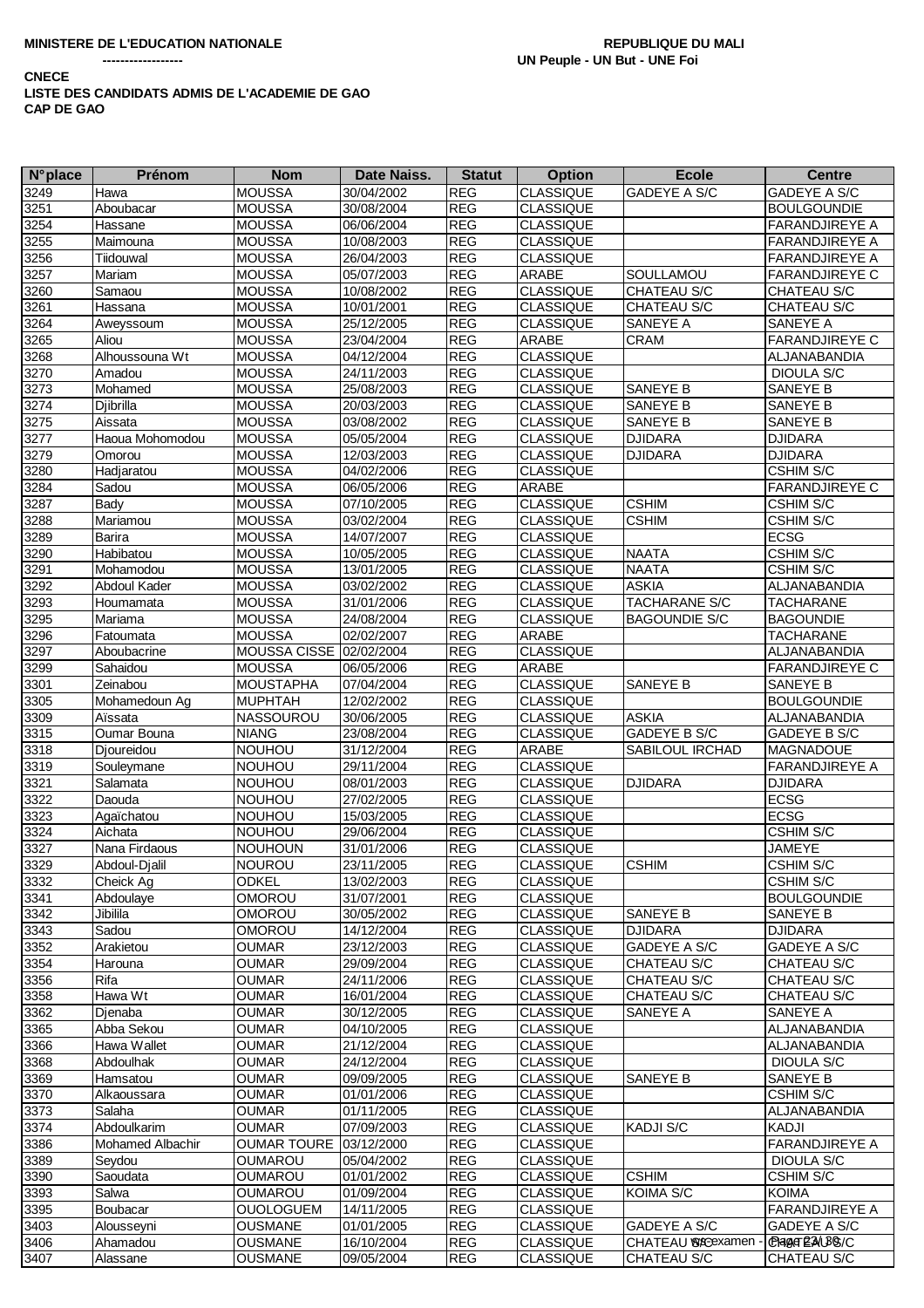**MINISTERE DE L'EDUCATION NATIONALE**
**------------------**

**REPUBLIQUE DU MALI**
**UN Peuple - UN But - UNE Foi**

**CNECE**
**LISTE DES CANDIDATS ADMIS DE L'ACADEMIE DE GAO**
**CAP DE GAO**

| N°place | Prénom | Nom | Date Naiss. | Statut | Option | Ecole | Centre |
|---|---|---|---|---|---|---|---|
| 3249 | Hawa | MOUSSA | 30/04/2002 | REG | CLASSIQUE | GADEYE A S/C | GADEYE A S/C |
| 3251 | Aboubacar | MOUSSA | 30/08/2004 | REG | CLASSIQUE | | BOULGOUNDIE |
| 3254 | Hassane | MOUSSA | 06/06/2004 | REG | CLASSIQUE | | FARANDJIREYE A |
| 3255 | Maimouna | MOUSSA | 10/08/2003 | REG | CLASSIQUE | | FARANDJIREYE A |
| 3256 | Tiidouwal | MOUSSA | 26/04/2003 | REG | CLASSIQUE | | FARANDJIREYE A |
| 3257 | Mariam | MOUSSA | 05/07/2003 | REG | ARABE | SOULLAMOU | FARANDJIREYE C |
| 3260 | Samaou | MOUSSA | 10/08/2002 | REG | CLASSIQUE | CHATEAU S/C | CHATEAU S/C |
| 3261 | Hassana | MOUSSA | 10/01/2001 | REG | CLASSIQUE | CHATEAU S/C | CHATEAU S/C |
| 3264 | Aweyssoum | MOUSSA | 25/12/2005 | REG | CLASSIQUE | SANEYE A | SANEYE A |
| 3265 | Aliou | MOUSSA | 23/04/2004 | REG | ARABE | CRAM | FARANDJIREYE C |
| 3268 | Alhoussouna Wt | MOUSSA | 04/12/2004 | REG | CLASSIQUE | | ALJANABANDIA |
| 3270 | Amadou | MOUSSA | 24/11/2003 | REG | CLASSIQUE | | DIOULA S/C |
| 3273 | Mohamed | MOUSSA | 25/08/2003 | REG | CLASSIQUE | SANEYE B | SANEYE B |
| 3274 | Djibrilla | MOUSSA | 20/03/2003 | REG | CLASSIQUE | SANEYE B | SANEYE B |
| 3275 | Aissata | MOUSSA | 03/08/2002 | REG | CLASSIQUE | SANEYE B | SANEYE B |
| 3277 | Haoua Mohomodou | MOUSSA | 05/05/2004 | REG | CLASSIQUE | DJIDARA | DJIDARA |
| 3279 | Omorou | MOUSSA | 12/03/2003 | REG | CLASSIQUE | DJIDARA | DJIDARA |
| 3280 | Hadjaratou | MOUSSA | 04/02/2006 | REG | CLASSIQUE | | CSHIM S/C |
| 3284 | Sadou | MOUSSA | 06/05/2006 | REG | ARABE | | FARANDJIREYE C |
| 3287 | Bady | MOUSSA | 07/10/2005 | REG | CLASSIQUE | CSHIM | CSHIM S/C |
| 3288 | Mariamou | MOUSSA | 03/02/2004 | REG | CLASSIQUE | CSHIM | CSHIM S/C |
| 3289 | Barira | MOUSSA | 14/07/2007 | REG | CLASSIQUE | | ECSG |
| 3290 | Habibatou | MOUSSA | 10/05/2005 | REG | CLASSIQUE | NAATA | CSHIM S/C |
| 3291 | Mohamodou | MOUSSA | 13/01/2005 | REG | CLASSIQUE | NAATA | CSHIM S/C |
| 3292 | Abdoul Kader | MOUSSA | 03/02/2002 | REG | CLASSIQUE | ASKIA | ALJANABANDIA |
| 3293 | Houmamata | MOUSSA | 31/01/2006 | REG | CLASSIQUE | TACHARANE S/C | TACHARANE |
| 3295 | Mariama | MOUSSA | 24/08/2004 | REG | CLASSIQUE | BAGOUNDIE S/C | BAGOUNDIE |
| 3296 | Fatoumata | MOUSSA | 02/02/2007 | REG | ARABE | | TACHARANE |
| 3297 | Aboubacrine | MOUSSA CISSE | 02/02/2004 | REG | CLASSIQUE | | ALJANABANDIA |
| 3299 | Sahaidou | MOUSSA | 06/05/2006 | REG | ARABE | | FARANDJIREYE C |
| 3301 | Zeinabou | MOUSTAPHA | 07/04/2004 | REG | CLASSIQUE | SANEYE B | SANEYE B |
| 3305 | Mohamedoun Ag | MUPHTAH | 12/02/2002 | REG | CLASSIQUE | | BOULGOUNDIE |
| 3309 | Aïssata | NASSOUROU | 30/06/2005 | REG | CLASSIQUE | ASKIA | ALJANABANDIA |
| 3315 | Oumar Bouna | NIANG | 23/08/2004 | REG | CLASSIQUE | GADEYE B S/C | GADEYE B S/C |
| 3318 | Djoureidou | NOUHOU | 31/12/2004 | REG | ARABE | SABILOUL IRCHAD | MAGNADOUE |
| 3319 | Souleymane | NOUHOU | 29/11/2004 | REG | CLASSIQUE | | FARANDJIREYE A |
| 3321 | Salamata | NOUHOU | 08/01/2003 | REG | CLASSIQUE | DJIDARA | DJIDARA |
| 3322 | Daouda | NOUHOU | 27/02/2005 | REG | CLASSIQUE | | ECSG |
| 3323 | Agaïchatou | NOUHOU | 15/03/2005 | REG | CLASSIQUE | | ECSG |
| 3324 | Aichata | NOUHOU | 29/06/2004 | REG | CLASSIQUE | | CSHIM S/C |
| 3327 | Nana Firdaous | NOUHOUN | 31/01/2006 | REG | CLASSIQUE | | JAMEYE |
| 3329 | Abdoul-Djalil | NOUROU | 23/11/2005 | REG | CLASSIQUE | CSHIM | CSHIM S/C |
| 3332 | Cheick Ag | ODKEL | 13/02/2003 | REG | CLASSIQUE | | CSHIM S/C |
| 3341 | Abdoulaye | OMOROU | 31/07/2001 | REG | CLASSIQUE | | BOULGOUNDIE |
| 3342 | Jibilila | OMOROU | 30/05/2002 | REG | CLASSIQUE | SANEYE B | SANEYE B |
| 3343 | Sadou | OMOROU | 14/12/2004 | REG | CLASSIQUE | DJIDARA | DJIDARA |
| 3352 | Arakietou | OUMAR | 23/12/2003 | REG | CLASSIQUE | GADEYE A S/C | GADEYE A S/C |
| 3354 | Harouna | OUMAR | 29/09/2004 | REG | CLASSIQUE | CHATEAU S/C | CHATEAU S/C |
| 3356 | Rifa | OUMAR | 24/11/2006 | REG | CLASSIQUE | CHATEAU S/C | CHATEAU S/C |
| 3358 | Hawa Wt | OUMAR | 16/01/2004 | REG | CLASSIQUE | CHATEAU S/C | CHATEAU S/C |
| 3362 | Djenaba | OUMAR | 30/12/2005 | REG | CLASSIQUE | SANEYE A | SANEYE A |
| 3365 | Abba Sekou | OUMAR | 04/10/2005 | REG | CLASSIQUE | | ALJANABANDIA |
| 3366 | Hawa Wallet | OUMAR | 21/12/2004 | REG | CLASSIQUE | | ALJANABANDIA |
| 3368 | Abdoulhak | OUMAR | 24/12/2004 | REG | CLASSIQUE | | DIOULA S/C |
| 3369 | Hamsatou | OUMAR | 09/09/2005 | REG | CLASSIQUE | SANEYE B | SANEYE B |
| 3370 | Alkaoussara | OUMAR | 01/01/2006 | REG | CLASSIQUE | | CSHIM S/C |
| 3373 | Salaha | OUMAR | 01/11/2005 | REG | CLASSIQUE | | ALJANABANDIA |
| 3374 | Abdoulkarim | OUMAR | 07/09/2003 | REG | CLASSIQUE | KADJI S/C | KADJI |
| 3386 | Mohamed Albachir | OUMAR TOURE | 03/12/2000 | REG | CLASSIQUE | | FARANDJIREYE A |
| 3389 | Seydou | OUMAROU | 05/04/2002 | REG | CLASSIQUE | | DIOULA S/C |
| 3390 | Saoudata | OUMAROU | 01/01/2002 | REG | CLASSIQUE | CSHIM | CSHIM S/C |
| 3393 | Salwa | OUMAROU | 01/09/2004 | REG | CLASSIQUE | KOIMA S/C | KOIMA |
| 3395 | Boubacar | OUOLOGUEM | 14/11/2005 | REG | CLASSIQUE | | FARANDJIREYE A |
| 3403 | Alousseyni | OUSMANE | 01/01/2005 | REG | CLASSIQUE | GADEYE A S/C | GADEYE A S/C |
| 3406 | Ahamadou | OUSMANE | 16/10/2004 | REG | CLASSIQUE | CHATEAU S/C | CHATEAU S/C |
| 3407 | Alassane | OUSMANE | 09/05/2004 | REG | CLASSIQUE | CHATEAU S/C | CHATEAU S/C |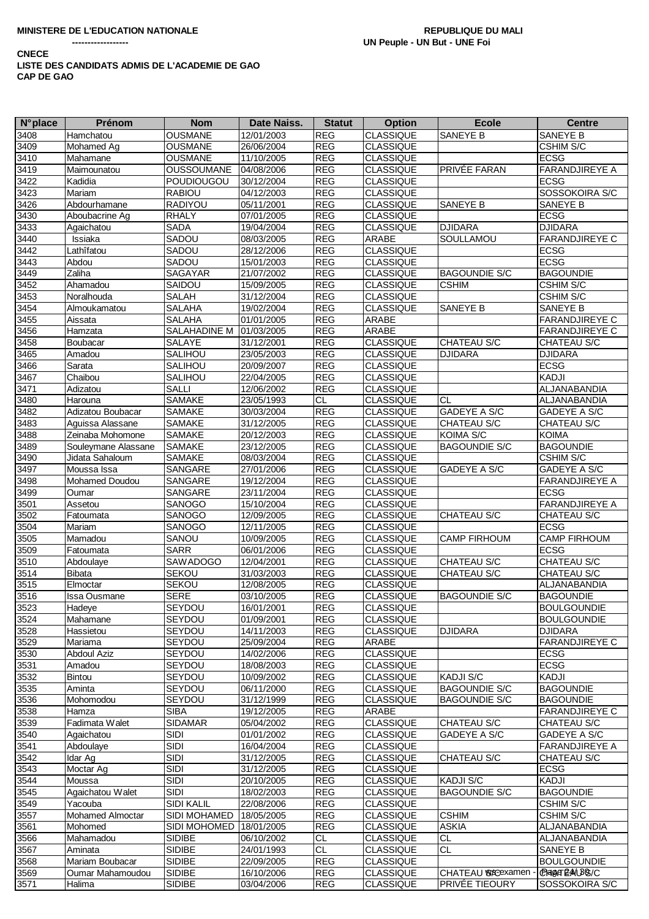**MINISTERE DE L'EDUCATION NATIONALE**

**------------------**

**REPUBLIQUE DU MALI**

**UN Peuple - UN But - UNE Foi**

**CNECE**

**LISTE DES CANDIDATS ADMIS DE L'ACADEMIE DE GAO**

**CAP DE GAO**

| N°place | Prénom | Nom | Date Naiss. | Statut | Option | Ecole | Centre |
|---|---|---|---|---|---|---|---|
| 3408 | Hamchatou | OUSMANE | 12/01/2003 | REG | CLASSIQUE | SANEYE B | SANEYE B |
| 3409 | Mohamed Ag | OUSMANE | 26/06/2004 | REG | CLASSIQUE | | CSHIM S/C |
| 3410 | Mahamane | OUSMANE | 11/10/2005 | REG | CLASSIQUE | | ECSG |
| 3419 | Maimounatou | OUSSOUMANE | 04/08/2006 | REG | CLASSIQUE | PRIVÉE FARAN | FARANDJIREYE A |
| 3422 | Kadidia | POUDIOUGOU | 30/12/2004 | REG | CLASSIQUE | | ECSG |
| 3423 | Mariam | RABIOU | 04/12/2003 | REG | CLASSIQUE | | SOSSOKOIRA S/C |
| 3426 | Abdourhamane | RADIYOU | 05/11/2001 | REG | CLASSIQUE | SANEYE B | SANEYE B |
| 3430 | Aboubacrine Ag | RHALY | 07/01/2005 | REG | CLASSIQUE | | ECSG |
| 3433 | Agaichatou | SADA | 19/04/2004 | REG | CLASSIQUE | DJIDARA | DJIDARA |
| 3440 | Issiaka | SADOU | 08/03/2005 | REG | ARABE | SOULLAMOU | FARANDJIREYE C |
| 3442 | Lathîfatou | SADOU | 28/12/2006 | REG | CLASSIQUE | | ECSG |
| 3443 | Abdou | SADOU | 15/01/2003 | REG | CLASSIQUE | | ECSG |
| 3449 | Zaliha | SAGAYAR | 21/07/2002 | REG | CLASSIQUE | BAGOUNDIE S/C | BAGOUNDIE |
| 3452 | Ahamadou | SAIDOU | 15/09/2005 | REG | CLASSIQUE | CSHIM | CSHIM S/C |
| 3453 | Noralhouda | SALAH | 31/12/2004 | REG | CLASSIQUE | | CSHIM S/C |
| 3454 | Almoukamatou | SALAHA | 19/02/2004 | REG | CLASSIQUE | SANEYE B | SANEYE B |
| 3455 | Aissata | SALAHA | 01/01/2005 | REG | ARABE | | FARANDJIREYE C |
| 3456 | Hamzata | SALAHADINE M | 01/03/2005 | REG | ARABE | | FARANDJIREYE C |
| 3458 | Boubacar | SALAYE | 31/12/2001 | REG | CLASSIQUE | CHATEAU S/C | CHATEAU S/C |
| 3465 | Amadou | SALIHOU | 23/05/2003 | REG | CLASSIQUE | DJIDARA | DJIDARA |
| 3466 | Sarata | SALIHOU | 20/09/2007 | REG | CLASSIQUE | | ECSG |
| 3467 | Chaibou | SALIHOU | 22/04/2005 | REG | CLASSIQUE | | KADJI |
| 3471 | Adizatou | SALLI | 12/06/2002 | REG | CLASSIQUE | | ALJANABANDIA |
| 3480 | Harouna | SAMAKE | 23/05/1993 | CL | CLASSIQUE | CL | ALJANABANDIA |
| 3482 | Adizatou Boubacar | SAMAKE | 30/03/2004 | REG | CLASSIQUE | GADEYE A S/C | GADEYE A S/C |
| 3483 | Aguissa Alassane | SAMAKE | 31/12/2005 | REG | CLASSIQUE | CHATEAU S/C | CHATEAU S/C |
| 3488 | Zeinaba Mohomone | SAMAKE | 20/12/2003 | REG | CLASSIQUE | KOIMA S/C | KOIMA |
| 3489 | Souleymane Alassane | SAMAKE | 23/12/2005 | REG | CLASSIQUE | BAGOUNDIE S/C | BAGOUNDIE |
| 3490 | Jidata Sahaloum | SAMAKE | 08/03/2004 | REG | CLASSIQUE | | CSHIM S/C |
| 3497 | Moussa Issa | SANGARE | 27/01/2006 | REG | CLASSIQUE | GADEYE A S/C | GADEYE A S/C |
| 3498 | Mohamed Doudou | SANGARE | 19/12/2004 | REG | CLASSIQUE | | FARANDJIREYE A |
| 3499 | Oumar | SANGARE | 23/11/2004 | REG | CLASSIQUE | | ECSG |
| 3501 | Assetou | SANOGO | 15/10/2004 | REG | CLASSIQUE | | FARANDJIREYE A |
| 3502 | Fatoumata | SANOGO | 12/09/2005 | REG | CLASSIQUE | CHATEAU S/C | CHATEAU S/C |
| 3504 | Mariam | SANOGO | 12/11/2005 | REG | CLASSIQUE | | ECSG |
| 3505 | Mamadou | SANOU | 10/09/2005 | REG | CLASSIQUE | CAMP FIRHOUM | CAMP FIRHOUM |
| 3509 | Fatoumata | SARR | 06/01/2006 | REG | CLASSIQUE | | ECSG |
| 3510 | Abdoulaye | SAWADOGO | 12/04/2001 | REG | CLASSIQUE | CHATEAU S/C | CHATEAU S/C |
| 3514 | Bibata | SEKOU | 31/03/2003 | REG | CLASSIQUE | CHATEAU S/C | CHATEAU S/C |
| 3515 | Elmoctar | SEKOU | 12/08/2005 | REG | CLASSIQUE | | ALJANABANDIA |
| 3516 | Issa Ousmane | SERE | 03/10/2005 | REG | CLASSIQUE | BAGOUNDIE S/C | BAGOUNDIE |
| 3523 | Hadeye | SEYDOU | 16/01/2001 | REG | CLASSIQUE | | BOULGOUNDIE |
| 3524 | Mahamane | SEYDOU | 01/09/2001 | REG | CLASSIQUE | | BOULGOUNDIE |
| 3528 | Hassietou | SEYDOU | 14/11/2003 | REG | CLASSIQUE | DJIDARA | DJIDARA |
| 3529 | Mariama | SEYDOU | 25/09/2004 | REG | ARABE | | FARANDJIREYE C |
| 3530 | Abdoul Aziz | SEYDOU | 14/02/2006 | REG | CLASSIQUE | | ECSG |
| 3531 | Amadou | SEYDOU | 18/08/2003 | REG | CLASSIQUE | | ECSG |
| 3532 | Bintou | SEYDOU | 10/09/2002 | REG | CLASSIQUE | KADJI S/C | KADJI |
| 3535 | Aminta | SEYDOU | 06/11/2000 | REG | CLASSIQUE | BAGOUNDIE S/C | BAGOUNDIE |
| 3536 | Mohomodou | SEYDOU | 31/12/1999 | REG | CLASSIQUE | BAGOUNDIE S/C | BAGOUNDIE |
| 3538 | Hamza | SIBA | 19/12/2005 | REG | ARABE | | FARANDJIREYE C |
| 3539 | Fadimata Walet | SIDAMAR | 05/04/2002 | REG | CLASSIQUE | CHATEAU S/C | CHATEAU S/C |
| 3540 | Agaichatou | SIDI | 01/01/2002 | REG | CLASSIQUE | GADEYE A S/C | GADEYE A S/C |
| 3541 | Abdoulaye | SIDI | 16/04/2004 | REG | CLASSIQUE | | FARANDJIREYE A |
| 3542 | Idar Ag | SIDI | 31/12/2005 | REG | CLASSIQUE | CHATEAU S/C | CHATEAU S/C |
| 3543 | Moctar Ag | SIDI | 31/12/2005 | REG | CLASSIQUE | | ECSG |
| 3544 | Moussa | SIDI | 20/10/2005 | REG | CLASSIQUE | KADJI S/C | KADJI |
| 3545 | Agaichatou Walet | SIDI | 18/02/2003 | REG | CLASSIQUE | BAGOUNDIE S/C | BAGOUNDIE |
| 3549 | Yacouba | SIDI KALIL | 22/08/2006 | REG | CLASSIQUE | | CSHIM S/C |
| 3557 | Mohamed Almoctar | SIDI MOHAMED | 18/05/2005 | REG | CLASSIQUE | CSHIM | CSHIM S/C |
| 3561 | Mohomed | SIDI MOHOMED | 18/01/2005 | REG | CLASSIQUE | ASKIA | ALJANABANDIA |
| 3566 | Mahamadou | SIDIBE | 06/10/2002 | CL | CLASSIQUE | CL | ALJANABANDIA |
| 3567 | Aminata | SIDIBE | 24/01/1993 | CL | CLASSIQUE | CL | SANEYE B |
| 3568 | Mariam Boubacar | SIDIBE | 22/09/2005 | REG | CLASSIQUE | | BOULGOUNDIE |
| 3569 | Oumar Mahamoudou | SIDIBE | 16/10/2006 | REG | CLASSIQUE | CHATEAU S/C | CHATEAU S/C |
| 3571 | Halima | SIDIBE | 03/04/2006 | REG | CLASSIQUE | PRIVÉE TIEOURY | SOSSOKOIRA S/C |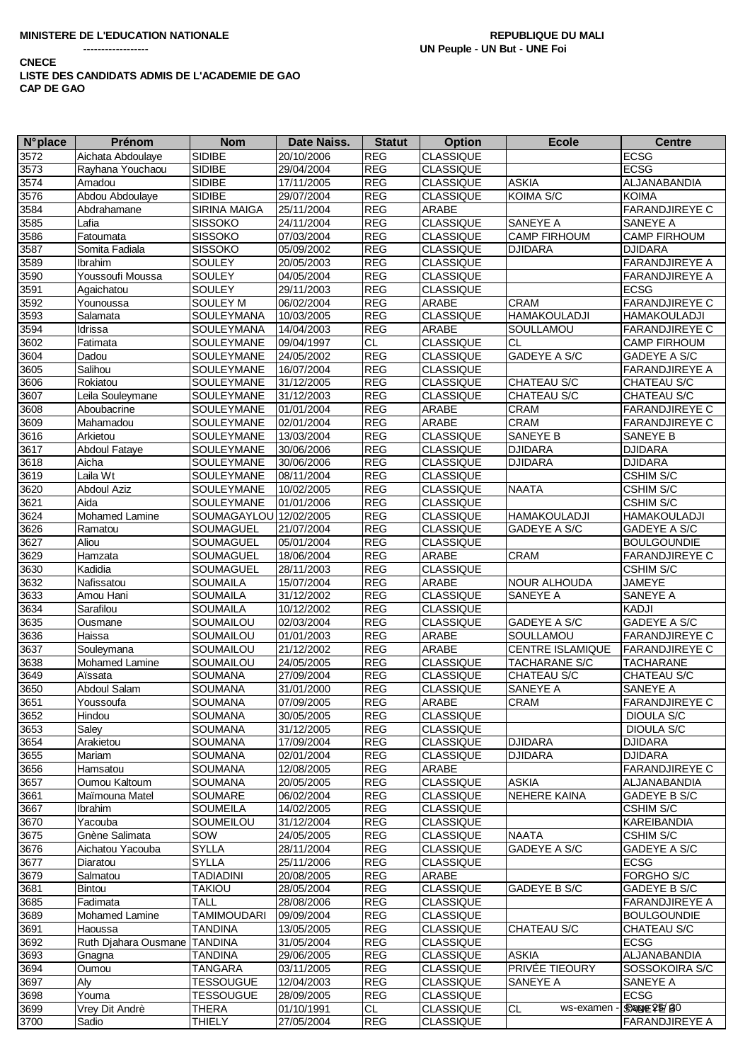**MINISTERE DE L'EDUCATION NATIONALE**
**------------------**

**REPUBLIQUE DU MALI**
**UN Peuple - UN But - UNE Foi**

**CNECE**
**LISTE DES CANDIDATS ADMIS DE L'ACADEMIE DE GAO**
**CAP DE GAO**

| N°place | Prénom | Nom | Date Naiss. | Statut | Option | Ecole | Centre |
|---|---|---|---|---|---|---|---|
| 3572 | Aichata Abdoulaye | SIDIBE | 20/10/2006 | REG | CLASSIQUE | | ECSG |
| 3573 | Rayhana Youchaou | SIDIBE | 29/04/2004 | REG | CLASSIQUE | | ECSG |
| 3574 | Amadou | SIDIBE | 17/11/2005 | REG | CLASSIQUE | ASKIA | ALJANABANDIA |
| 3576 | Abdou Abdoulaye | SIDIBE | 29/07/2004 | REG | CLASSIQUE | KOIMA S/C | KOIMA |
| 3584 | Abdrahamane | SIRINA MAIGA | 25/11/2004 | REG | ARABE | | FARANDJIREYE C |
| 3585 | Lafia | SISSOKO | 24/11/2004 | REG | CLASSIQUE | SANEYE A | SANEYE A |
| 3586 | Fatoumata | SISSOKO | 07/03/2004 | REG | CLASSIQUE | CAMP FIRHOUM | CAMP FIRHOUM |
| 3587 | Somita Fadiala | SISSOKO | 05/09/2002 | REG | CLASSIQUE | DJIDARA | DJIDARA |
| 3589 | Ibrahim | SOULEY | 20/05/2003 | REG | CLASSIQUE | | FARANDJIREYE A |
| 3590 | Youssoufi Moussa | SOULEY | 04/05/2004 | REG | CLASSIQUE | | FARANDJIREYE A |
| 3591 | Agaichatou | SOULEY | 29/11/2003 | REG | CLASSIQUE | | ECSG |
| 3592 | Younoussa | SOULEY M | 06/02/2004 | REG | ARABE | CRAM | FARANDJIREYE C |
| 3593 | Salamata | SOULEYMANA | 10/03/2005 | REG | CLASSIQUE | HAMAKOULADJI | HAMAKOULADJI |
| 3594 | Idrissa | SOULEYMANA | 14/04/2003 | REG | ARABE | SOULLAMOU | FARANDJIREYE C |
| 3602 | Fatimata | SOULEYMANE | 09/04/1997 | CL | CLASSIQUE | CL | CAMP FIRHOUM |
| 3604 | Dadou | SOULEYMANE | 24/05/2002 | REG | CLASSIQUE | GADEYE A S/C | GADEYE A S/C |
| 3605 | Salihou | SOULEYMANE | 16/07/2004 | REG | CLASSIQUE | | FARANDJIREYE A |
| 3606 | Rokiatou | SOULEYMANE | 31/12/2005 | REG | CLASSIQUE | CHATEAU S/C | CHATEAU S/C |
| 3607 | Leila Souleymane | SOULEYMANE | 31/12/2003 | REG | CLASSIQUE | CHATEAU S/C | CHATEAU S/C |
| 3608 | Aboubacrine | SOULEYMANE | 01/01/2004 | REG | ARABE | CRAM | FARANDJIREYE C |
| 3609 | Mahamadou | SOULEYMANE | 02/01/2004 | REG | ARABE | CRAM | FARANDJIREYE C |
| 3616 | Arkietou | SOULEYMANE | 13/03/2004 | REG | CLASSIQUE | SANEYE B | SANEYE B |
| 3617 | Abdoul Fataye | SOULEYMANE | 30/06/2006 | REG | CLASSIQUE | DJIDARA | DJIDARA |
| 3618 | Aicha | SOULEYMANE | 30/06/2006 | REG | CLASSIQUE | DJIDARA | DJIDARA |
| 3619 | Laila Wt | SOULEYMANE | 08/11/2004 | REG | CLASSIQUE | | CSHIM S/C |
| 3620 | Abdoul Aziz | SOULEYMANE | 10/02/2005 | REG | CLASSIQUE | NAATA | CSHIM S/C |
| 3621 | Aida | SOULEYMANE | 01/01/2006 | REG | CLASSIQUE | | CSHIM S/C |
| 3624 | Mohamed Lamine | SOUMAGAYLOU | 12/02/2005 | REG | CLASSIQUE | HAMAKOULADJI | HAMAKOULADJI |
| 3626 | Ramatou | SOUMAGUEL | 21/07/2004 | REG | CLASSIQUE | GADEYE A S/C | GADEYE A S/C |
| 3627 | Aliou | SOUMAGUEL | 05/01/2004 | REG | CLASSIQUE | | BOULGOUNDIE |
| 3629 | Hamzata | SOUMAGUEL | 18/06/2004 | REG | ARABE | CRAM | FARANDJIREYE C |
| 3630 | Kadidia | SOUMAGUEL | 28/11/2003 | REG | CLASSIQUE | | CSHIM S/C |
| 3632 | Nafissatou | SOUMAILA | 15/07/2004 | REG | ARABE | NOUR ALHOUDA | JAMEYE |
| 3633 | Amou Hani | SOUMAILA | 31/12/2002 | REG | CLASSIQUE | SANEYE A | SANEYE A |
| 3634 | Sarafilou | SOUMAILA | 10/12/2002 | REG | CLASSIQUE | | KADJI |
| 3635 | Ousmane | SOUMAILOU | 02/03/2004 | REG | CLASSIQUE | GADEYE A S/C | GADEYE A S/C |
| 3636 | Haissa | SOUMAILOU | 01/01/2003 | REG | ARABE | SOULLAMOU | FARANDJIREYE C |
| 3637 | Souleymana | SOUMAILOU | 21/12/2002 | REG | ARABE | CENTRE ISLAMIQUE | FARANDJIREYE C |
| 3638 | Mohamed Lamine | SOUMAILOU | 24/05/2005 | REG | CLASSIQUE | TACHARANE S/C | TACHARANE |
| 3649 | Aïssata | SOUMANA | 27/09/2004 | REG | CLASSIQUE | CHATEAU S/C | CHATEAU S/C |
| 3650 | Abdoul Salam | SOUMANA | 31/01/2000 | REG | CLASSIQUE | SANEYE A | SANEYE A |
| 3651 | Youssoufa | SOUMANA | 07/09/2005 | REG | ARABE | CRAM | FARANDJIREYE C |
| 3652 | Hindou | SOUMANA | 30/05/2005 | REG | CLASSIQUE | | DIOULA S/C |
| 3653 | Saley | SOUMANA | 31/12/2005 | REG | CLASSIQUE | | DIOULA S/C |
| 3654 | Arakietou | SOUMANA | 17/09/2004 | REG | CLASSIQUE | DJIDARA | DJIDARA |
| 3655 | Mariam | SOUMANA | 02/01/2004 | REG | CLASSIQUE | DJIDARA | DJIDARA |
| 3656 | Hamsatou | SOUMANA | 12/08/2005 | REG | ARABE | | FARANDJIREYE C |
| 3657 | Oumou Kaltoum | SOUMANA | 20/05/2005 | REG | CLASSIQUE | ASKIA | ALJANABANDIA |
| 3661 | Maïmouna Matel | SOUMARE | 06/02/2004 | REG | CLASSIQUE | NEHERE KAINA | GADEYE B S/C |
| 3667 | Ibrahim | SOUMEILA | 14/02/2005 | REG | CLASSIQUE | | CSHIM S/C |
| 3670 | Yacouba | SOUMEILOU | 31/12/2004 | REG | CLASSIQUE | | KAREIBANDIA |
| 3675 | Gnène Salimata | SOW | 24/05/2005 | REG | CLASSIQUE | NAATA | CSHIM S/C |
| 3676 | Aichatou Yacouba | SYLLA | 28/11/2004 | REG | CLASSIQUE | GADEYE A S/C | GADEYE A S/C |
| 3677 | Diaratou | SYLLA | 25/11/2006 | REG | CLASSIQUE | | ECSG |
| 3679 | Salmatou | TADIADINI | 20/08/2005 | REG | ARABE | | FORGHO S/C |
| 3681 | Bintou | TAKIOU | 28/05/2004 | REG | CLASSIQUE | GADEYE B S/C | GADEYE B S/C |
| 3685 | Fadimata | TALL | 28/08/2006 | REG | CLASSIQUE | | FARANDJIREYE A |
| 3689 | Mohamed Lamine | TAMIMOUDARI | 09/09/2004 | REG | CLASSIQUE | | BOULGOUNDIE |
| 3691 | Haoussa | TANDINA | 13/05/2005 | REG | CLASSIQUE | CHATEAU S/C | CHATEAU S/C |
| 3692 | Ruth Djahara Ousmane | TANDINA | 31/05/2004 | REG | CLASSIQUE | | ECSG |
| 3693 | Gnagna | TANDINA | 29/06/2005 | REG | CLASSIQUE | ASKIA | ALJANABANDIA |
| 3694 | Oumou | TANGARA | 03/11/2005 | REG | CLASSIQUE | PRIVÉE TIEOURY | SOSSOKOIRA S/C |
| 3697 | Aly | TESSOUGUE | 12/04/2003 | REG | CLASSIQUE | SANEYE A | SANEYE A |
| 3698 | Youma | TESSOUGUE | 28/09/2005 | REG | CLASSIQUE | | ECSG |
| 3699 | Vrey Dit Andrè | THERA | 01/10/1991 | CL | CLASSIQUE | CL | SANEYE B |
| 3700 | Sadio | THIELY | 27/05/2004 | REG | CLASSIQUE | | FARANDJIREYE A |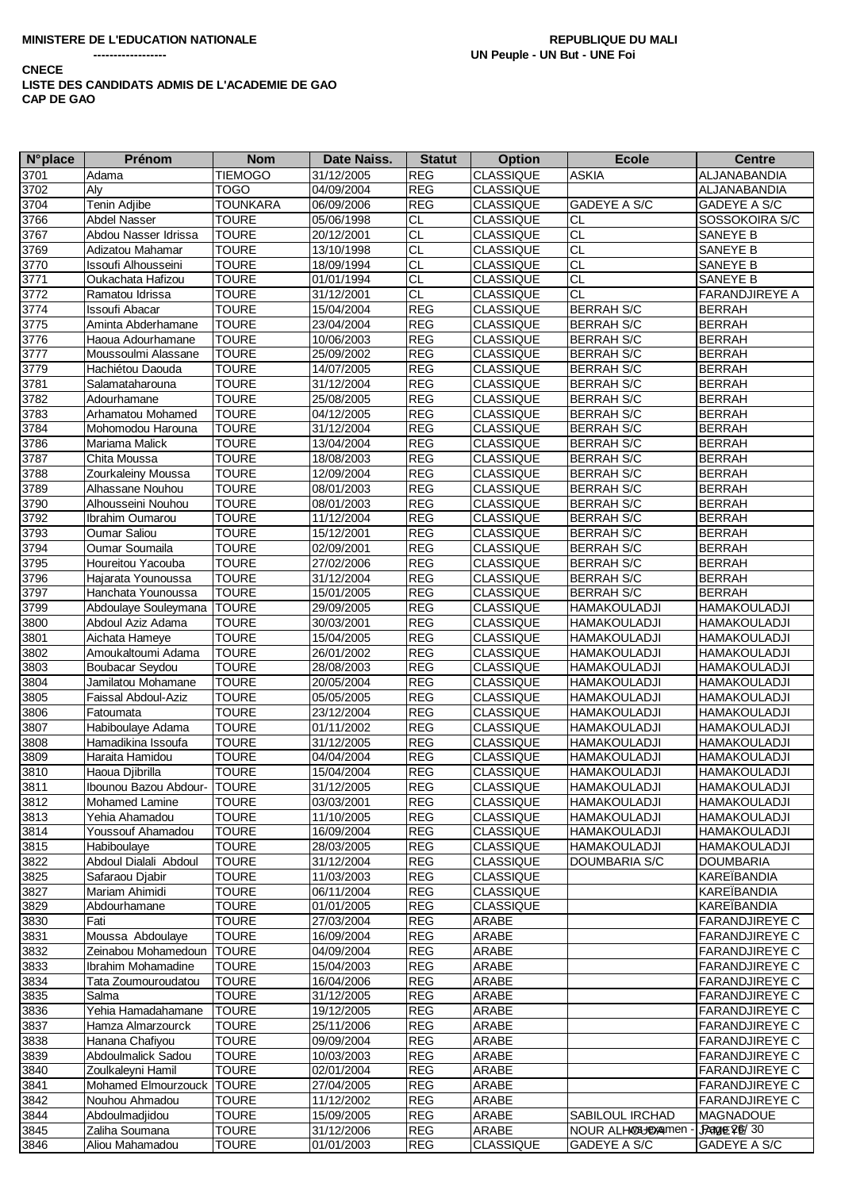**MINISTERE DE L'EDUCATION NATIONALE**
**------------------**

**REPUBLIQUE DU MALI**
**UN Peuple - UN But - UNE Foi**

**CNECE**
**LISTE DES CANDIDATS ADMIS DE L'ACADEMIE DE GAO**
**CAP DE GAO**

| N° place | Prénom | Nom | Date Naiss. | Statut | Option | Ecole | Centre |
|---|---|---|---|---|---|---|---|
| 3701 | Adama | TIEMOGO | 31/12/2005 | REG | CLASSIQUE | ASKIA | ALJANABANDIA |
| 3702 | Aly | TOGO | 04/09/2004 | REG | CLASSIQUE | | ALJANABANDIA |
| 3704 | Tenin Adjibe | TOUNKARA | 06/09/2006 | REG | CLASSIQUE | GADEYE A S/C | GADEYE A S/C |
| 3766 | Abdel Nasser | TOURE | 05/06/1998 | CL | CLASSIQUE | CL | SOSSOKOIRA S/C |
| 3767 | Abdou Nasser Idrissa | TOURE | 20/12/2001 | CL | CLASSIQUE | CL | SANEYE B |
| 3769 | Adizatou Mahamar | TOURE | 13/10/1998 | CL | CLASSIQUE | CL | SANEYE B |
| 3770 | Issoufi Alhousseini | TOURE | 18/09/1994 | CL | CLASSIQUE | CL | SANEYE B |
| 3771 | Oukachata Hafizou | TOURE | 01/01/1994 | CL | CLASSIQUE | CL | SANEYE B |
| 3772 | Ramatou Idrissa | TOURE | 31/12/2001 | CL | CLASSIQUE | CL | FARANDJIREYE A |
| 3774 | Issoufi Abacar | TOURE | 15/04/2004 | REG | CLASSIQUE | BERRAH S/C | BERRAH |
| 3775 | Aminta Abderhamane | TOURE | 23/04/2004 | REG | CLASSIQUE | BERRAH S/C | BERRAH |
| 3776 | Haoua Adourhamane | TOURE | 10/06/2003 | REG | CLASSIQUE | BERRAH S/C | BERRAH |
| 3777 | Moussoulmi Alassane | TOURE | 25/09/2002 | REG | CLASSIQUE | BERRAH S/C | BERRAH |
| 3779 | Hachiétou Daouda | TOURE | 14/07/2005 | REG | CLASSIQUE | BERRAH S/C | BERRAH |
| 3781 | Salamataharouna | TOURE | 31/12/2004 | REG | CLASSIQUE | BERRAH S/C | BERRAH |
| 3782 | Adourhamane | TOURE | 25/08/2005 | REG | CLASSIQUE | BERRAH S/C | BERRAH |
| 3783 | Arhamatou Mohamed | TOURE | 04/12/2005 | REG | CLASSIQUE | BERRAH S/C | BERRAH |
| 3784 | Mohomodou Harouna | TOURE | 31/12/2004 | REG | CLASSIQUE | BERRAH S/C | BERRAH |
| 3786 | Mariama Malick | TOURE | 13/04/2004 | REG | CLASSIQUE | BERRAH S/C | BERRAH |
| 3787 | Chita Moussa | TOURE | 18/08/2003 | REG | CLASSIQUE | BERRAH S/C | BERRAH |
| 3788 | Zourkaleiny Moussa | TOURE | 12/09/2004 | REG | CLASSIQUE | BERRAH S/C | BERRAH |
| 3789 | Alhassane Nouhou | TOURE | 08/01/2003 | REG | CLASSIQUE | BERRAH S/C | BERRAH |
| 3790 | Alhousseini Nouhou | TOURE | 08/01/2003 | REG | CLASSIQUE | BERRAH S/C | BERRAH |
| 3792 | Ibrahim Oumarou | TOURE | 11/12/2004 | REG | CLASSIQUE | BERRAH S/C | BERRAH |
| 3793 | Oumar Saliou | TOURE | 15/12/2001 | REG | CLASSIQUE | BERRAH S/C | BERRAH |
| 3794 | Oumar Soumaila | TOURE | 02/09/2001 | REG | CLASSIQUE | BERRAH S/C | BERRAH |
| 3795 | Houreitou Yacouba | TOURE | 27/02/2006 | REG | CLASSIQUE | BERRAH S/C | BERRAH |
| 3796 | Hajarata Younoussa | TOURE | 31/12/2004 | REG | CLASSIQUE | BERRAH S/C | BERRAH |
| 3797 | Hanchata Younoussa | TOURE | 15/01/2005 | REG | CLASSIQUE | BERRAH S/C | BERRAH |
| 3799 | Abdoulaye Souleymana | TOURE | 29/09/2005 | REG | CLASSIQUE | HAMAKOULADJI | HAMAKOULADJI |
| 3800 | Abdoul Aziz Adama | TOURE | 30/03/2001 | REG | CLASSIQUE | HAMAKOULADJI | HAMAKOULADJI |
| 3801 | Aichata Hameye | TOURE | 15/04/2005 | REG | CLASSIQUE | HAMAKOULADJI | HAMAKOULADJI |
| 3802 | Amoukaltoumi Adama | TOURE | 26/01/2002 | REG | CLASSIQUE | HAMAKOULADJI | HAMAKOULADJI |
| 3803 | Boubacar Seydou | TOURE | 28/08/2003 | REG | CLASSIQUE | HAMAKOULADJI | HAMAKOULADJI |
| 3804 | Jamilatou Mohamane | TOURE | 20/05/2004 | REG | CLASSIQUE | HAMAKOULADJI | HAMAKOULADJI |
| 3805 | Faissal Abdoul-Aziz | TOURE | 05/05/2005 | REG | CLASSIQUE | HAMAKOULADJI | HAMAKOULADJI |
| 3806 | Fatoumata | TOURE | 23/12/2004 | REG | CLASSIQUE | HAMAKOULADJI | HAMAKOULADJI |
| 3807 | Habiboulaye Adama | TOURE | 01/11/2002 | REG | CLASSIQUE | HAMAKOULADJI | HAMAKOULADJI |
| 3808 | Hamadikina Issoufa | TOURE | 31/12/2005 | REG | CLASSIQUE | HAMAKOULADJI | HAMAKOULADJI |
| 3809 | Haraita Hamidou | TOURE | 04/04/2004 | REG | CLASSIQUE | HAMAKOULADJI | HAMAKOULADJI |
| 3810 | Haoua Djibrilla | TOURE | 15/04/2004 | REG | CLASSIQUE | HAMAKOULADJI | HAMAKOULADJI |
| 3811 | Ibounou Bazou Abdour- | TOURE | 31/12/2005 | REG | CLASSIQUE | HAMAKOULADJI | HAMAKOULADJI |
| 3812 | Mohamed Lamine | TOURE | 03/03/2001 | REG | CLASSIQUE | HAMAKOULADJI | HAMAKOULADJI |
| 3813 | Yehia Ahamadou | TOURE | 11/10/2005 | REG | CLASSIQUE | HAMAKOULADJI | HAMAKOULADJI |
| 3814 | Youssouf Ahamadou | TOURE | 16/09/2004 | REG | CLASSIQUE | HAMAKOULADJI | HAMAKOULADJI |
| 3815 | Habiboulaye | TOURE | 28/03/2005 | REG | CLASSIQUE | HAMAKOULADJI | HAMAKOULADJI |
| 3822 | Abdoul Dialali Abdoul | TOURE | 31/12/2004 | REG | CLASSIQUE | DOUMBARIA S/C | DOUMBARIA |
| 3825 | Safaraou Djabir | TOURE | 11/03/2003 | REG | CLASSIQUE | | KAREÏBANDIA |
| 3827 | Mariam Ahimidi | TOURE | 06/11/2004 | REG | CLASSIQUE | | KAREÏBANDIA |
| 3829 | Abdourhamane | TOURE | 01/01/2005 | REG | CLASSIQUE | | KAREÏBANDIA |
| 3830 | Fati | TOURE | 27/03/2004 | REG | ARABE | | FARANDJIREYE C |
| 3831 | Moussa Abdoulaye | TOURE | 16/09/2004 | REG | ARABE | | FARANDJIREYE C |
| 3832 | Zeinabou Mohamedoun | TOURE | 04/09/2004 | REG | ARABE | | FARANDJIREYE C |
| 3833 | Ibrahim Mohamadine | TOURE | 15/04/2003 | REG | ARABE | | FARANDJIREYE C |
| 3834 | Tata Zoumouroudatou | TOURE | 16/04/2006 | REG | ARABE | | FARANDJIREYE C |
| 3835 | Salma | TOURE | 31/12/2005 | REG | ARABE | | FARANDJIREYE C |
| 3836 | Yehia Hamadahamane | TOURE | 19/12/2005 | REG | ARABE | | FARANDJIREYE C |
| 3837 | Hamza Almarzourck | TOURE | 25/11/2006 | REG | ARABE | | FARANDJIREYE C |
| 3838 | Hanana Chafiyou | TOURE | 09/09/2004 | REG | ARABE | | FARANDJIREYE C |
| 3839 | Abdoulmalick Sadou | TOURE | 10/03/2003 | REG | ARABE | | FARANDJIREYE C |
| 3840 | Zoulkaleyni Hamil | TOURE | 02/01/2004 | REG | ARABE | | FARANDJIREYE C |
| 3841 | Mohamed Elmourzouck | TOURE | 27/04/2005 | REG | ARABE | | FARANDJIREYE C |
| 3842 | Nouhou Ahmadou | TOURE | 11/12/2002 | REG | ARABE | | FARANDJIREYE C |
| 3844 | Abdoulmadjidou | TOURE | 15/09/2005 | REG | ARABE | SABILOUL IRCHAD | MAGNADOUE |
| 3845 | Zaliha Soumana | TOURE | 31/12/2006 | REG | ARABE | NOUR ALHOUDA | |
| 3846 | Aliou Mahamadou | TOURE | 01/01/2003 | REG | CLASSIQUE | GADEYE A S/C | GADEYE A S/C |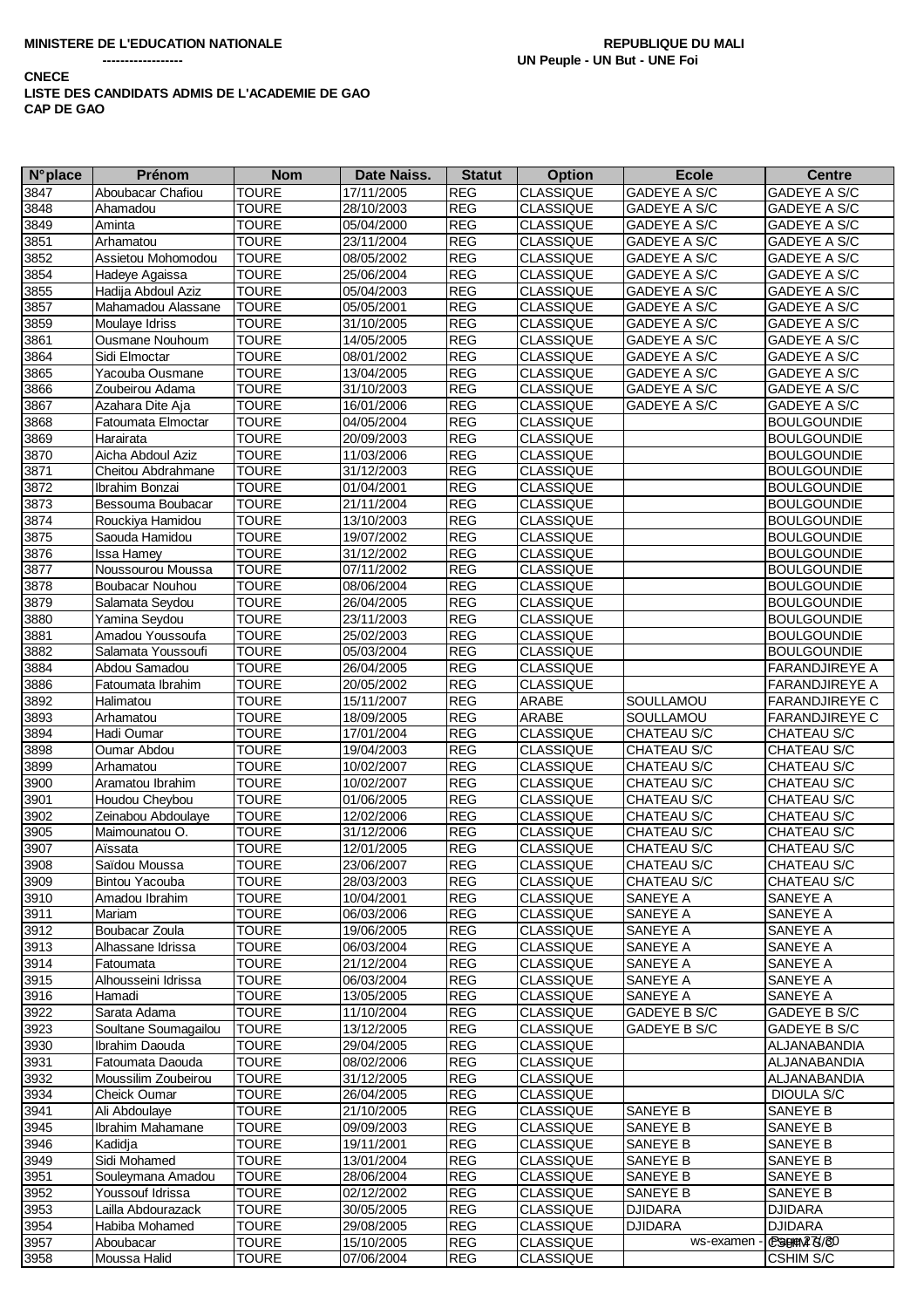**MINISTERE DE L'EDUCATION NATIONALE** &nbsp;&nbsp;&nbsp;&nbsp;&nbsp;&nbsp;&nbsp;&nbsp; **REPUBLIQUE DU MALI**

**------------------** &nbsp;&nbsp;&nbsp;&nbsp;&nbsp;&nbsp;&nbsp;&nbsp; **UN Peuple - UN But - UNE Foi**

**CNECE**

**LISTE DES CANDIDATS ADMIS DE L'ACADEMIE DE GAO**

**CAP DE GAO**

| N°place | Prénom | Nom | Date Naiss. | Statut | Option | Ecole | Centre |
|---|---|---|---|---|---|---|---|
| 3847 | Aboubacar Chafiou | TOURE | 17/11/2005 | REG | CLASSIQUE | GADEYE A S/C | GADEYE A S/C |
| 3848 | Ahamadou | TOURE | 28/10/2003 | REG | CLASSIQUE | GADEYE A S/C | GADEYE A S/C |
| 3849 | Aminta | TOURE | 05/04/2000 | REG | CLASSIQUE | GADEYE A S/C | GADEYE A S/C |
| 3851 | Arhamatou | TOURE | 23/11/2004 | REG | CLASSIQUE | GADEYE A S/C | GADEYE A S/C |
| 3852 | Assietou Mohomodou | TOURE | 08/05/2002 | REG | CLASSIQUE | GADEYE A S/C | GADEYE A S/C |
| 3854 | Hadeye Agaissa | TOURE | 25/06/2004 | REG | CLASSIQUE | GADEYE A S/C | GADEYE A S/C |
| 3855 | Hadija Abdoul Aziz | TOURE | 05/04/2003 | REG | CLASSIQUE | GADEYE A S/C | GADEYE A S/C |
| 3857 | Mahamadou Alassane | TOURE | 05/05/2001 | REG | CLASSIQUE | GADEYE A S/C | GADEYE A S/C |
| 3859 | Moulaye Idriss | TOURE | 31/10/2005 | REG | CLASSIQUE | GADEYE A S/C | GADEYE A S/C |
| 3861 | Ousmane Nouhoum | TOURE | 14/05/2005 | REG | CLASSIQUE | GADEYE A S/C | GADEYE A S/C |
| 3864 | Sidi Elmoctar | TOURE | 08/01/2002 | REG | CLASSIQUE | GADEYE A S/C | GADEYE A S/C |
| 3865 | Yacouba Ousmane | TOURE | 13/04/2005 | REG | CLASSIQUE | GADEYE A S/C | GADEYE A S/C |
| 3866 | Zoubeirou Adama | TOURE | 31/10/2003 | REG | CLASSIQUE | GADEYE A S/C | GADEYE A S/C |
| 3867 | Azahara Dite Aja | TOURE | 16/01/2006 | REG | CLASSIQUE | GADEYE A S/C | GADEYE A S/C |
| 3868 | Fatoumata Elmoctar | TOURE | 04/05/2004 | REG | CLASSIQUE | | BOULGOUNDIE |
| 3869 | Harairata | TOURE | 20/09/2003 | REG | CLASSIQUE | | BOULGOUNDIE |
| 3870 | Aicha Abdoul Aziz | TOURE | 11/03/2006 | REG | CLASSIQUE | | BOULGOUNDIE |
| 3871 | Cheitou Abdrahmane | TOURE | 31/12/2003 | REG | CLASSIQUE | | BOULGOUNDIE |
| 3872 | Ibrahim Bonzai | TOURE | 01/04/2001 | REG | CLASSIQUE | | BOULGOUNDIE |
| 3873 | Bessouma Boubacar | TOURE | 21/11/2004 | REG | CLASSIQUE | | BOULGOUNDIE |
| 3874 | Rouckiya Hamidou | TOURE | 13/10/2003 | REG | CLASSIQUE | | BOULGOUNDIE |
| 3875 | Saouda Hamidou | TOURE | 19/07/2002 | REG | CLASSIQUE | | BOULGOUNDIE |
| 3876 | Issa Hamey | TOURE | 31/12/2002 | REG | CLASSIQUE | | BOULGOUNDIE |
| 3877 | Noussourou Moussa | TOURE | 07/11/2002 | REG | CLASSIQUE | | BOULGOUNDIE |
| 3878 | Boubacar Nouhou | TOURE | 08/06/2004 | REG | CLASSIQUE | | BOULGOUNDIE |
| 3879 | Salamata Seydou | TOURE | 26/04/2005 | REG | CLASSIQUE | | BOULGOUNDIE |
| 3880 | Yamina Seydou | TOURE | 23/11/2003 | REG | CLASSIQUE | | BOULGOUNDIE |
| 3881 | Amadou Youssoufa | TOURE | 25/02/2003 | REG | CLASSIQUE | | BOULGOUNDIE |
| 3882 | Salamata Youssoufi | TOURE | 05/03/2004 | REG | CLASSIQUE | | BOULGOUNDIE |
| 3884 | Abdou Samadou | TOURE | 26/04/2005 | REG | CLASSIQUE | | FARANDJIREYE A |
| 3886 | Fatoumata Ibrahim | TOURE | 20/05/2002 | REG | CLASSIQUE | | FARANDJIREYE A |
| 3892 | Halimatou | TOURE | 15/11/2007 | REG | ARABE | SOULLAMOU | FARANDJIREYE C |
| 3893 | Arhamatou | TOURE | 18/09/2005 | REG | ARABE | SOULLAMOU | FARANDJIREYE C |
| 3894 | Hadi Oumar | TOURE | 17/01/2004 | REG | CLASSIQUE | CHATEAU S/C | CHATEAU S/C |
| 3898 | Oumar Abdou | TOURE | 19/04/2003 | REG | CLASSIQUE | CHATEAU S/C | CHATEAU S/C |
| 3899 | Arhamatou | TOURE | 10/02/2007 | REG | CLASSIQUE | CHATEAU S/C | CHATEAU S/C |
| 3900 | Aramatou Ibrahim | TOURE | 10/02/2007 | REG | CLASSIQUE | CHATEAU S/C | CHATEAU S/C |
| 3901 | Houdou Cheybou | TOURE | 01/06/2005 | REG | CLASSIQUE | CHATEAU S/C | CHATEAU S/C |
| 3902 | Zeinabou Abdoulaye | TOURE | 12/02/2006 | REG | CLASSIQUE | CHATEAU S/C | CHATEAU S/C |
| 3905 | Maimounatou O. | TOURE | 31/12/2006 | REG | CLASSIQUE | CHATEAU S/C | CHATEAU S/C |
| 3907 | Aïssata | TOURE | 12/01/2005 | REG | CLASSIQUE | CHATEAU S/C | CHATEAU S/C |
| 3908 | Saïdou Moussa | TOURE | 23/06/2007 | REG | CLASSIQUE | CHATEAU S/C | CHATEAU S/C |
| 3909 | Bintou Yacouba | TOURE | 28/03/2003 | REG | CLASSIQUE | CHATEAU S/C | CHATEAU S/C |
| 3910 | Amadou Ibrahim | TOURE | 10/04/2001 | REG | CLASSIQUE | SANEYE A | SANEYE A |
| 3911 | Mariam | TOURE | 06/03/2006 | REG | CLASSIQUE | SANEYE A | SANEYE A |
| 3912 | Boubacar Zoula | TOURE | 19/06/2005 | REG | CLASSIQUE | SANEYE A | SANEYE A |
| 3913 | Alhassane Idrissa | TOURE | 06/03/2004 | REG | CLASSIQUE | SANEYE A | SANEYE A |
| 3914 | Fatoumata | TOURE | 21/12/2004 | REG | CLASSIQUE | SANEYE A | SANEYE A |
| 3915 | Alhousseini Idrissa | TOURE | 06/03/2004 | REG | CLASSIQUE | SANEYE A | SANEYE A |
| 3916 | Hamadi | TOURE | 13/05/2005 | REG | CLASSIQUE | SANEYE A | SANEYE A |
| 3922 | Sarata Adama | TOURE | 11/10/2004 | REG | CLASSIQUE | GADEYE B S/C | GADEYE B S/C |
| 3923 | Soultane Soumagailou | TOURE | 13/12/2005 | REG | CLASSIQUE | GADEYE B S/C | GADEYE B S/C |
| 3930 | Ibrahim Daouda | TOURE | 29/04/2005 | REG | CLASSIQUE | | ALJANABANDIA |
| 3931 | Fatoumata Daouda | TOURE | 08/02/2006 | REG | CLASSIQUE | | ALJANABANDIA |
| 3932 | Moussilim Zoubeirou | TOURE | 31/12/2005 | REG | CLASSIQUE | | ALJANABANDIA |
| 3934 | Cheick Oumar | TOURE | 26/04/2005 | REG | CLASSIQUE | | DIOULA S/C |
| 3941 | Ali Abdoulaye | TOURE | 21/10/2005 | REG | CLASSIQUE | SANEYE B | SANEYE B |
| 3945 | Ibrahim Mahamane | TOURE | 09/09/2003 | REG | CLASSIQUE | SANEYE B | SANEYE B |
| 3946 | Kadidja | TOURE | 19/11/2001 | REG | CLASSIQUE | SANEYE B | SANEYE B |
| 3949 | Sidi Mohamed | TOURE | 13/01/2004 | REG | CLASSIQUE | SANEYE B | SANEYE B |
| 3951 | Souleymana Amadou | TOURE | 28/06/2004 | REG | CLASSIQUE | SANEYE B | SANEYE B |
| 3952 | Youssouf Idrissa | TOURE | 02/12/2002 | REG | CLASSIQUE | SANEYE B | SANEYE B |
| 3953 | Lailla Abdourazack | TOURE | 30/05/2005 | REG | CLASSIQUE | DJIDARA | DJIDARA |
| 3954 | Habiba Mohamed | TOURE | 29/08/2005 | REG | CLASSIQUE | DJIDARA | DJIDARA |
| 3957 | Aboubacar | TOURE | 15/10/2005 | REG | CLASSIQUE | | CSHIM S/C |
| 3958 | Moussa Halid | TOURE | 07/06/2004 | REG | CLASSIQUE | | CSHIM S/C |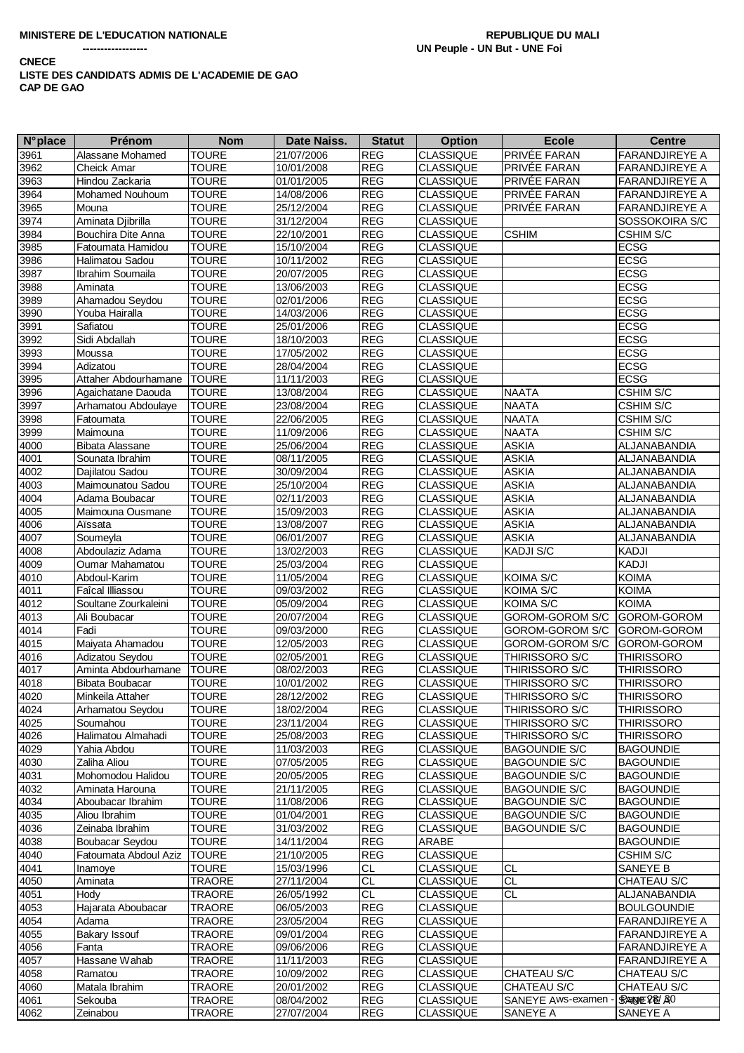**MINISTERE DE L'EDUCATION NATIONALE** **REPUBLIQUE DU MALI**
**------------------** **UN Peuple - UN But - UNE Foi**

**CNECE**
**LISTE DES CANDIDATS ADMIS DE L'ACADEMIE DE GAO**
**CAP DE GAO**

| N°place | Prénom | Nom | Date Naiss. | Statut | Option | Ecole | Centre |
|---|---|---|---|---|---|---|---|
| 3961 | Alassane Mohamed | TOURE | 21/07/2006 | REG | CLASSIQUE | PRIVÉE FARAN | FARANDJIREYE A |
| 3962 | Cheick Amar | TOURE | 10/01/2008 | REG | CLASSIQUE | PRIVÉE FARAN | FARANDJIREYE A |
| 3963 | Hindou Zackaria | TOURE | 01/01/2005 | REG | CLASSIQUE | PRIVÉE FARAN | FARANDJIREYE A |
| 3964 | Mohamed Nouhoum | TOURE | 14/08/2006 | REG | CLASSIQUE | PRIVÉE FARAN | FARANDJIREYE A |
| 3965 | Mouna | TOURE | 25/12/2004 | REG | CLASSIQUE | PRIVÉE FARAN | FARANDJIREYE A |
| 3974 | Aminata Djibrilla | TOURE | 31/12/2004 | REG | CLASSIQUE | | SOSSOKOIRA S/C |
| 3984 | Bouchira Dite Anna | TOURE | 22/10/2001 | REG | CLASSIQUE | CSHIM | CSHIM S/C |
| 3985 | Fatoumata Hamidou | TOURE | 15/10/2004 | REG | CLASSIQUE | | ECSG |
| 3986 | Halimatou Sadou | TOURE | 10/11/2002 | REG | CLASSIQUE | | ECSG |
| 3987 | Ibrahim Soumaila | TOURE | 20/07/2005 | REG | CLASSIQUE | | ECSG |
| 3988 | Aminata | TOURE | 13/06/2003 | REG | CLASSIQUE | | ECSG |
| 3989 | Ahamadou Seydou | TOURE | 02/01/2006 | REG | CLASSIQUE | | ECSG |
| 3990 | Youba Hairalla | TOURE | 14/03/2006 | REG | CLASSIQUE | | ECSG |
| 3991 | Safiatou | TOURE | 25/01/2006 | REG | CLASSIQUE | | ECSG |
| 3992 | Sidi Abdallah | TOURE | 18/10/2003 | REG | CLASSIQUE | | ECSG |
| 3993 | Moussa | TOURE | 17/05/2002 | REG | CLASSIQUE | | ECSG |
| 3994 | Adizatou | TOURE | 28/04/2004 | REG | CLASSIQUE | | ECSG |
| 3995 | Attaher Abdourhamane | TOURE | 11/11/2003 | REG | CLASSIQUE | | ECSG |
| 3996 | Agaichatane Daouda | TOURE | 13/08/2004 | REG | CLASSIQUE | NAATA | CSHIM S/C |
| 3997 | Arhamatou Abdoulaye | TOURE | 23/08/2004 | REG | CLASSIQUE | NAATA | CSHIM S/C |
| 3998 | Fatoumata | TOURE | 22/06/2005 | REG | CLASSIQUE | NAATA | CSHIM S/C |
| 3999 | Maimouna | TOURE | 11/09/2006 | REG | CLASSIQUE | NAATA | CSHIM S/C |
| 4000 | Bibata Alassane | TOURE | 25/06/2004 | REG | CLASSIQUE | ASKIA | ALJANABANDIA |
| 4001 | Sounata Ibrahim | TOURE | 08/11/2005 | REG | CLASSIQUE | ASKIA | ALJANABANDIA |
| 4002 | Dajilatou Sadou | TOURE | 30/09/2004 | REG | CLASSIQUE | ASKIA | ALJANABANDIA |
| 4003 | Maimounatou Sadou | TOURE | 25/10/2004 | REG | CLASSIQUE | ASKIA | ALJANABANDIA |
| 4004 | Adama Boubacar | TOURE | 02/11/2003 | REG | CLASSIQUE | ASKIA | ALJANABANDIA |
| 4005 | Maimouna Ousmane | TOURE | 15/09/2003 | REG | CLASSIQUE | ASKIA | ALJANABANDIA |
| 4006 | Aïssata | TOURE | 13/08/2007 | REG | CLASSIQUE | ASKIA | ALJANABANDIA |
| 4007 | Soumeyla | TOURE | 06/01/2007 | REG | CLASSIQUE | ASKIA | ALJANABANDIA |
| 4008 | Abdoulaziz Adama | TOURE | 13/02/2003 | REG | CLASSIQUE | KADJI S/C | KADJI |
| 4009 | Oumar Mahamatou | TOURE | 25/03/2004 | REG | CLASSIQUE | | KADJI |
| 4010 | Abdoul-Karim | TOURE | 11/05/2004 | REG | CLASSIQUE | KOIMA S/C | KOIMA |
| 4011 | Faîcal Illiassou | TOURE | 09/03/2002 | REG | CLASSIQUE | KOIMA S/C | KOIMA |
| 4012 | Soultane Zourkaleini | TOURE | 05/09/2004 | REG | CLASSIQUE | KOIMA S/C | KOIMA |
| 4013 | Ali Boubacar | TOURE | 20/07/2004 | REG | CLASSIQUE | GOROM-GOROM S/C | GOROM-GOROM |
| 4014 | Fadi | TOURE | 09/03/2000 | REG | CLASSIQUE | GOROM-GOROM S/C | GOROM-GOROM |
| 4015 | Maiyata Ahamadou | TOURE | 12/05/2003 | REG | CLASSIQUE | GOROM-GOROM S/C | GOROM-GOROM |
| 4016 | Adizatou Seydou | TOURE | 02/05/2001 | REG | CLASSIQUE | THIRISSORO S/C | THIRISSORO |
| 4017 | Aminta Abdourhamane | TOURE | 08/02/2003 | REG | CLASSIQUE | THIRISSORO S/C | THIRISSORO |
| 4018 | Bibata Boubacar | TOURE | 10/01/2002 | REG | CLASSIQUE | THIRISSORO S/C | THIRISSORO |
| 4020 | Minkeila Attaher | TOURE | 28/12/2002 | REG | CLASSIQUE | THIRISSORO S/C | THIRISSORO |
| 4024 | Arhamatou Seydou | TOURE | 18/02/2004 | REG | CLASSIQUE | THIRISSORO S/C | THIRISSORO |
| 4025 | Soumahou | TOURE | 23/11/2004 | REG | CLASSIQUE | THIRISSORO S/C | THIRISSORO |
| 4026 | Halimatou Almahadi | TOURE | 25/08/2003 | REG | CLASSIQUE | THIRISSORO S/C | THIRISSORO |
| 4029 | Yahia Abdou | TOURE | 11/03/2003 | REG | CLASSIQUE | BAGOUNDIE S/C | BAGOUNDIE |
| 4030 | Zaliha Aliou | TOURE | 07/05/2005 | REG | CLASSIQUE | BAGOUNDIE S/C | BAGOUNDIE |
| 4031 | Mohomodou Halidou | TOURE | 20/05/2005 | REG | CLASSIQUE | BAGOUNDIE S/C | BAGOUNDIE |
| 4032 | Aminata Harouna | TOURE | 21/11/2005 | REG | CLASSIQUE | BAGOUNDIE S/C | BAGOUNDIE |
| 4034 | Aboubacar Ibrahim | TOURE | 11/08/2006 | REG | CLASSIQUE | BAGOUNDIE S/C | BAGOUNDIE |
| 4035 | Aliou Ibrahim | TOURE | 01/04/2001 | REG | CLASSIQUE | BAGOUNDIE S/C | BAGOUNDIE |
| 4036 | Zeinaba Ibrahim | TOURE | 31/03/2002 | REG | CLASSIQUE | BAGOUNDIE S/C | BAGOUNDIE |
| 4038 | Boubacar Seydou | TOURE | 14/11/2004 | REG | ARABE | | BAGOUNDIE |
| 4040 | Fatoumata Abdoul Aziz | TOURE | 21/10/2005 | REG | CLASSIQUE | | CSHIM S/C |
| 4041 | Inamoye | TOURE | 15/03/1996 | CL | CLASSIQUE | CL | SANEYE B |
| 4050 | Aminata | TRAORE | 27/11/2004 | CL | CLASSIQUE | CL | CHATEAU S/C |
| 4051 | Hody | TRAORE | 26/05/1992 | CL | CLASSIQUE | CL | ALJANABANDIA |
| 4053 | Hajarata Aboubacar | TRAORE | 06/05/2003 | REG | CLASSIQUE | | BOULGOUNDIE |
| 4054 | Adama | TRAORE | 23/05/2004 | REG | CLASSIQUE | | FARANDJIREYE A |
| 4055 | Bakary Issouf | TRAORE | 09/01/2004 | REG | CLASSIQUE | | FARANDJIREYE A |
| 4056 | Fanta | TRAORE | 09/06/2006 | REG | CLASSIQUE | | FARANDJIREYE A |
| 4057 | Hassane Wahab | TRAORE | 11/11/2003 | REG | CLASSIQUE | | FARANDJIREYE A |
| 4058 | Ramatou | TRAORE | 10/09/2002 | REG | CLASSIQUE | CHATEAU S/C | CHATEAU S/C |
| 4060 | Matala Ibrahim | TRAORE | 20/01/2002 | REG | CLASSIQUE | CHATEAU S/C | CHATEAU S/C |
| 4061 | Sekouba | TRAORE | 08/04/2002 | REG | CLASSIQUE | SANEYE A | SANEYE A |
| 4062 | Zeinabou | TRAORE | 27/07/2004 | REG | CLASSIQUE | SANEYE A | SANEYE A |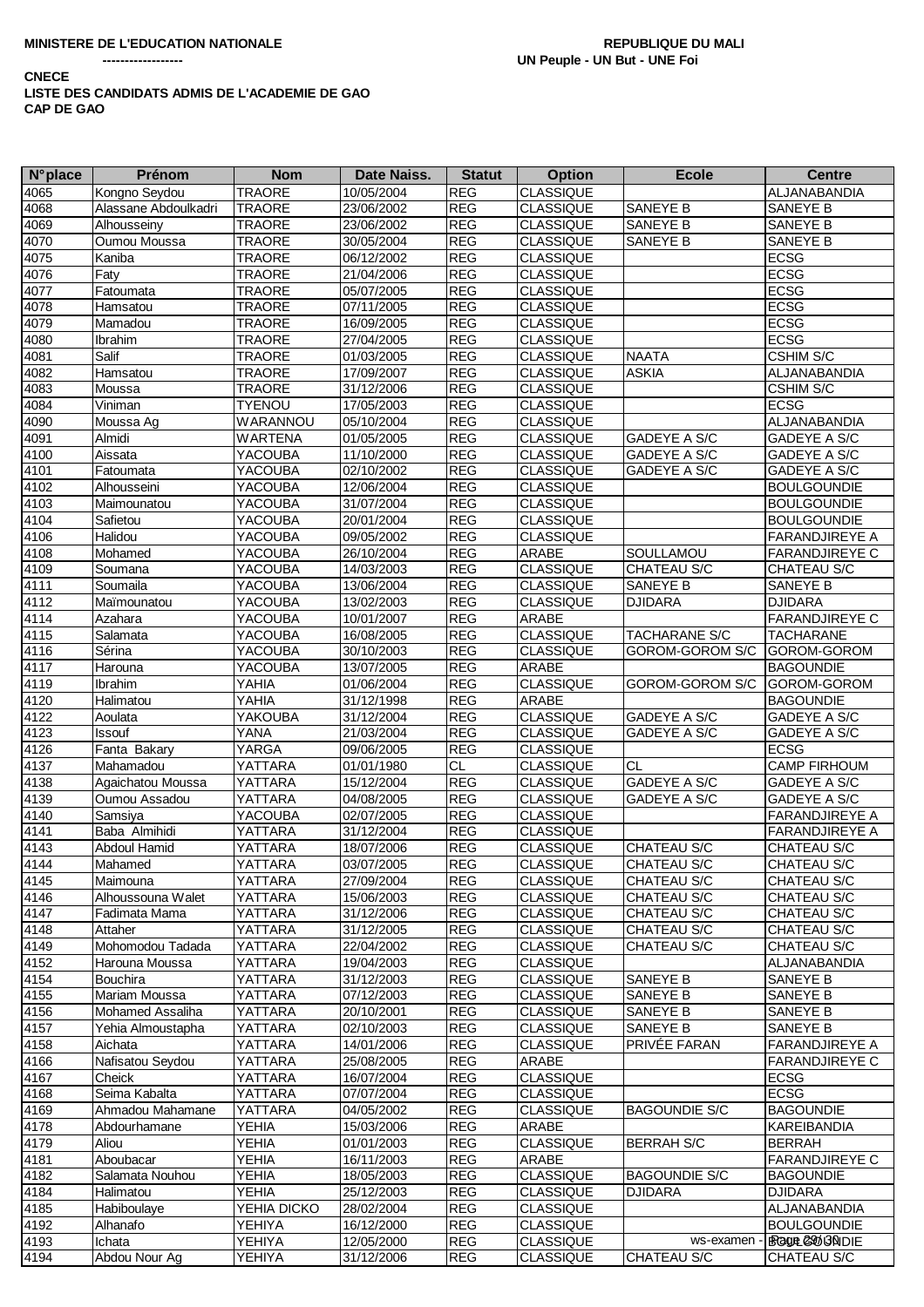**MINISTERE DE L'EDUCATION NATIONALE**

**------------------**

**REPUBLIQUE DU MALI**

**UN Peuple - UN But - UNE Foi**

**CNECE**

**LISTE DES CANDIDATS ADMIS DE L'ACADEMIE DE GAO**

**CAP DE GAO**

| N°place | Prénom | Nom | Date Naiss. | Statut | Option | Ecole | Centre |
|---|---|---|---|---|---|---|---|
| 4065 | Kongno Seydou | TRAORE | 10/05/2004 | REG | CLASSIQUE | | ALJANABANDIA |
| 4068 | Alassane Abdoulkadri | TRAORE | 23/06/2002 | REG | CLASSIQUE | SANEYE B | SANEYE B |
| 4069 | Alhousseiny | TRAORE | 23/06/2002 | REG | CLASSIQUE | SANEYE B | SANEYE B |
| 4070 | Oumou Moussa | TRAORE | 30/05/2004 | REG | CLASSIQUE | SANEYE B | SANEYE B |
| 4075 | Kaniba | TRAORE | 06/12/2002 | REG | CLASSIQUE | | ECSG |
| 4076 | Faty | TRAORE | 21/04/2006 | REG | CLASSIQUE | | ECSG |
| 4077 | Fatoumata | TRAORE | 05/07/2005 | REG | CLASSIQUE | | ECSG |
| 4078 | Hamsatou | TRAORE | 07/11/2005 | REG | CLASSIQUE | | ECSG |
| 4079 | Mamadou | TRAORE | 16/09/2005 | REG | CLASSIQUE | | ECSG |
| 4080 | Ibrahim | TRAORE | 27/04/2005 | REG | CLASSIQUE | | ECSG |
| 4081 | Salif | TRAORE | 01/03/2005 | REG | CLASSIQUE | NAATA | CSHIM S/C |
| 4082 | Hamsatou | TRAORE | 17/09/2007 | REG | CLASSIQUE | ASKIA | ALJANABANDIA |
| 4083 | Moussa | TRAORE | 31/12/2006 | REG | CLASSIQUE | | CSHIM S/C |
| 4084 | Viniman | TYENOU | 17/05/2003 | REG | CLASSIQUE | | ECSG |
| 4090 | Moussa Ag | WARANNOU | 05/10/2004 | REG | CLASSIQUE | | ALJANABANDIA |
| 4091 | Almidi | WARTENA | 01/05/2005 | REG | CLASSIQUE | GADEYE A S/C | GADEYE A S/C |
| 4100 | Aissata | YACOUBA | 11/10/2000 | REG | CLASSIQUE | GADEYE A S/C | GADEYE A S/C |
| 4101 | Fatoumata | YACOUBA | 02/10/2002 | REG | CLASSIQUE | GADEYE A S/C | GADEYE A S/C |
| 4102 | Alhousseini | YACOUBA | 12/06/2004 | REG | CLASSIQUE | | BOULGOUNDIE |
| 4103 | Maimounatou | YACOUBA | 31/07/2004 | REG | CLASSIQUE | | BOULGOUNDIE |
| 4104 | Safietou | YACOUBA | 20/01/2004 | REG | CLASSIQUE | | BOULGOUNDIE |
| 4106 | Halidou | YACOUBA | 09/05/2002 | REG | CLASSIQUE | | FARANDJIREYE A |
| 4108 | Mohamed | YACOUBA | 26/10/2004 | REG | ARABE | SOULLAMOU | FARANDJIREYE C |
| 4109 | Soumana | YACOUBA | 14/03/2003 | REG | CLASSIQUE | CHATEAU S/C | CHATEAU S/C |
| 4111 | Soumaila | YACOUBA | 13/06/2004 | REG | CLASSIQUE | SANEYE B | SANEYE B |
| 4112 | Maïmounatou | YACOUBA | 13/02/2003 | REG | CLASSIQUE | DJIDARA | DJIDARA |
| 4114 | Azahara | YACOUBA | 10/01/2007 | REG | ARABE | | FARANDJIREYE C |
| 4115 | Salamata | YACOUBA | 16/08/2005 | REG | CLASSIQUE | TACHARANE S/C | TACHARANE |
| 4116 | Sérina | YACOUBA | 30/10/2003 | REG | CLASSIQUE | GOROM-GOROM S/C | GOROM-GOROM |
| 4117 | Harouna | YACOUBA | 13/07/2005 | REG | ARABE | | BAGOUNDIE |
| 4119 | Ibrahim | YAHIA | 01/06/2004 | REG | CLASSIQUE | GOROM-GOROM S/C | GOROM-GOROM |
| 4120 | Halimatou | YAHIA | 31/12/1998 | REG | ARABE | | BAGOUNDIE |
| 4122 | Aoulata | YAKOUBA | 31/12/2004 | REG | CLASSIQUE | GADEYE A S/C | GADEYE A S/C |
| 4123 | Issouf | YANA | 21/03/2004 | REG | CLASSIQUE | GADEYE A S/C | GADEYE A S/C |
| 4126 | Fanta Bakary | YARGA | 09/06/2005 | REG | CLASSIQUE | | ECSG |
| 4137 | Mahamadou | YATTARA | 01/01/1980 | CL | CLASSIQUE | CL | CAMP FIRHOUM |
| 4138 | Agaichatou Moussa | YATTARA | 15/12/2004 | REG | CLASSIQUE | GADEYE A S/C | GADEYE A S/C |
| 4139 | Oumou Assadou | YATTARA | 04/08/2005 | REG | CLASSIQUE | GADEYE A S/C | GADEYE A S/C |
| 4140 | Samsiya | YACOUBA | 02/07/2005 | REG | CLASSIQUE | | FARANDJIREYE A |
| 4141 | Baba Almihidi | YATTARA | 31/12/2004 | REG | CLASSIQUE | | FARANDJIREYE A |
| 4143 | Abdoul Hamid | YATTARA | 18/07/2006 | REG | CLASSIQUE | CHATEAU S/C | CHATEAU S/C |
| 4144 | Mahamed | YATTARA | 03/07/2005 | REG | CLASSIQUE | CHATEAU S/C | CHATEAU S/C |
| 4145 | Maimouna | YATTARA | 27/09/2004 | REG | CLASSIQUE | CHATEAU S/C | CHATEAU S/C |
| 4146 | Alhoussouna Walet | YATTARA | 15/06/2003 | REG | CLASSIQUE | CHATEAU S/C | CHATEAU S/C |
| 4147 | Fadimata Mama | YATTARA | 31/12/2006 | REG | CLASSIQUE | CHATEAU S/C | CHATEAU S/C |
| 4148 | Attaher | YATTARA | 31/12/2005 | REG | CLASSIQUE | CHATEAU S/C | CHATEAU S/C |
| 4149 | Mohomodou Tadada | YATTARA | 22/04/2002 | REG | CLASSIQUE | CHATEAU S/C | CHATEAU S/C |
| 4152 | Harouna Moussa | YATTARA | 19/04/2003 | REG | CLASSIQUE | | ALJANABANDIA |
| 4154 | Bouchira | YATTARA | 31/12/2003 | REG | CLASSIQUE | SANEYE B | SANEYE B |
| 4155 | Mariam Moussa | YATTARA | 07/12/2003 | REG | CLASSIQUE | SANEYE B | SANEYE B |
| 4156 | Mohamed Assaliha | YATTARA | 20/10/2001 | REG | CLASSIQUE | SANEYE B | SANEYE B |
| 4157 | Yehia Almoustapha | YATTARA | 02/10/2003 | REG | CLASSIQUE | SANEYE B | SANEYE B |
| 4158 | Aichata | YATTARA | 14/01/2006 | REG | CLASSIQUE | PRIVÉE FARAN | FARANDJIREYE A |
| 4166 | Nafisatou Seydou | YATTARA | 25/08/2005 | REG | ARABE | | FARANDJIREYE C |
| 4167 | Cheick | YATTARA | 16/07/2004 | REG | CLASSIQUE | | ECSG |
| 4168 | Seima Kabalta | YATTARA | 07/07/2004 | REG | CLASSIQUE | | ECSG |
| 4169 | Ahmadou Mahamane | YATTARA | 04/05/2002 | REG | CLASSIQUE | BAGOUNDIE S/C | BAGOUNDIE |
| 4178 | Abdourhamane | YEHIA | 15/03/2006 | REG | ARABE | | KAREIBANDIA |
| 4179 | Aliou | YEHIA | 01/01/2003 | REG | CLASSIQUE | BERRAH S/C | BERRAH |
| 4181 | Aboubacar | YEHIA | 16/11/2003 | REG | ARABE | | FARANDJIREYE C |
| 4182 | Salamata Nouhou | YEHIA | 18/05/2003 | REG | CLASSIQUE | BAGOUNDIE S/C | BAGOUNDIE |
| 4184 | Halimatou | YEHIA | 25/12/2003 | REG | CLASSIQUE | DJIDARA | DJIDARA |
| 4185 | Habiboulaye | YEHIA DICKO | 28/02/2004 | REG | CLASSIQUE | | ALJANABANDIA |
| 4192 | Alhanafo | YEHIYA | 16/12/2000 | REG | CLASSIQUE | | BOULGOUNDIE |
| 4193 | Ichata | YEHIYA | 12/05/2000 | REG | CLASSIQUE | | BOULGOUNDIE |
| 4194 | Abdou Nour Ag | YEHIYA | 31/12/2006 | REG | CLASSIQUE | CHATEAU S/C | CHATEAU S/C |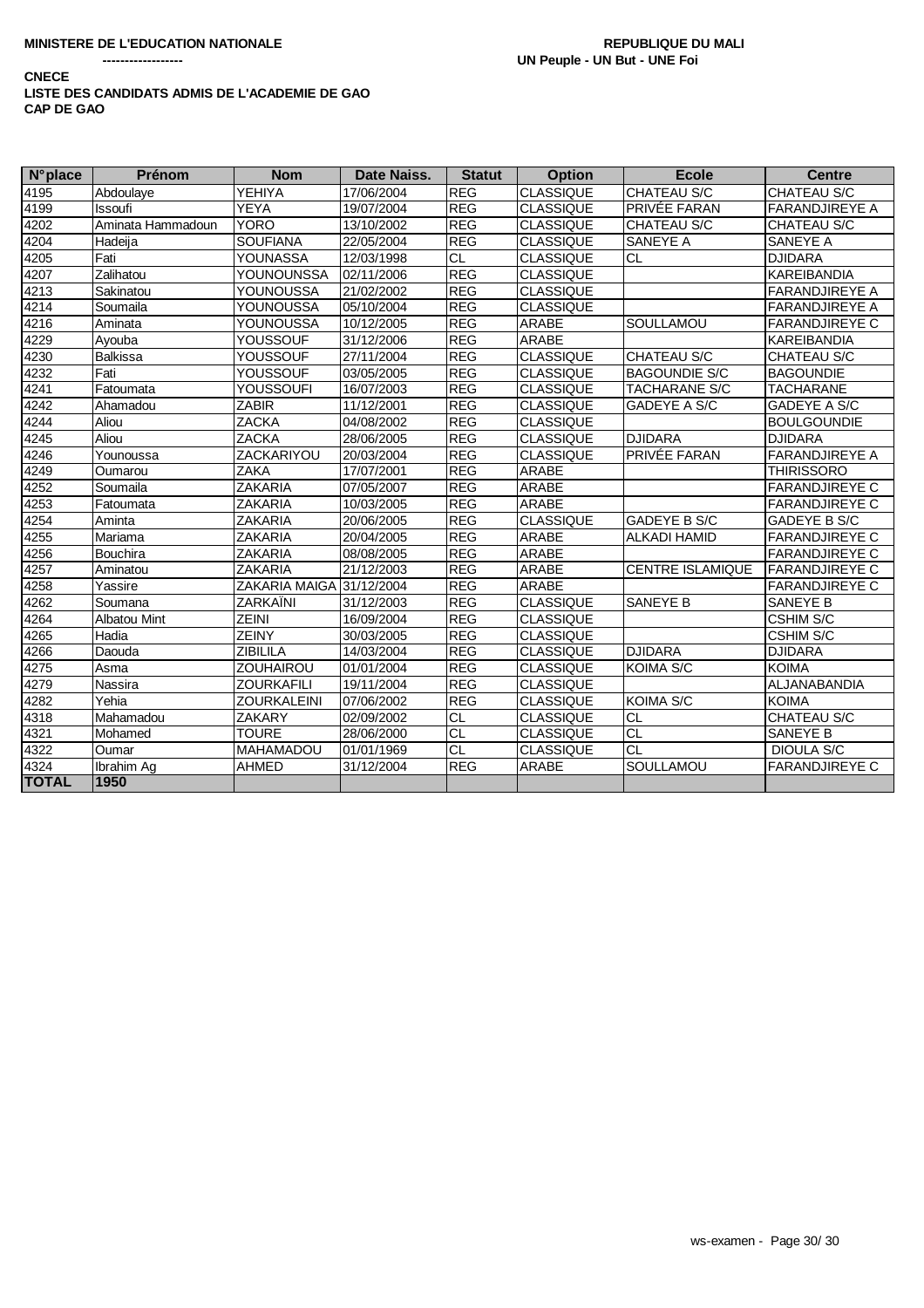**MINISTERE DE L'EDUCATION NATIONALE**
**------------------**

**REPUBLIQUE DU MALI**
**UN Peuple - UN But - UNE Foi**

**CNECE**
**LISTE DES CANDIDATS ADMIS DE L'ACADEMIE DE GAO**
**CAP DE GAO**

| N°place | Prénom | Nom | Date Naiss. | Statut | Option | Ecole | Centre |
|---|---|---|---|---|---|---|---|
| 4195 | Abdoulaye | YEHIYA | 17/06/2004 | REG | CLASSIQUE | CHATEAU S/C | CHATEAU S/C |
| 4199 | Issoufi | YEYA | 19/07/2004 | REG | CLASSIQUE | PRIVÉE FARAN | FARANDJIREYE A |
| 4202 | Aminata Hammadoun | YORO | 13/10/2002 | REG | CLASSIQUE | CHATEAU S/C | CHATEAU S/C |
| 4204 | Hadeija | SOUFIANA | 22/05/2004 | REG | CLASSIQUE | SANEYE A | SANEYE A |
| 4205 | Fati | YOUNASSA | 12/03/1998 | CL | CLASSIQUE | CL | DJIDARA |
| 4207 | Zalihatou | YOUNOUNSSA | 02/11/2006 | REG | CLASSIQUE | | KAREIBANDIA |
| 4213 | Sakinatou | YOUNOUSSA | 21/02/2002 | REG | CLASSIQUE | | FARANDJIREYE A |
| 4214 | Soumaila | YOUNOUSSA | 05/10/2004 | REG | CLASSIQUE | | FARANDJIREYE A |
| 4216 | Aminata | YOUNOUSSA | 10/12/2005 | REG | ARABE | SOULLAMOU | FARANDJIREYE C |
| 4229 | Ayouba | YOUSSOUF | 31/12/2006 | REG | ARABE | | KAREIBANDIA |
| 4230 | Balkissa | YOUSSOUF | 27/11/2004 | REG | CLASSIQUE | CHATEAU S/C | CHATEAU S/C |
| 4232 | Fati | YOUSSOUF | 03/05/2005 | REG | CLASSIQUE | BAGOUNDIE S/C | BAGOUNDIE |
| 4241 | Fatoumata | YOUSSOUFI | 16/07/2003 | REG | CLASSIQUE | TACHARANE S/C | TACHARANE |
| 4242 | Ahamadou | ZABIR | 11/12/2001 | REG | CLASSIQUE | GADEYE A S/C | GADEYE A S/C |
| 4244 | Aliou | ZACKA | 04/08/2002 | REG | CLASSIQUE | | BOULGOUNDIE |
| 4245 | Aliou | ZACKA | 28/06/2005 | REG | CLASSIQUE | DJIDARA | DJIDARA |
| 4246 | Younoussa | ZACKARIYOU | 20/03/2004 | REG | CLASSIQUE | PRIVÉE FARAN | FARANDJIREYE A |
| 4249 | Oumarou | ZAKA | 17/07/2001 | REG | ARABE | | THIRISSORO |
| 4252 | Soumaila | ZAKARIA | 07/05/2007 | REG | ARABE | | FARANDJIREYE C |
| 4253 | Fatoumata | ZAKARIA | 10/03/2005 | REG | ARABE | | FARANDJIREYE C |
| 4254 | Aminta | ZAKARIA | 20/06/2005 | REG | CLASSIQUE | GADEYE B S/C | GADEYE B S/C |
| 4255 | Mariama | ZAKARIA | 20/04/2005 | REG | ARABE | ALKADI HAMID | FARANDJIREYE C |
| 4256 | Bouchira | ZAKARIA | 08/08/2005 | REG | ARABE | | FARANDJIREYE C |
| 4257 | Aminatou | ZAKARIA | 21/12/2003 | REG | ARABE | CENTRE ISLAMIQUE | FARANDJIREYE C |
| 4258 | Yassire | ZAKARIA MAIGA | 31/12/2004 | REG | ARABE | | FARANDJIREYE C |
| 4262 | Soumana | ZARKAÎNI | 31/12/2003 | REG | CLASSIQUE | SANEYE B | SANEYE B |
| 4264 | Albatou Mint | ZEINI | 16/09/2004 | REG | CLASSIQUE | | CSHIM S/C |
| 4265 | Hadia | ZEINY | 30/03/2005 | REG | CLASSIQUE | | CSHIM S/C |
| 4266 | Daouda | ZIBILILA | 14/03/2004 | REG | CLASSIQUE | DJIDARA | DJIDARA |
| 4275 | Asma | ZOUHAIROU | 01/01/2004 | REG | CLASSIQUE | KOIMA S/C | KOIMA |
| 4279 | Nassira | ZOURKAFILI | 19/11/2004 | REG | CLASSIQUE | | ALJANABANDIA |
| 4282 | Yehia | ZOURKALEINI | 07/06/2002 | REG | CLASSIQUE | KOIMA S/C | KOIMA |
| 4318 | Mahamadou | ZAKARY | 02/09/2002 | CL | CLASSIQUE | CL | CHATEAU S/C |
| 4321 | Mohamed | TOURE | 28/06/2000 | CL | CLASSIQUE | CL | SANEYE B |
| 4322 | Oumar | MAHAMADOU | 01/01/1969 | CL | CLASSIQUE | CL | DIOULA S/C |
| 4324 | Ibrahim Ag | AHMED | 31/12/2004 | REG | ARABE | SOULLAMOU | FARANDJIREYE C |
| **TOTAL** | **1950** | | | | | | |